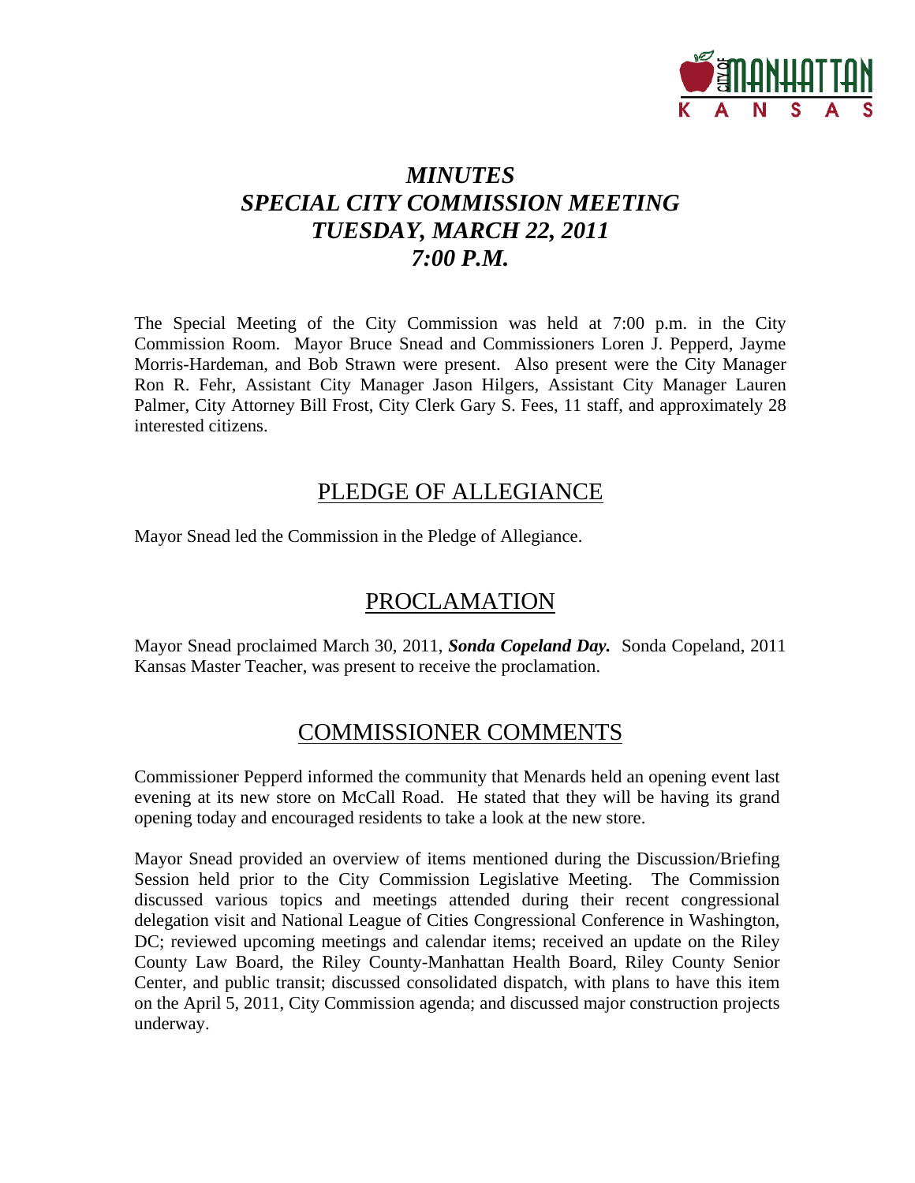# *MINUTES*
# *SPECIAL CITY COMMISSION MEETING*
# *TUESDAY, MARCH 22, 2011*
# *7:00 P.M.*

The Special Meeting of the City Commission was held at 7:00 p.m. in the City Commission Room. Mayor Bruce Snead and Commissioners Loren J. Pepperd, Jayme Morris-Hardeman, and Bob Strawn were present. Also present were the City Manager Ron R. Fehr, Assistant City Manager Jason Hilgers, Assistant City Manager Lauren Palmer, City Attorney Bill Frost, City Clerk Gary S. Fees, 11 staff, and approximately 28 interested citizens.

## PLEDGE OF ALLEGIANCE

Mayor Snead led the Commission in the Pledge of Allegiance.

## PROCLAMATION

Mayor Snead proclaimed March 30, 2011, ***Sonda Copeland Day.*** Sonda Copeland, 2011 Kansas Master Teacher, was present to receive the proclamation.

## COMMISSIONER COMMENTS

Commissioner Pepperd informed the community that Menards held an opening event last evening at its new store on McCall Road. He stated that they will be having its grand opening today and encouraged residents to take a look at the new store.

Mayor Snead provided an overview of items mentioned during the Discussion/Briefing Session held prior to the City Commission Legislative Meeting. The Commission discussed various topics and meetings attended during their recent congressional delegation visit and National League of Cities Congressional Conference in Washington, DC; reviewed upcoming meetings and calendar items; received an update on the Riley County Law Board, the Riley County-Manhattan Health Board, Riley County Senior Center, and public transit; discussed consolidated dispatch, with plans to have this item on the April 5, 2011, City Commission agenda; and discussed major construction projects underway.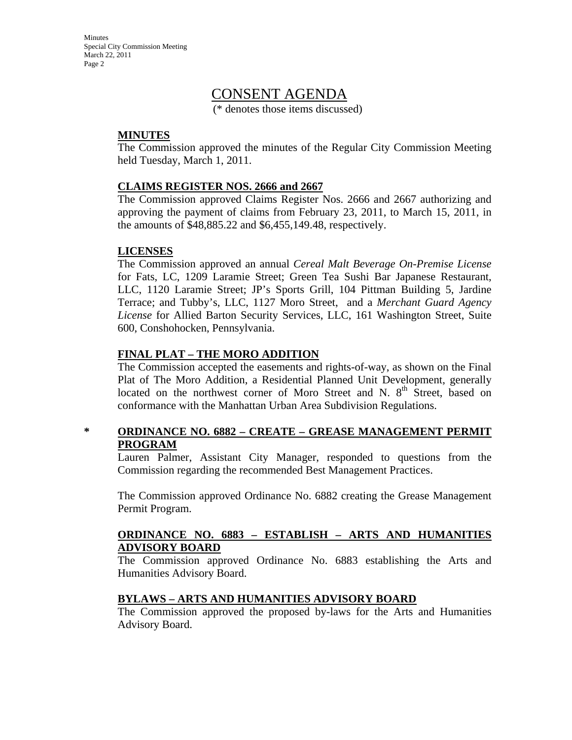# CONSENT AGENDA

(* denotes those items discussed)

**MINUTES**

The Commission approved the minutes of the Regular City Commission Meeting held Tuesday, March 1, 2011.

**CLAIMS REGISTER NOS. 2666 and 2667**

The Commission approved Claims Register Nos. 2666 and 2667 authorizing and approving the payment of claims from February 23, 2011, to March 15, 2011, in the amounts of $48,885.22 and $6,455,149.48, respectively.

**LICENSES**

The Commission approved an annual *Cereal Malt Beverage On-Premise License* for Fats, LC, 1209 Laramie Street; Green Tea Sushi Bar Japanese Restaurant, LLC, 1120 Laramie Street; JP's Sports Grill, 104 Pittman Building 5, Jardine Terrace; and Tubby's, LLC, 1127 Moro Street, and a *Merchant Guard Agency License* for Allied Barton Security Services, LLC, 161 Washington Street, Suite 600, Conshohocken, Pennsylvania.

**FINAL PLAT – THE MORO ADDITION**

The Commission accepted the easements and rights-of-way, as shown on the Final Plat of The Moro Addition, a Residential Planned Unit Development, generally located on the northwest corner of Moro Street and N. 8th Street, based on conformance with the Manhattan Urban Area Subdivision Regulations.

\* **ORDINANCE NO. 6882 – CREATE – GREASE MANAGEMENT PERMIT PROGRAM**

Lauren Palmer, Assistant City Manager, responded to questions from the Commission regarding the recommended Best Management Practices.

The Commission approved Ordinance No. 6882 creating the Grease Management Permit Program.

**ORDINANCE NO. 6883 – ESTABLISH – ARTS AND HUMANITIES ADVISORY BOARD**

The Commission approved Ordinance No. 6883 establishing the Arts and Humanities Advisory Board.

**BYLAWS – ARTS AND HUMANITIES ADVISORY BOARD**

The Commission approved the proposed by-laws for the Arts and Humanities Advisory Board.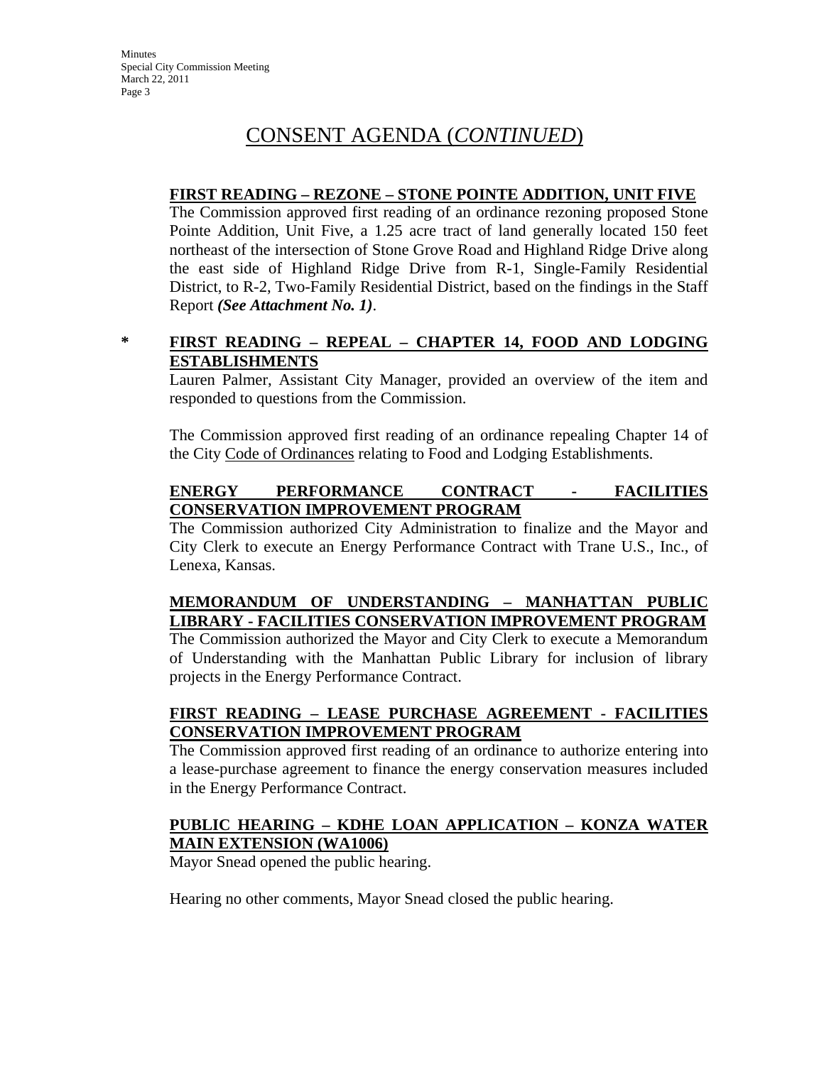# CONSENT AGENDA (*CONTINUED*)

**FIRST READING – REZONE – STONE POINTE ADDITION, UNIT FIVE**

The Commission approved first reading of an ordinance rezoning proposed Stone Pointe Addition, Unit Five, a 1.25 acre tract of land generally located 150 feet northeast of the intersection of Stone Grove Road and Highland Ridge Drive along the east side of Highland Ridge Drive from R-1, Single-Family Residential District, to R-2, Two-Family Residential District, based on the findings in the Staff Report ***(See Attachment No. 1)***.

\* **FIRST READING – REPEAL – CHAPTER 14, FOOD AND LODGING ESTABLISHMENTS**

Lauren Palmer, Assistant City Manager, provided an overview of the item and responded to questions from the Commission.

The Commission approved first reading of an ordinance repealing Chapter 14 of the City Code of Ordinances relating to Food and Lodging Establishments.

**ENERGY PERFORMANCE CONTRACT - FACILITIES CONSERVATION IMPROVEMENT PROGRAM**

The Commission authorized City Administration to finalize and the Mayor and City Clerk to execute an Energy Performance Contract with Trane U.S., Inc., of Lenexa, Kansas.

**MEMORANDUM OF UNDERSTANDING – MANHATTAN PUBLIC LIBRARY - FACILITIES CONSERVATION IMPROVEMENT PROGRAM**

The Commission authorized the Mayor and City Clerk to execute a Memorandum of Understanding with the Manhattan Public Library for inclusion of library projects in the Energy Performance Contract.

**FIRST READING – LEASE PURCHASE AGREEMENT - FACILITIES CONSERVATION IMPROVEMENT PROGRAM**

The Commission approved first reading of an ordinance to authorize entering into a lease-purchase agreement to finance the energy conservation measures included in the Energy Performance Contract.

**PUBLIC HEARING – KDHE LOAN APPLICATION – KONZA WATER MAIN EXTENSION (WA1006)**

Mayor Snead opened the public hearing.

Hearing no other comments, Mayor Snead closed the public hearing.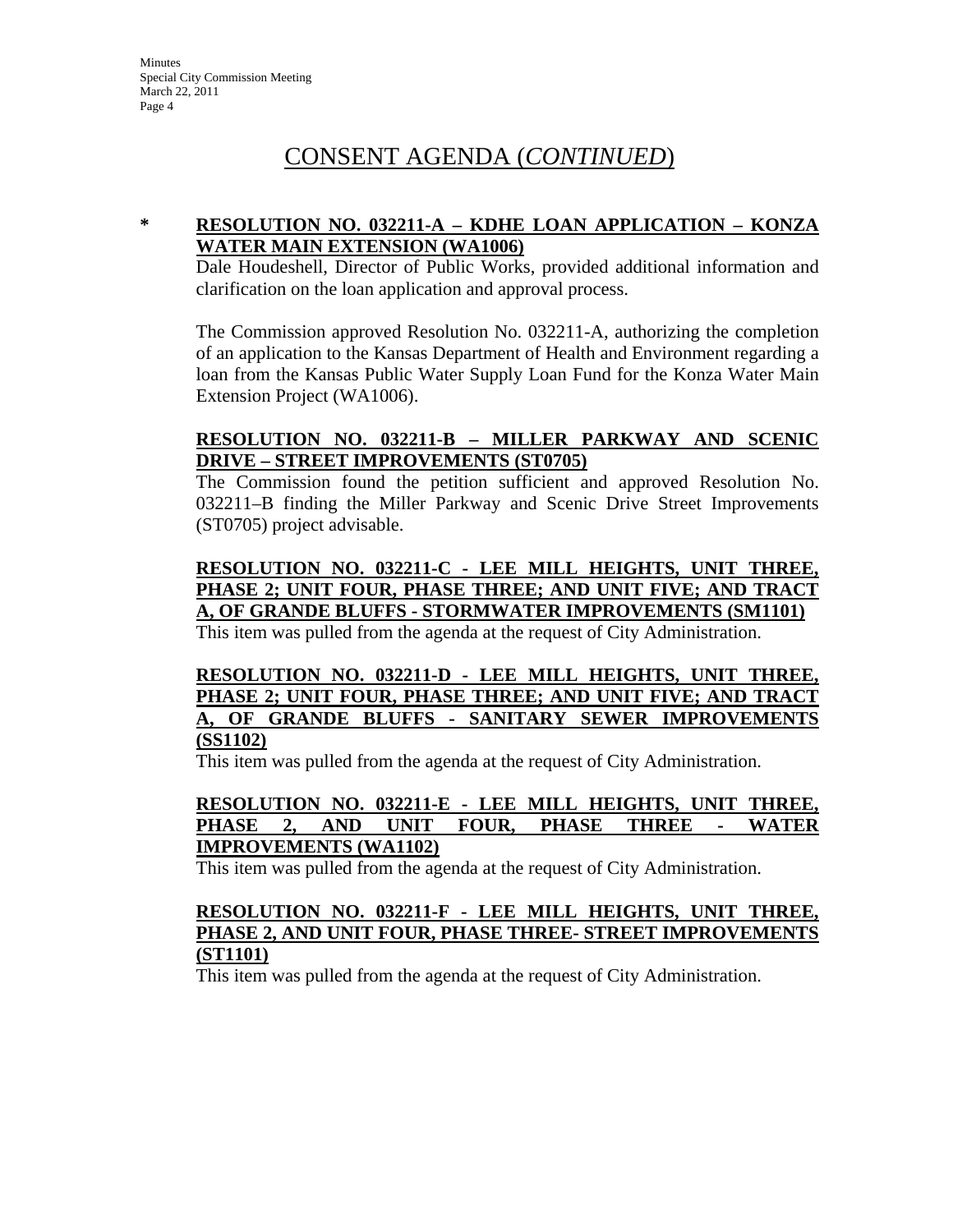# CONSENT AGENDA (*CONTINUED*)

\* **RESOLUTION NO. 032211-A – KDHE LOAN APPLICATION – KONZA WATER MAIN EXTENSION (WA1006)**

Dale Houdeshell, Director of Public Works, provided additional information and clarification on the loan application and approval process.

The Commission approved Resolution No. 032211-A, authorizing the completion of an application to the Kansas Department of Health and Environment regarding a loan from the Kansas Public Water Supply Loan Fund for the Konza Water Main Extension Project (WA1006).

**RESOLUTION NO. 032211-B – MILLER PARKWAY AND SCENIC DRIVE – STREET IMPROVEMENTS (ST0705)**

The Commission found the petition sufficient and approved Resolution No. 032211–B finding the Miller Parkway and Scenic Drive Street Improvements (ST0705) project advisable.

**RESOLUTION NO. 032211-C - LEE MILL HEIGHTS, UNIT THREE, PHASE 2; UNIT FOUR, PHASE THREE; AND UNIT FIVE; AND TRACT A, OF GRANDE BLUFFS - STORMWATER IMPROVEMENTS (SM1101)**

This item was pulled from the agenda at the request of City Administration.

**RESOLUTION NO. 032211-D - LEE MILL HEIGHTS, UNIT THREE, PHASE 2; UNIT FOUR, PHASE THREE; AND UNIT FIVE; AND TRACT A, OF GRANDE BLUFFS - SANITARY SEWER IMPROVEMENTS (SS1102)**

This item was pulled from the agenda at the request of City Administration.

**RESOLUTION NO. 032211-E - LEE MILL HEIGHTS, UNIT THREE, PHASE 2, AND UNIT FOUR, PHASE THREE - WATER IMPROVEMENTS (WA1102)**

This item was pulled from the agenda at the request of City Administration.

**RESOLUTION NO. 032211-F - LEE MILL HEIGHTS, UNIT THREE, PHASE 2, AND UNIT FOUR, PHASE THREE- STREET IMPROVEMENTS (ST1101)**

This item was pulled from the agenda at the request of City Administration.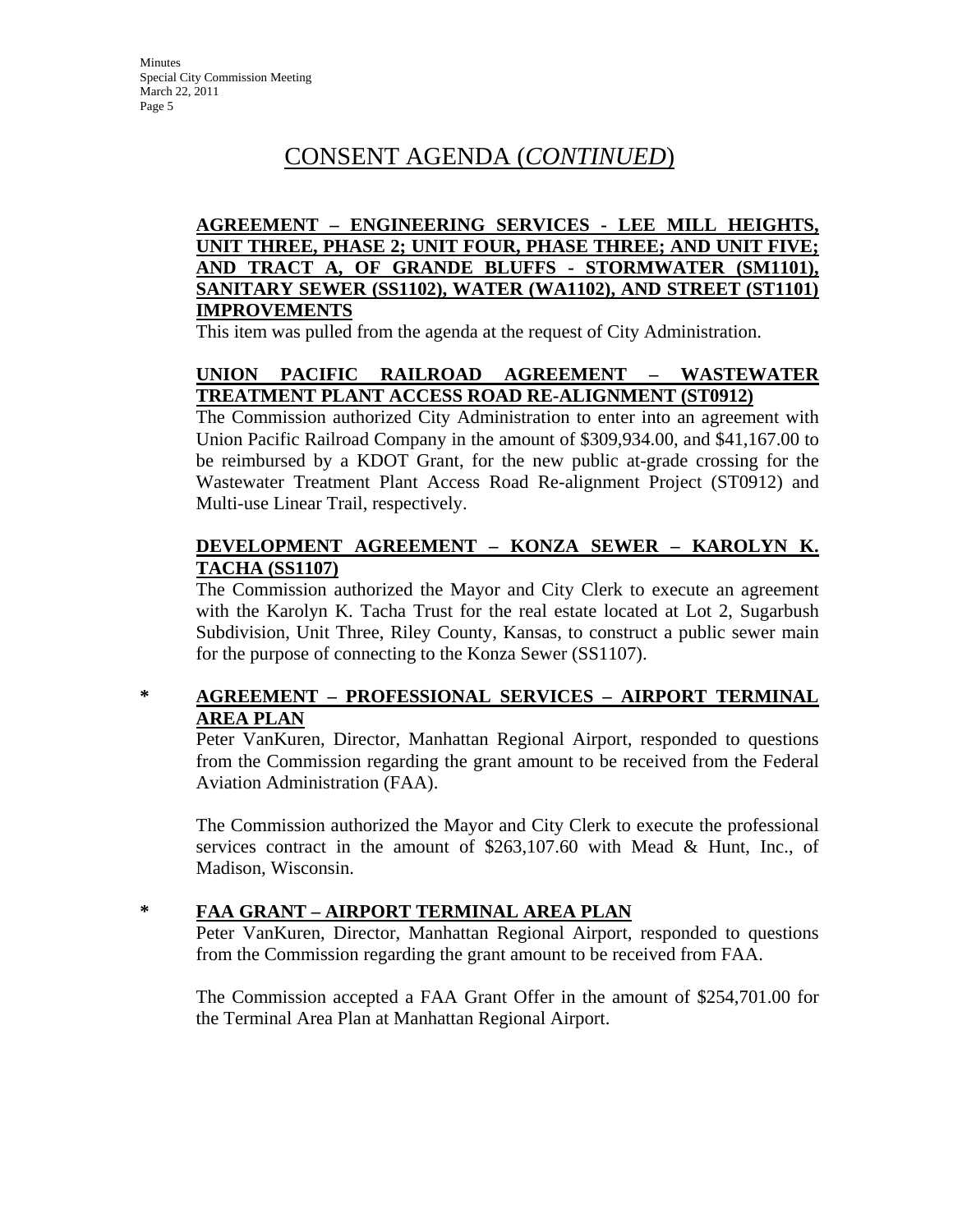# CONSENT AGENDA (*CONTINUED*)

**AGREEMENT – ENGINEERING SERVICES - LEE MILL HEIGHTS, UNIT THREE, PHASE 2; UNIT FOUR, PHASE THREE; AND UNIT FIVE; AND TRACT A, OF GRANDE BLUFFS - STORMWATER (SM1101), SANITARY SEWER (SS1102), WATER (WA1102), AND STREET (ST1101) IMPROVEMENTS**

This item was pulled from the agenda at the request of City Administration.

**UNION PACIFIC RAILROAD AGREEMENT – WASTEWATER TREATMENT PLANT ACCESS ROAD RE-ALIGNMENT (ST0912)**

The Commission authorized City Administration to enter into an agreement with Union Pacific Railroad Company in the amount of $309,934.00, and $41,167.00 to be reimbursed by a KDOT Grant, for the new public at-grade crossing for the Wastewater Treatment Plant Access Road Re-alignment Project (ST0912) and Multi-use Linear Trail, respectively.

**DEVELOPMENT AGREEMENT – KONZA SEWER – KAROLYN K. TACHA (SS1107)**

The Commission authorized the Mayor and City Clerk to execute an agreement with the Karolyn K. Tacha Trust for the real estate located at Lot 2, Sugarbush Subdivision, Unit Three, Riley County, Kansas, to construct a public sewer main for the purpose of connecting to the Konza Sewer (SS1107).

\* **AGREEMENT – PROFESSIONAL SERVICES – AIRPORT TERMINAL AREA PLAN**

Peter VanKuren, Director, Manhattan Regional Airport, responded to questions from the Commission regarding the grant amount to be received from the Federal Aviation Administration (FAA).

The Commission authorized the Mayor and City Clerk to execute the professional services contract in the amount of $263,107.60 with Mead & Hunt, Inc., of Madison, Wisconsin.

\* **FAA GRANT – AIRPORT TERMINAL AREA PLAN**

Peter VanKuren, Director, Manhattan Regional Airport, responded to questions from the Commission regarding the grant amount to be received from FAA.

The Commission accepted a FAA Grant Offer in the amount of $254,701.00 for the Terminal Area Plan at Manhattan Regional Airport.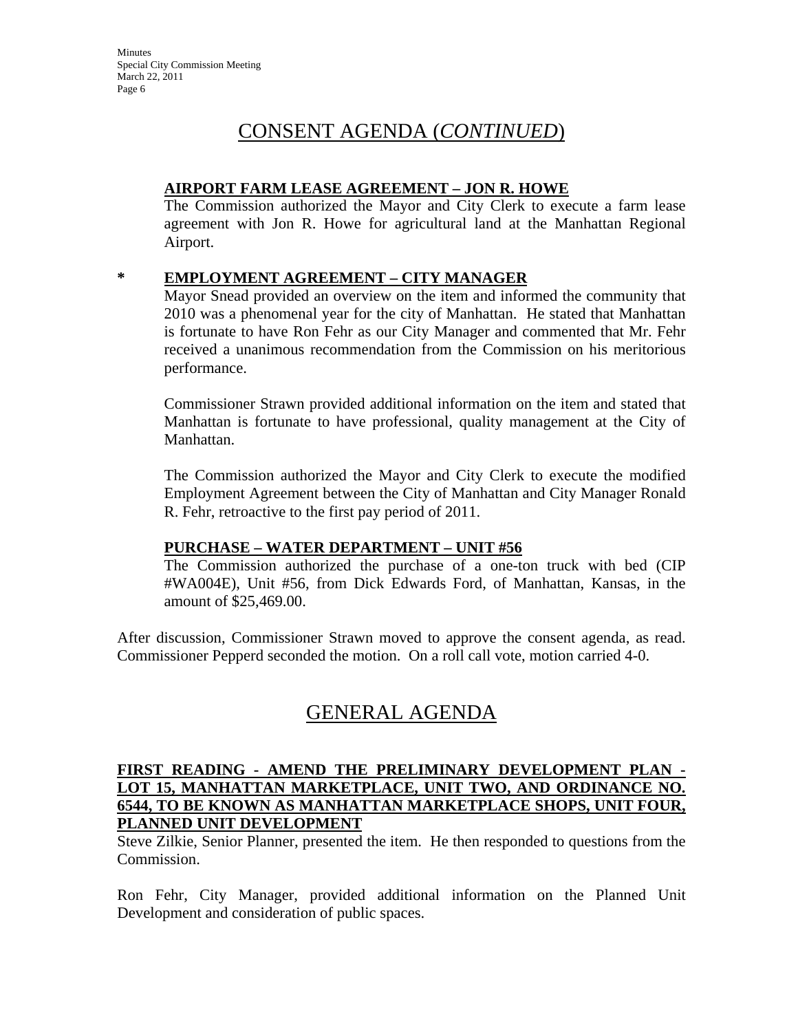## CONSENT AGENDA (*CONTINUED*)

**AIRPORT FARM LEASE AGREEMENT – JON R. HOWE**

The Commission authorized the Mayor and City Clerk to execute a farm lease agreement with Jon R. Howe for agricultural land at the Manhattan Regional Airport.

\* **EMPLOYMENT AGREEMENT – CITY MANAGER**

Mayor Snead provided an overview on the item and informed the community that 2010 was a phenomenal year for the city of Manhattan. He stated that Manhattan is fortunate to have Ron Fehr as our City Manager and commented that Mr. Fehr received a unanimous recommendation from the Commission on his meritorious performance.

Commissioner Strawn provided additional information on the item and stated that Manhattan is fortunate to have professional, quality management at the City of Manhattan.

The Commission authorized the Mayor and City Clerk to execute the modified Employment Agreement between the City of Manhattan and City Manager Ronald R. Fehr, retroactive to the first pay period of 2011.

**PURCHASE – WATER DEPARTMENT – UNIT #56**

The Commission authorized the purchase of a one-ton truck with bed (CIP #WA004E), Unit #56, from Dick Edwards Ford, of Manhattan, Kansas, in the amount of $25,469.00.

After discussion, Commissioner Strawn moved to approve the consent agenda, as read. Commissioner Pepperd seconded the motion. On a roll call vote, motion carried 4-0.

## GENERAL AGENDA

**FIRST READING - AMEND THE PRELIMINARY DEVELOPMENT PLAN - LOT 15, MANHATTAN MARKETPLACE, UNIT TWO, AND ORDINANCE NO. 6544, TO BE KNOWN AS MANHATTAN MARKETPLACE SHOPS, UNIT FOUR, PLANNED UNIT DEVELOPMENT**

Steve Zilkie, Senior Planner, presented the item. He then responded to questions from the Commission.

Ron Fehr, City Manager, provided additional information on the Planned Unit Development and consideration of public spaces.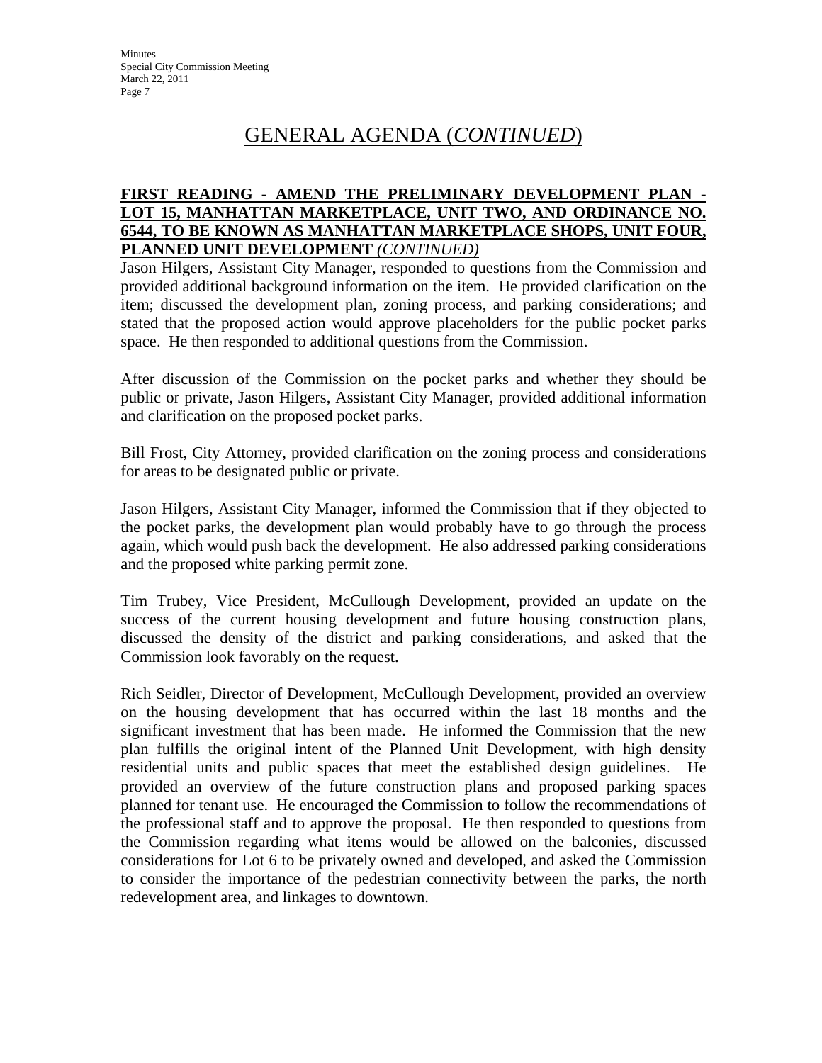# GENERAL AGENDA (*CONTINUED*)

**FIRST READING - AMEND THE PRELIMINARY DEVELOPMENT PLAN - LOT 15, MANHATTAN MARKETPLACE, UNIT TWO, AND ORDINANCE NO. 6544, TO BE KNOWN AS MANHATTAN MARKETPLACE SHOPS, UNIT FOUR, PLANNED UNIT DEVELOPMENT** *(CONTINUED)*

Jason Hilgers, Assistant City Manager, responded to questions from the Commission and provided additional background information on the item. He provided clarification on the item; discussed the development plan, zoning process, and parking considerations; and stated that the proposed action would approve placeholders for the public pocket parks space. He then responded to additional questions from the Commission.

After discussion of the Commission on the pocket parks and whether they should be public or private, Jason Hilgers, Assistant City Manager, provided additional information and clarification on the proposed pocket parks.

Bill Frost, City Attorney, provided clarification on the zoning process and considerations for areas to be designated public or private.

Jason Hilgers, Assistant City Manager, informed the Commission that if they objected to the pocket parks, the development plan would probably have to go through the process again, which would push back the development. He also addressed parking considerations and the proposed white parking permit zone.

Tim Trubey, Vice President, McCullough Development, provided an update on the success of the current housing development and future housing construction plans, discussed the density of the district and parking considerations, and asked that the Commission look favorably on the request.

Rich Seidler, Director of Development, McCullough Development, provided an overview on the housing development that has occurred within the last 18 months and the significant investment that has been made. He informed the Commission that the new plan fulfills the original intent of the Planned Unit Development, with high density residential units and public spaces that meet the established design guidelines. He provided an overview of the future construction plans and proposed parking spaces planned for tenant use. He encouraged the Commission to follow the recommendations of the professional staff and to approve the proposal. He then responded to questions from the Commission regarding what items would be allowed on the balconies, discussed considerations for Lot 6 to be privately owned and developed, and asked the Commission to consider the importance of the pedestrian connectivity between the parks, the north redevelopment area, and linkages to downtown.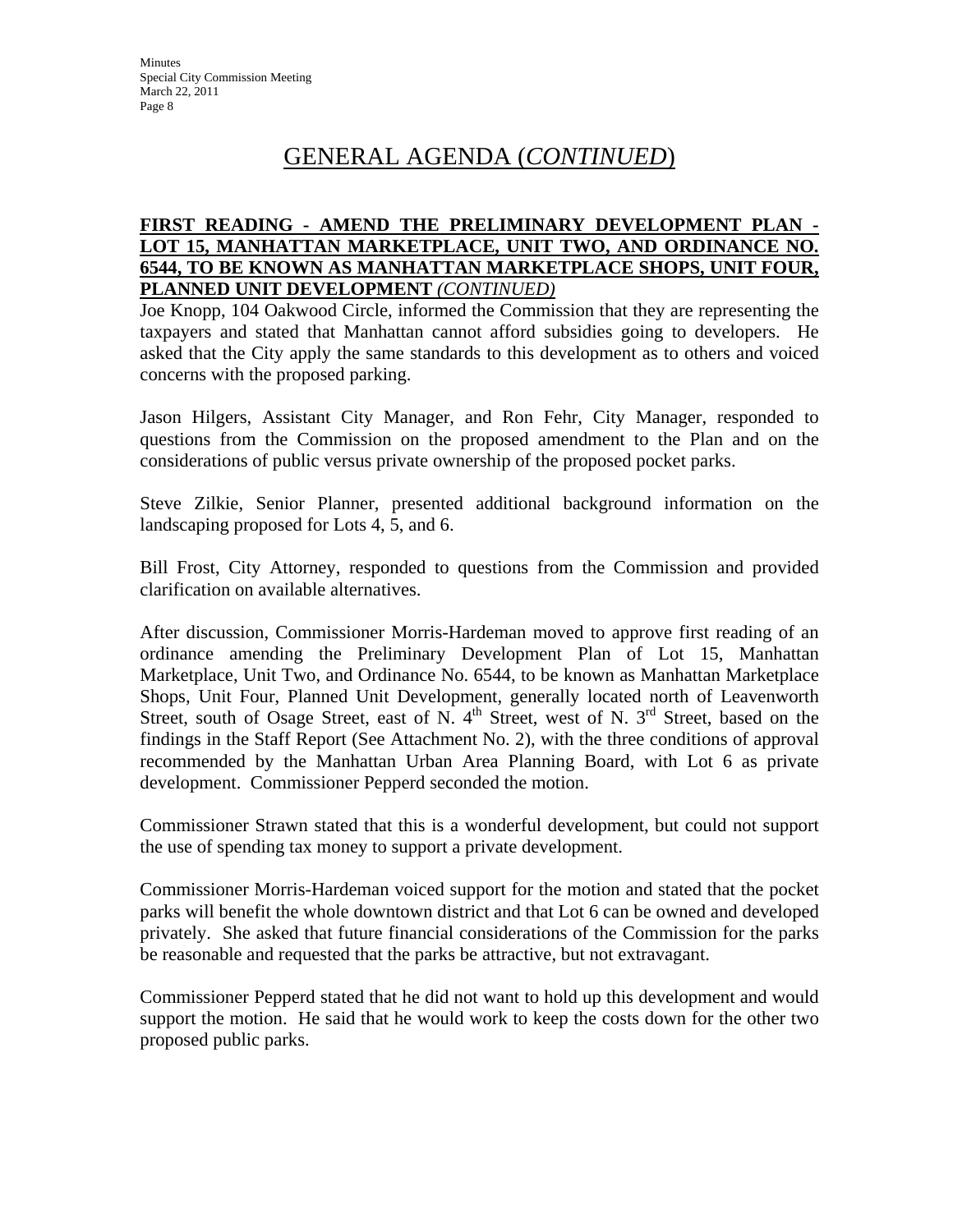# GENERAL AGENDA (*CONTINUED*)

**FIRST READING - AMEND THE PRELIMINARY DEVELOPMENT PLAN - LOT 15, MANHATTAN MARKETPLACE, UNIT TWO, AND ORDINANCE NO. 6544, TO BE KNOWN AS MANHATTAN MARKETPLACE SHOPS, UNIT FOUR, PLANNED UNIT DEVELOPMENT** *(CONTINUED)*

Joe Knopp, 104 Oakwood Circle, informed the Commission that they are representing the taxpayers and stated that Manhattan cannot afford subsidies going to developers. He asked that the City apply the same standards to this development as to others and voiced concerns with the proposed parking.

Jason Hilgers, Assistant City Manager, and Ron Fehr, City Manager, responded to questions from the Commission on the proposed amendment to the Plan and on the considerations of public versus private ownership of the proposed pocket parks.

Steve Zilkie, Senior Planner, presented additional background information on the landscaping proposed for Lots 4, 5, and 6.

Bill Frost, City Attorney, responded to questions from the Commission and provided clarification on available alternatives.

After discussion, Commissioner Morris-Hardeman moved to approve first reading of an ordinance amending the Preliminary Development Plan of Lot 15, Manhattan Marketplace, Unit Two, and Ordinance No. 6544, to be known as Manhattan Marketplace Shops, Unit Four, Planned Unit Development, generally located north of Leavenworth Street, south of Osage Street, east of N. 4th Street, west of N. 3rd Street, based on the findings in the Staff Report (See Attachment No. 2), with the three conditions of approval recommended by the Manhattan Urban Area Planning Board, with Lot 6 as private development. Commissioner Pepperd seconded the motion.

Commissioner Strawn stated that this is a wonderful development, but could not support the use of spending tax money to support a private development.

Commissioner Morris-Hardeman voiced support for the motion and stated that the pocket parks will benefit the whole downtown district and that Lot 6 can be owned and developed privately. She asked that future financial considerations of the Commission for the parks be reasonable and requested that the parks be attractive, but not extravagant.

Commissioner Pepperd stated that he did not want to hold up this development and would support the motion. He said that he would work to keep the costs down for the other two proposed public parks.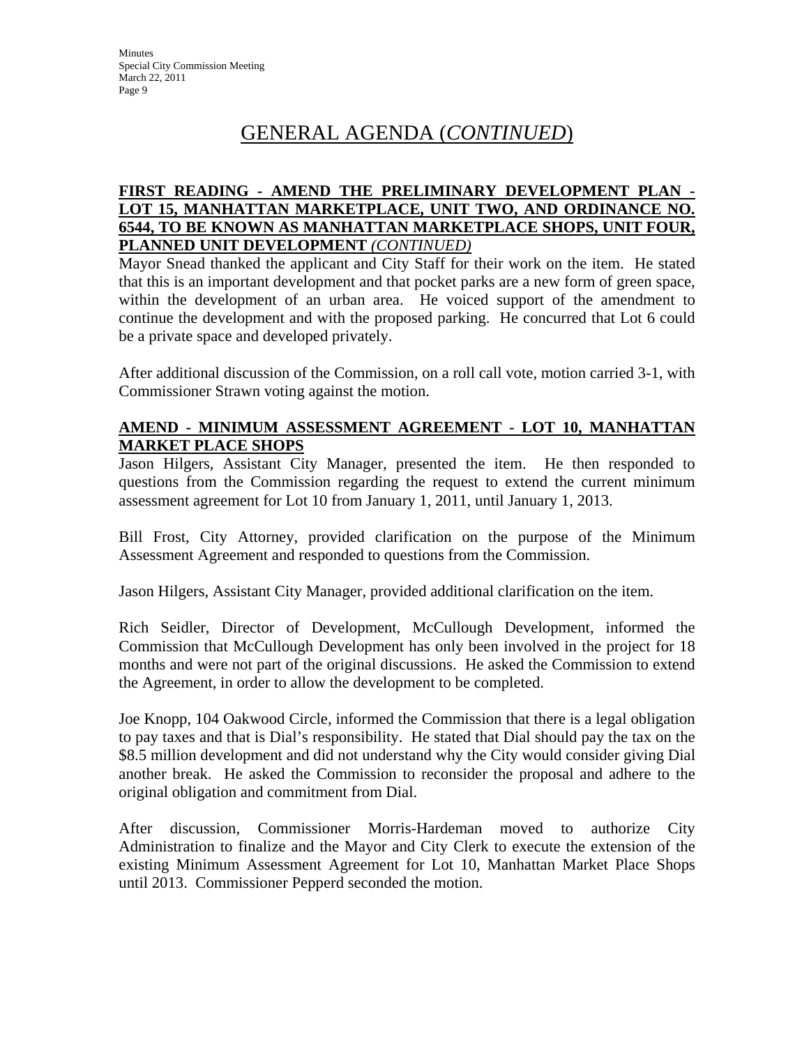# GENERAL AGENDA (*CONTINUED*)

**FIRST READING - AMEND THE PRELIMINARY DEVELOPMENT PLAN - LOT 15, MANHATTAN MARKETPLACE, UNIT TWO, AND ORDINANCE NO. 6544, TO BE KNOWN AS MANHATTAN MARKETPLACE SHOPS, UNIT FOUR, PLANNED UNIT DEVELOPMENT *(CONTINUED)***

Mayor Snead thanked the applicant and City Staff for their work on the item. He stated that this is an important development and that pocket parks are a new form of green space, within the development of an urban area. He voiced support of the amendment to continue the development and with the proposed parking. He concurred that Lot 6 could be a private space and developed privately.

After additional discussion of the Commission, on a roll call vote, motion carried 3-1, with Commissioner Strawn voting against the motion.

**AMEND - MINIMUM ASSESSMENT AGREEMENT - LOT 10, MANHATTAN MARKET PLACE SHOPS**

Jason Hilgers, Assistant City Manager, presented the item. He then responded to questions from the Commission regarding the request to extend the current minimum assessment agreement for Lot 10 from January 1, 2011, until January 1, 2013.

Bill Frost, City Attorney, provided clarification on the purpose of the Minimum Assessment Agreement and responded to questions from the Commission.

Jason Hilgers, Assistant City Manager, provided additional clarification on the item.

Rich Seidler, Director of Development, McCullough Development, informed the Commission that McCullough Development has only been involved in the project for 18 months and were not part of the original discussions. He asked the Commission to extend the Agreement, in order to allow the development to be completed.

Joe Knopp, 104 Oakwood Circle, informed the Commission that there is a legal obligation to pay taxes and that is Dial's responsibility. He stated that Dial should pay the tax on the $8.5 million development and did not understand why the City would consider giving Dial another break. He asked the Commission to reconsider the proposal and adhere to the original obligation and commitment from Dial.

After discussion, Commissioner Morris-Hardeman moved to authorize City Administration to finalize and the Mayor and City Clerk to execute the extension of the existing Minimum Assessment Agreement for Lot 10, Manhattan Market Place Shops until 2013. Commissioner Pepperd seconded the motion.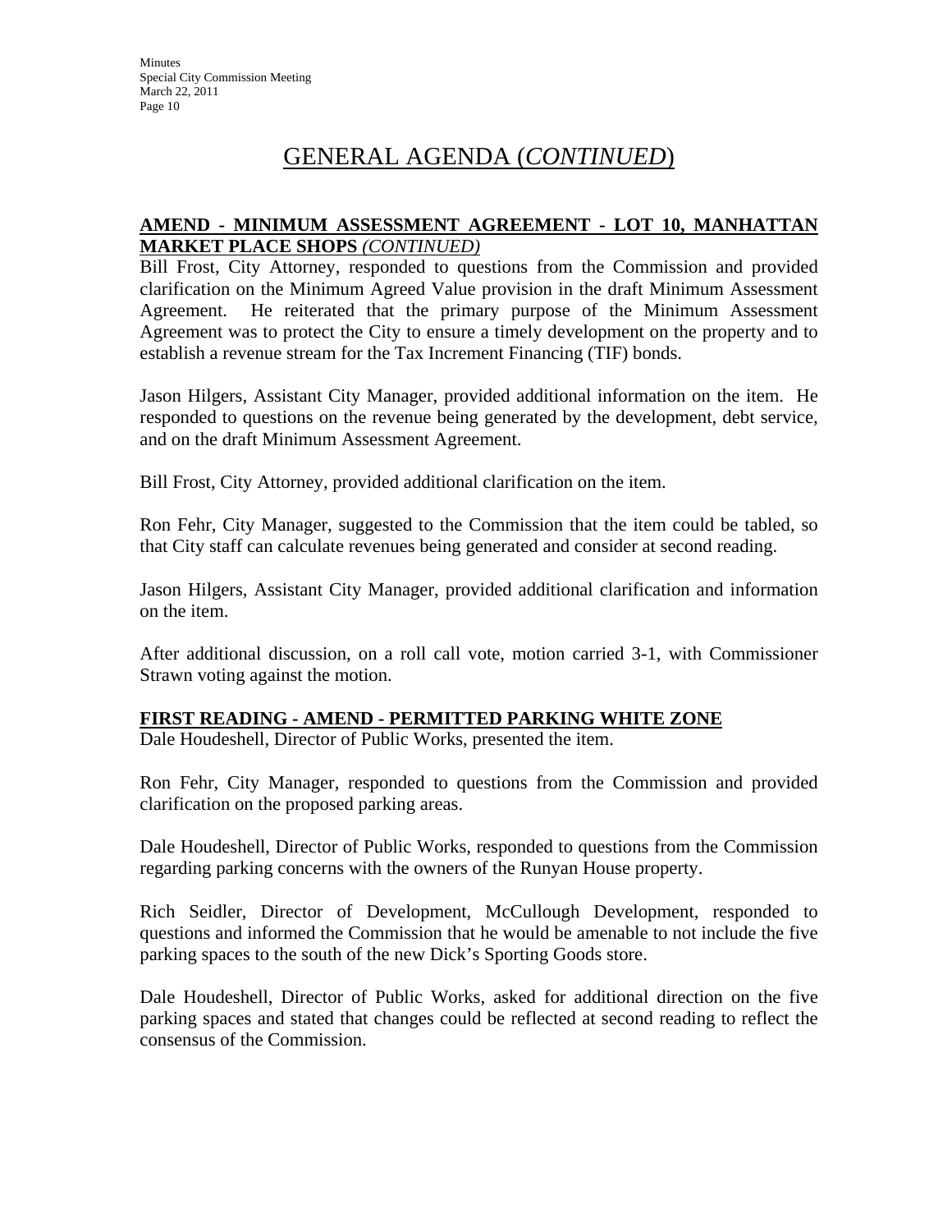# GENERAL AGENDA (*CONTINUED*)

**AMEND - MINIMUM ASSESSMENT AGREEMENT - LOT 10, MANHATTAN MARKET PLACE SHOPS** ***(CONTINUED)***

Bill Frost, City Attorney, responded to questions from the Commission and provided clarification on the Minimum Agreed Value provision in the draft Minimum Assessment Agreement. He reiterated that the primary purpose of the Minimum Assessment Agreement was to protect the City to ensure a timely development on the property and to establish a revenue stream for the Tax Increment Financing (TIF) bonds.

Jason Hilgers, Assistant City Manager, provided additional information on the item. He responded to questions on the revenue being generated by the development, debt service, and on the draft Minimum Assessment Agreement.

Bill Frost, City Attorney, provided additional clarification on the item.

Ron Fehr, City Manager, suggested to the Commission that the item could be tabled, so that City staff can calculate revenues being generated and consider at second reading.

Jason Hilgers, Assistant City Manager, provided additional clarification and information on the item.

After additional discussion, on a roll call vote, motion carried 3-1, with Commissioner Strawn voting against the motion.

**FIRST READING - AMEND - PERMITTED PARKING WHITE ZONE**

Dale Houdeshell, Director of Public Works, presented the item.

Ron Fehr, City Manager, responded to questions from the Commission and provided clarification on the proposed parking areas.

Dale Houdeshell, Director of Public Works, responded to questions from the Commission regarding parking concerns with the owners of the Runyan House property.

Rich Seidler, Director of Development, McCullough Development, responded to questions and informed the Commission that he would be amenable to not include the five parking spaces to the south of the new Dick's Sporting Goods store.

Dale Houdeshell, Director of Public Works, asked for additional direction on the five parking spaces and stated that changes could be reflected at second reading to reflect the consensus of the Commission.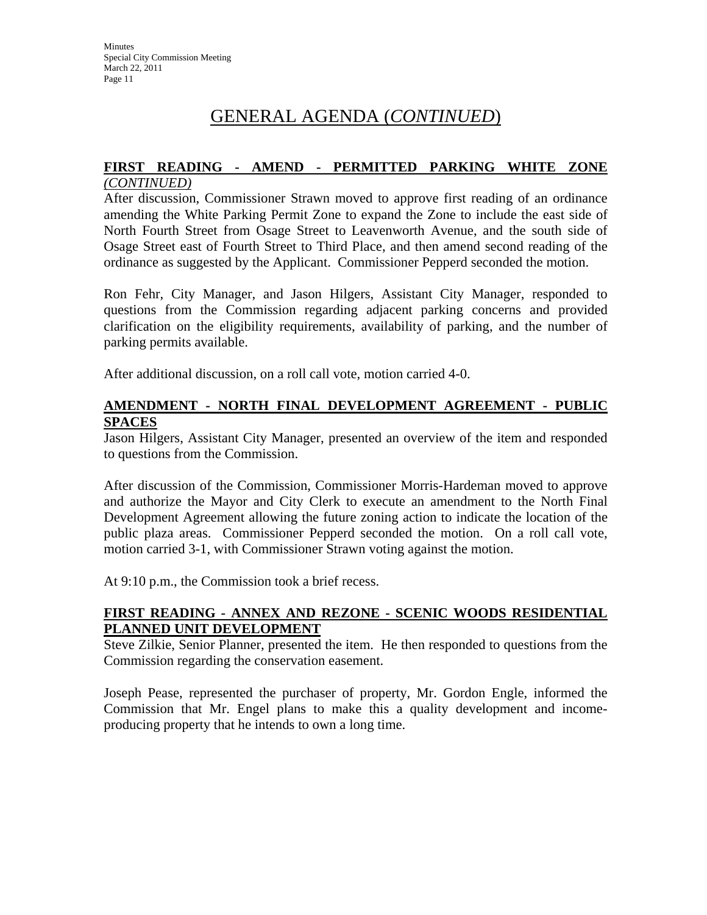# GENERAL AGENDA (*CONTINUED*)

**FIRST READING - AMEND - PERMITTED PARKING WHITE ZONE** *(CONTINUED)*

After discussion, Commissioner Strawn moved to approve first reading of an ordinance amending the White Parking Permit Zone to expand the Zone to include the east side of North Fourth Street from Osage Street to Leavenworth Avenue, and the south side of Osage Street east of Fourth Street to Third Place, and then amend second reading of the ordinance as suggested by the Applicant. Commissioner Pepperd seconded the motion.

Ron Fehr, City Manager, and Jason Hilgers, Assistant City Manager, responded to questions from the Commission regarding adjacent parking concerns and provided clarification on the eligibility requirements, availability of parking, and the number of parking permits available.

After additional discussion, on a roll call vote, motion carried 4-0.

**AMENDMENT - NORTH FINAL DEVELOPMENT AGREEMENT - PUBLIC SPACES**

Jason Hilgers, Assistant City Manager, presented an overview of the item and responded to questions from the Commission.

After discussion of the Commission, Commissioner Morris-Hardeman moved to approve and authorize the Mayor and City Clerk to execute an amendment to the North Final Development Agreement allowing the future zoning action to indicate the location of the public plaza areas. Commissioner Pepperd seconded the motion. On a roll call vote, motion carried 3-1, with Commissioner Strawn voting against the motion.

At 9:10 p.m., the Commission took a brief recess.

**FIRST READING - ANNEX AND REZONE - SCENIC WOODS RESIDENTIAL PLANNED UNIT DEVELOPMENT**

Steve Zilkie, Senior Planner, presented the item. He then responded to questions from the Commission regarding the conservation easement.

Joseph Pease, represented the purchaser of property, Mr. Gordon Engle, informed the Commission that Mr. Engel plans to make this a quality development and income-producing property that he intends to own a long time.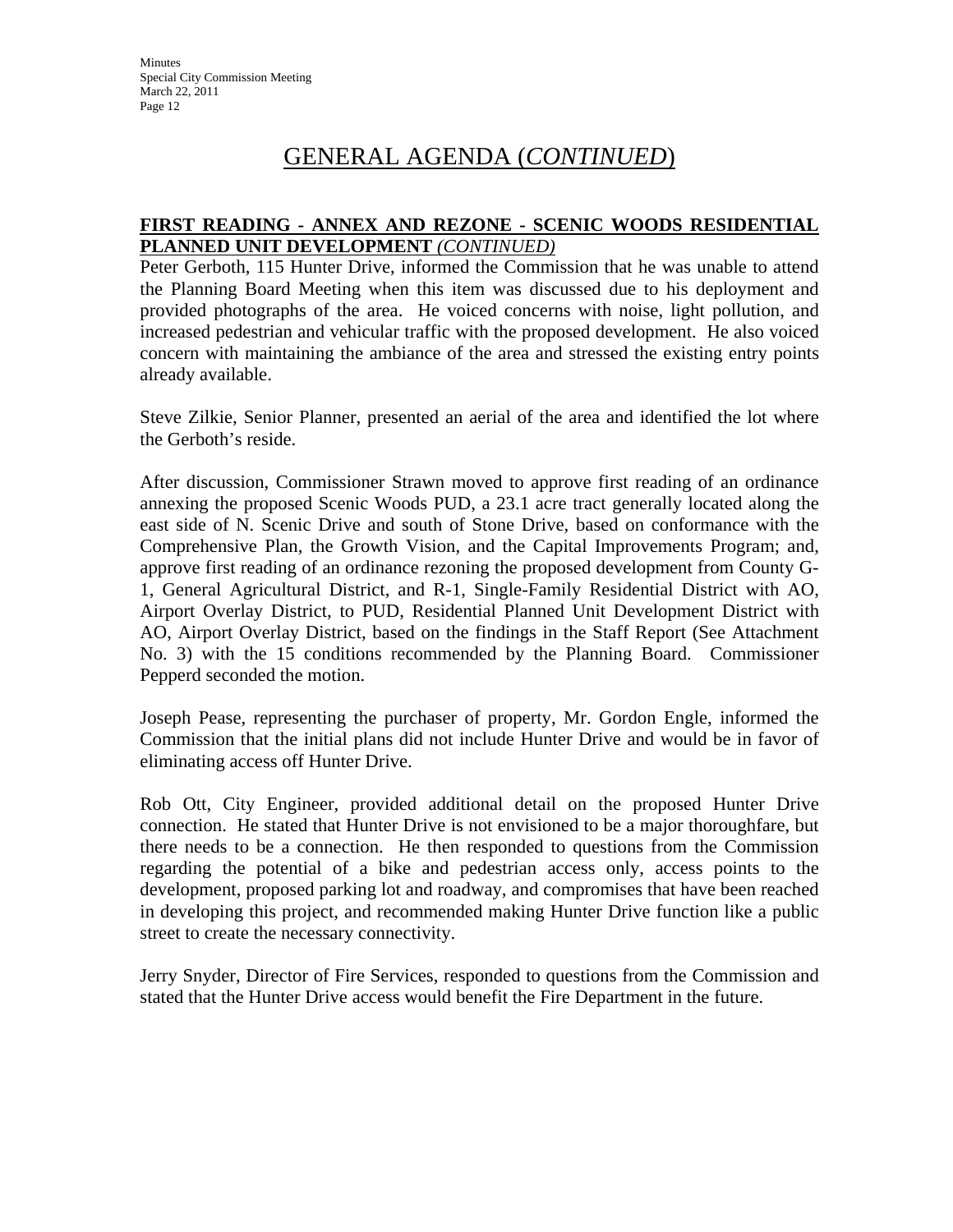# GENERAL AGENDA (*CONTINUED*)

**FIRST READING - ANNEX AND REZONE - SCENIC WOODS RESIDENTIAL PLANNED UNIT DEVELOPMENT** *(CONTINUED)*

Peter Gerboth, 115 Hunter Drive, informed the Commission that he was unable to attend the Planning Board Meeting when this item was discussed due to his deployment and provided photographs of the area. He voiced concerns with noise, light pollution, and increased pedestrian and vehicular traffic with the proposed development. He also voiced concern with maintaining the ambiance of the area and stressed the existing entry points already available.

Steve Zilkie, Senior Planner, presented an aerial of the area and identified the lot where the Gerboth's reside.

After discussion, Commissioner Strawn moved to approve first reading of an ordinance annexing the proposed Scenic Woods PUD, a 23.1 acre tract generally located along the east side of N. Scenic Drive and south of Stone Drive, based on conformance with the Comprehensive Plan, the Growth Vision, and the Capital Improvements Program; and, approve first reading of an ordinance rezoning the proposed development from County G-1, General Agricultural District, and R-1, Single-Family Residential District with AO, Airport Overlay District, to PUD, Residential Planned Unit Development District with AO, Airport Overlay District, based on the findings in the Staff Report (See Attachment No. 3) with the 15 conditions recommended by the Planning Board. Commissioner Pepperd seconded the motion.

Joseph Pease, representing the purchaser of property, Mr. Gordon Engle, informed the Commission that the initial plans did not include Hunter Drive and would be in favor of eliminating access off Hunter Drive.

Rob Ott, City Engineer, provided additional detail on the proposed Hunter Drive connection. He stated that Hunter Drive is not envisioned to be a major thoroughfare, but there needs to be a connection. He then responded to questions from the Commission regarding the potential of a bike and pedestrian access only, access points to the development, proposed parking lot and roadway, and compromises that have been reached in developing this project, and recommended making Hunter Drive function like a public street to create the necessary connectivity.

Jerry Snyder, Director of Fire Services, responded to questions from the Commission and stated that the Hunter Drive access would benefit the Fire Department in the future.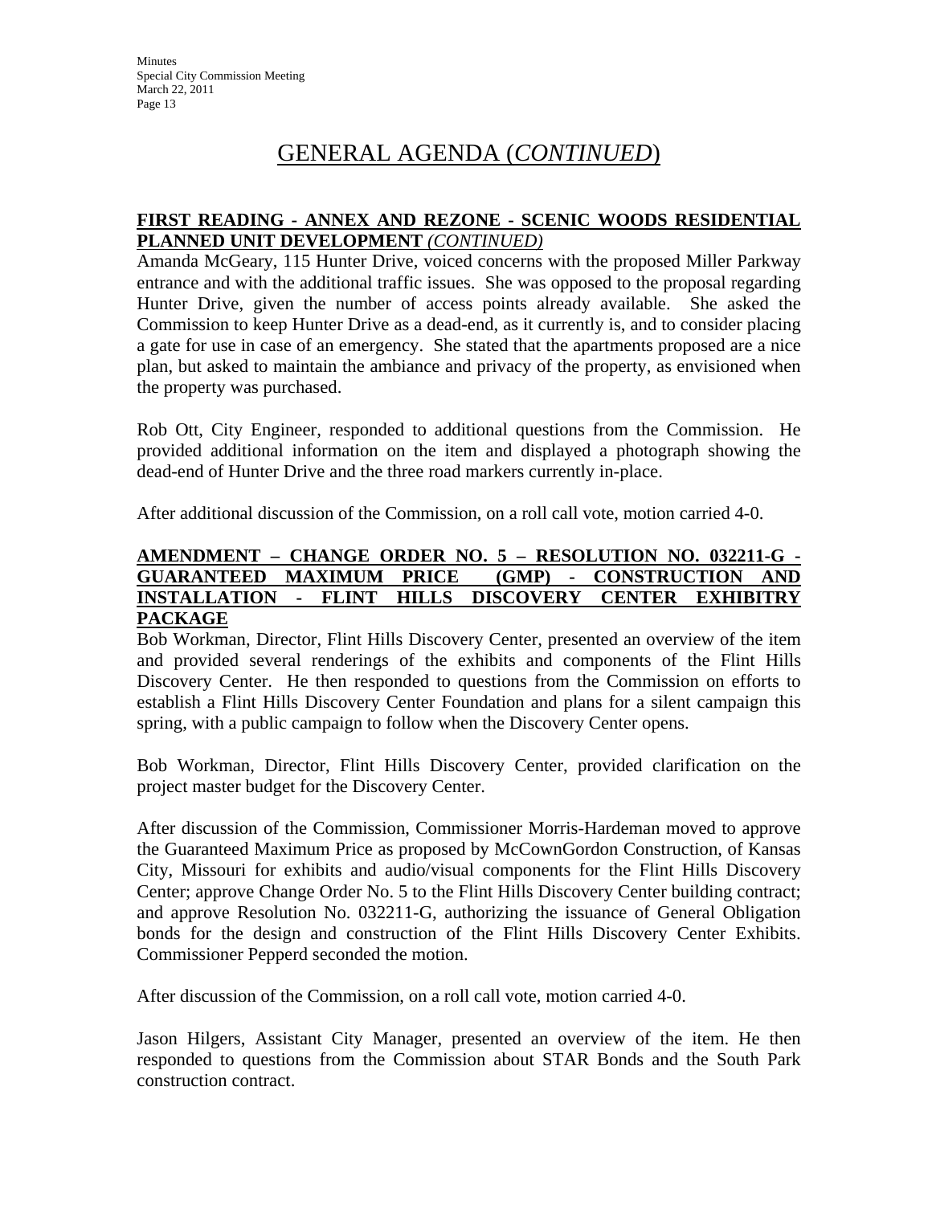# GENERAL AGENDA (*CONTINUED*)

**FIRST READING - ANNEX AND REZONE - SCENIC WOODS RESIDENTIAL PLANNED UNIT DEVELOPMENT** *(CONTINUED)*

Amanda McGeary, 115 Hunter Drive, voiced concerns with the proposed Miller Parkway entrance and with the additional traffic issues. She was opposed to the proposal regarding Hunter Drive, given the number of access points already available. She asked the Commission to keep Hunter Drive as a dead-end, as it currently is, and to consider placing a gate for use in case of an emergency. She stated that the apartments proposed are a nice plan, but asked to maintain the ambiance and privacy of the property, as envisioned when the property was purchased.

Rob Ott, City Engineer, responded to additional questions from the Commission. He provided additional information on the item and displayed a photograph showing the dead-end of Hunter Drive and the three road markers currently in-place.

After additional discussion of the Commission, on a roll call vote, motion carried 4-0.

**AMENDMENT – CHANGE ORDER NO. 5 – RESOLUTION NO. 032211-G - GUARANTEED MAXIMUM PRICE (GMP) - CONSTRUCTION AND INSTALLATION - FLINT HILLS DISCOVERY CENTER EXHIBITRY PACKAGE**

Bob Workman, Director, Flint Hills Discovery Center, presented an overview of the item and provided several renderings of the exhibits and components of the Flint Hills Discovery Center. He then responded to questions from the Commission on efforts to establish a Flint Hills Discovery Center Foundation and plans for a silent campaign this spring, with a public campaign to follow when the Discovery Center opens.

Bob Workman, Director, Flint Hills Discovery Center, provided clarification on the project master budget for the Discovery Center.

After discussion of the Commission, Commissioner Morris-Hardeman moved to approve the Guaranteed Maximum Price as proposed by McCownGordon Construction, of Kansas City, Missouri for exhibits and audio/visual components for the Flint Hills Discovery Center; approve Change Order No. 5 to the Flint Hills Discovery Center building contract; and approve Resolution No. 032211-G, authorizing the issuance of General Obligation bonds for the design and construction of the Flint Hills Discovery Center Exhibits. Commissioner Pepperd seconded the motion.

After discussion of the Commission, on a roll call vote, motion carried 4-0.

Jason Hilgers, Assistant City Manager, presented an overview of the item. He then responded to questions from the Commission about STAR Bonds and the South Park construction contract.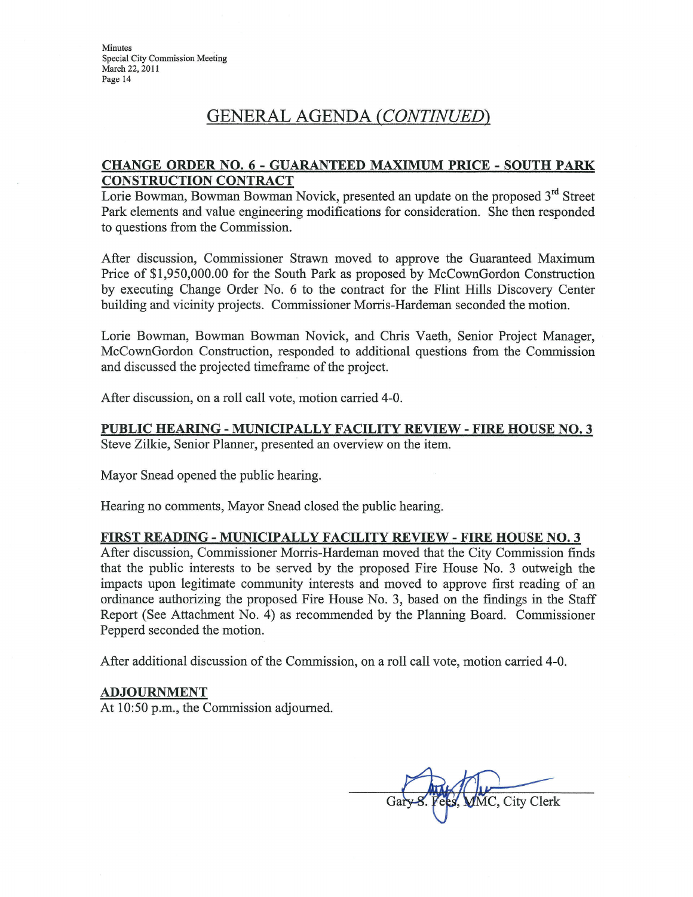## GENERAL AGENDA *(CONTINUED)*

**CHANGE ORDER NO. 6 - GUARANTEED MAXIMUM PRICE - SOUTH PARK CONSTRUCTION CONTRACT**

Lorie Bowman, Bowman Bowman Novick, presented an update on the proposed 3rd Street Park elements and value engineering modifications for consideration. She then responded to questions from the Commission.

After discussion, Commissioner Strawn moved to approve the Guaranteed Maximum Price of $1,950,000.00 for the South Park as proposed by McCownGordon Construction by executing Change Order No. 6 to the contract for the Flint Hills Discovery Center building and vicinity projects. Commissioner Morris-Hardeman seconded the motion.

Lorie Bowman, Bowman Bowman Novick, and Chris Vaeth, Senior Project Manager, McCownGordon Construction, responded to additional questions from the Commission and discussed the projected timeframe of the project.

After discussion, on a roll call vote, motion carried 4-0.

**PUBLIC HEARING - MUNICIPALLY FACILITY REVIEW - FIRE HOUSE NO. 3**

Steve Zilkie, Senior Planner, presented an overview on the item.

Mayor Snead opened the public hearing.

Hearing no comments, Mayor Snead closed the public hearing.

**FIRST READING - MUNICIPALLY FACILITY REVIEW - FIRE HOUSE NO. 3**

After discussion, Commissioner Morris-Hardeman moved that the City Commission finds that the public interests to be served by the proposed Fire House No. 3 outweigh the impacts upon legitimate community interests and moved to approve first reading of an ordinance authorizing the proposed Fire House No. 3, based on the findings in the Staff Report (See Attachment No. 4) as recommended by the Planning Board. Commissioner Pepperd seconded the motion.

After additional discussion of the Commission, on a roll call vote, motion carried 4-0.

**ADJOURNMENT**

At 10:50 p.m., the Commission adjourned.

Gary S. Fees, MMC, City Clerk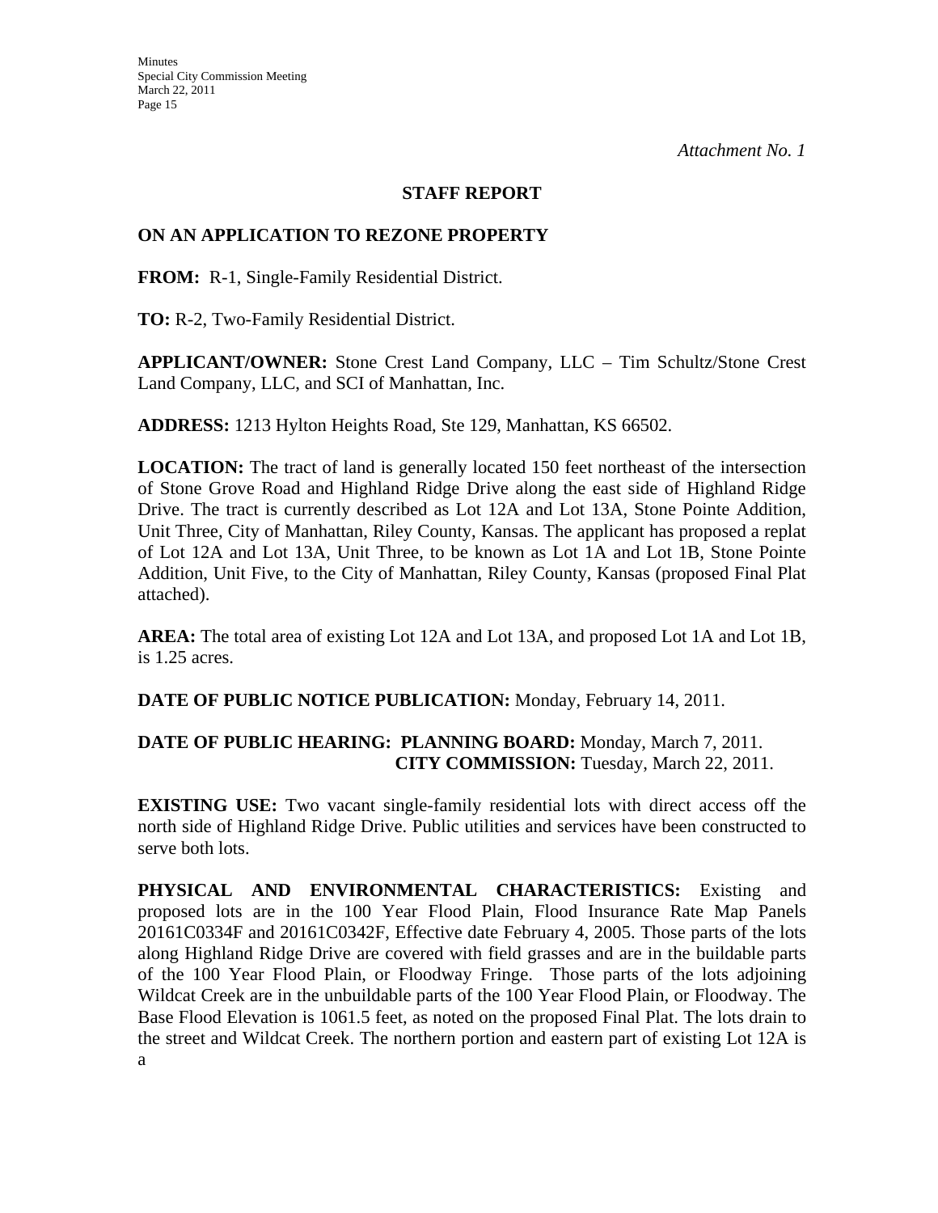*Attachment No. 1*

## STAFF REPORT

## ON AN APPLICATION TO REZONE PROPERTY

**FROM:** R-1, Single-Family Residential District.

**TO:** R-2, Two-Family Residential District.

**APPLICANT/OWNER:** Stone Crest Land Company, LLC – Tim Schultz/Stone Crest Land Company, LLC, and SCI of Manhattan, Inc.

**ADDRESS:** 1213 Hylton Heights Road, Ste 129, Manhattan, KS 66502.

**LOCATION:** The tract of land is generally located 150 feet northeast of the intersection of Stone Grove Road and Highland Ridge Drive along the east side of Highland Ridge Drive. The tract is currently described as Lot 12A and Lot 13A, Stone Pointe Addition, Unit Three, City of Manhattan, Riley County, Kansas. The applicant has proposed a replat of Lot 12A and Lot 13A, Unit Three, to be known as Lot 1A and Lot 1B, Stone Pointe Addition, Unit Five, to the City of Manhattan, Riley County, Kansas (proposed Final Plat attached).

**AREA:** The total area of existing Lot 12A and Lot 13A, and proposed Lot 1A and Lot 1B, is 1.25 acres.

**DATE OF PUBLIC NOTICE PUBLICATION:** Monday, February 14, 2011.

**DATE OF PUBLIC HEARING: PLANNING BOARD:** Monday, March 7, 2011.
**CITY COMMISSION:** Tuesday, March 22, 2011.

**EXISTING USE:** Two vacant single-family residential lots with direct access off the north side of Highland Ridge Drive. Public utilities and services have been constructed to serve both lots.

**PHYSICAL AND ENVIRONMENTAL CHARACTERISTICS:** Existing and proposed lots are in the 100 Year Flood Plain, Flood Insurance Rate Map Panels 20161C0334F and 20161C0342F, Effective date February 4, 2005. Those parts of the lots along Highland Ridge Drive are covered with field grasses and are in the buildable parts of the 100 Year Flood Plain, or Floodway Fringe. Those parts of the lots adjoining Wildcat Creek are in the unbuildable parts of the 100 Year Flood Plain, or Floodway. The Base Flood Elevation is 1061.5 feet, as noted on the proposed Final Plat. The lots drain to the street and Wildcat Creek. The northern portion and eastern part of existing Lot 12A is a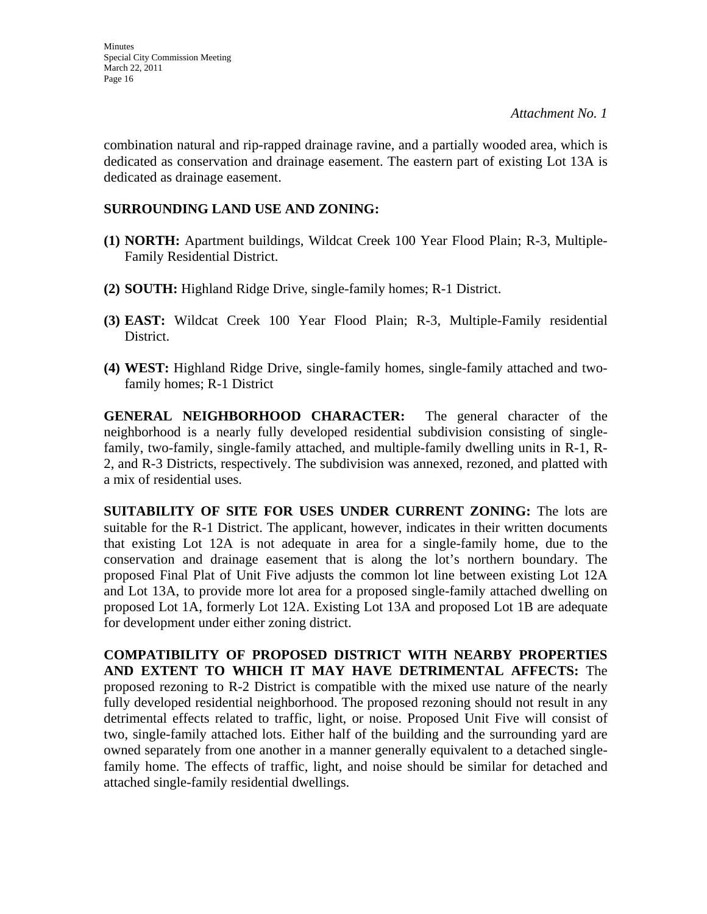*Attachment No. 1*

combination natural and rip-rapped drainage ravine, and a partially wooded area, which is dedicated as conservation and drainage easement. The eastern part of existing Lot 13A is dedicated as drainage easement.

**SURROUNDING LAND USE AND ZONING:**

**(1) NORTH:** Apartment buildings, Wildcat Creek 100 Year Flood Plain; R-3, Multiple-Family Residential District.

**(2) SOUTH:** Highland Ridge Drive, single-family homes; R-1 District.

**(3) EAST:** Wildcat Creek 100 Year Flood Plain; R-3, Multiple-Family residential District.

**(4) WEST:** Highland Ridge Drive, single-family homes, single-family attached and two-family homes; R-1 District

**GENERAL NEIGHBORHOOD CHARACTER:** The general character of the neighborhood is a nearly fully developed residential subdivision consisting of single-family, two-family, single-family attached, and multiple-family dwelling units in R-1, R-2, and R-3 Districts, respectively. The subdivision was annexed, rezoned, and platted with a mix of residential uses.

**SUITABILITY OF SITE FOR USES UNDER CURRENT ZONING:** The lots are suitable for the R-1 District. The applicant, however, indicates in their written documents that existing Lot 12A is not adequate in area for a single-family home, due to the conservation and drainage easement that is along the lot's northern boundary. The proposed Final Plat of Unit Five adjusts the common lot line between existing Lot 12A and Lot 13A, to provide more lot area for a proposed single-family attached dwelling on proposed Lot 1A, formerly Lot 12A. Existing Lot 13A and proposed Lot 1B are adequate for development under either zoning district.

**COMPATIBILITY OF PROPOSED DISTRICT WITH NEARBY PROPERTIES AND EXTENT TO WHICH IT MAY HAVE DETRIMENTAL AFFECTS:** The proposed rezoning to R-2 District is compatible with the mixed use nature of the nearly fully developed residential neighborhood. The proposed rezoning should not result in any detrimental effects related to traffic, light, or noise. Proposed Unit Five will consist of two, single-family attached lots. Either half of the building and the surrounding yard are owned separately from one another in a manner generally equivalent to a detached single-family home. The effects of traffic, light, and noise should be similar for detached and attached single-family residential dwellings.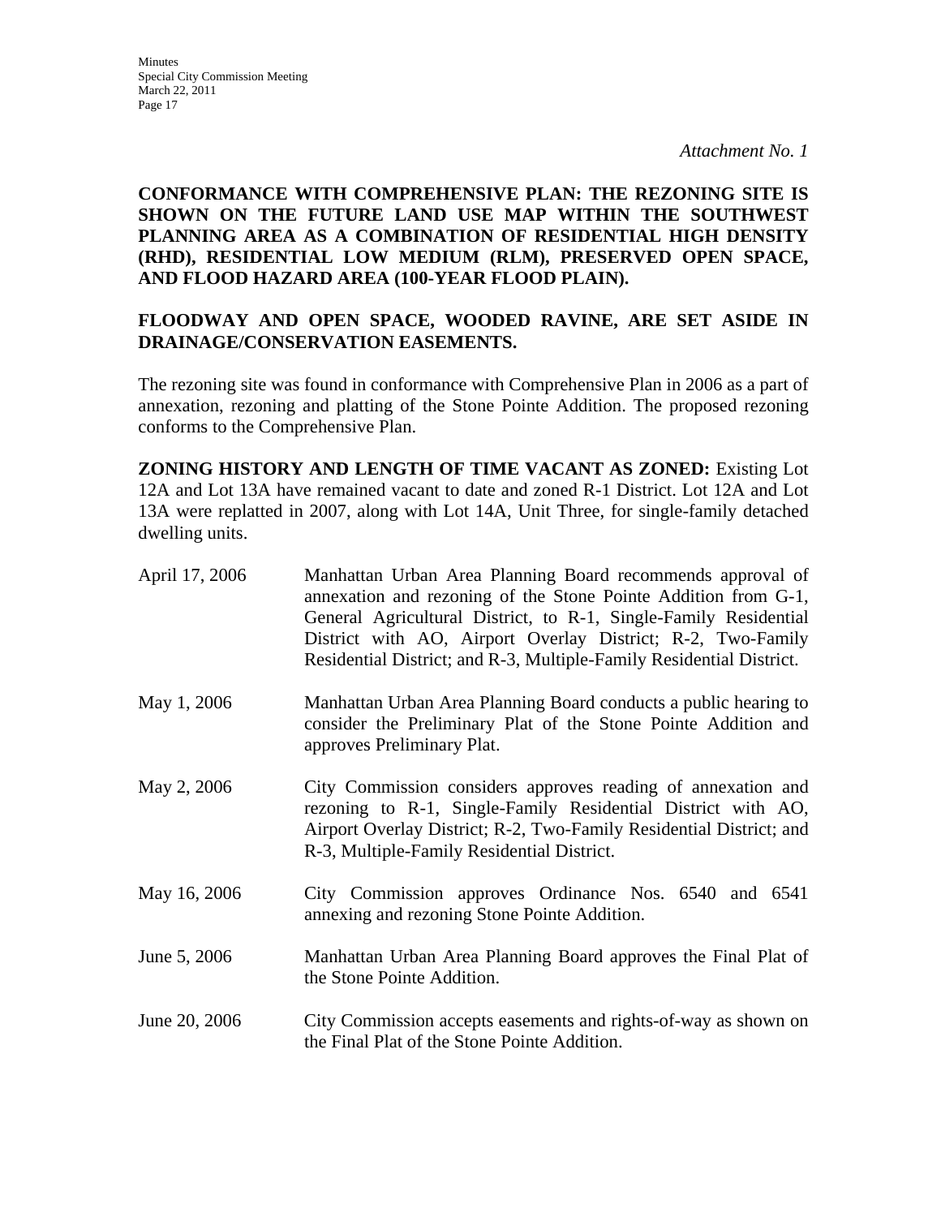*Attachment No. 1*

**CONFORMANCE WITH COMPREHENSIVE PLAN: THE REZONING SITE IS SHOWN ON THE FUTURE LAND USE MAP WITHIN THE SOUTHWEST PLANNING AREA AS A COMBINATION OF RESIDENTIAL HIGH DENSITY (RHD), RESIDENTIAL LOW MEDIUM (RLM), PRESERVED OPEN SPACE, AND FLOOD HAZARD AREA (100-YEAR FLOOD PLAIN).**

**FLOODWAY AND OPEN SPACE, WOODED RAVINE, ARE SET ASIDE IN DRAINAGE/CONSERVATION EASEMENTS.**

The rezoning site was found in conformance with Comprehensive Plan in 2006 as a part of annexation, rezoning and platting of the Stone Pointe Addition. The proposed rezoning conforms to the Comprehensive Plan.

**ZONING HISTORY AND LENGTH OF TIME VACANT AS ZONED:** Existing Lot 12A and Lot 13A have remained vacant to date and zoned R-1 District. Lot 12A and Lot 13A were replatted in 2007, along with Lot 14A, Unit Three, for single-family detached dwelling units.

April 17, 2006 — Manhattan Urban Area Planning Board recommends approval of annexation and rezoning of the Stone Pointe Addition from G-1, General Agricultural District, to R-1, Single-Family Residential District with AO, Airport Overlay District; R-2, Two-Family Residential District; and R-3, Multiple-Family Residential District.

May 1, 2006 — Manhattan Urban Area Planning Board conducts a public hearing to consider the Preliminary Plat of the Stone Pointe Addition and approves Preliminary Plat.

May 2, 2006 — City Commission considers approves reading of annexation and rezoning to R-1, Single-Family Residential District with AO, Airport Overlay District; R-2, Two-Family Residential District; and R-3, Multiple-Family Residential District.

May 16, 2006 — City Commission approves Ordinance Nos. 6540 and 6541 annexing and rezoning Stone Pointe Addition.

June 5, 2006 — Manhattan Urban Area Planning Board approves the Final Plat of the Stone Pointe Addition.

June 20, 2006 — City Commission accepts easements and rights-of-way as shown on the Final Plat of the Stone Pointe Addition.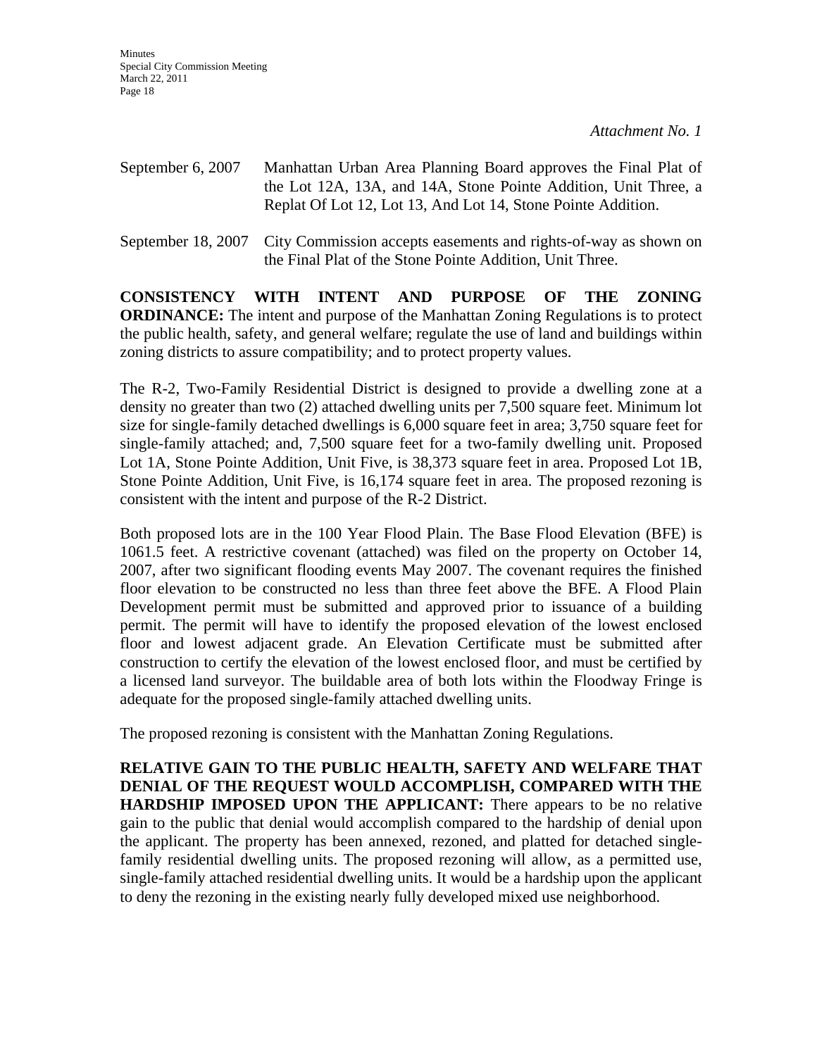*Attachment No. 1*

September 6, 2007 Manhattan Urban Area Planning Board approves the Final Plat of the Lot 12A, 13A, and 14A, Stone Pointe Addition, Unit Three, a Replat Of Lot 12, Lot 13, And Lot 14, Stone Pointe Addition.

September 18, 2007 City Commission accepts easements and rights-of-way as shown on the Final Plat of the Stone Pointe Addition, Unit Three.

**CONSISTENCY WITH INTENT AND PURPOSE OF THE ZONING ORDINANCE:** The intent and purpose of the Manhattan Zoning Regulations is to protect the public health, safety, and general welfare; regulate the use of land and buildings within zoning districts to assure compatibility; and to protect property values.

The R-2, Two-Family Residential District is designed to provide a dwelling zone at a density no greater than two (2) attached dwelling units per 7,500 square feet. Minimum lot size for single-family detached dwellings is 6,000 square feet in area; 3,750 square feet for single-family attached; and, 7,500 square feet for a two-family dwelling unit. Proposed Lot 1A, Stone Pointe Addition, Unit Five, is 38,373 square feet in area. Proposed Lot 1B, Stone Pointe Addition, Unit Five, is 16,174 square feet in area. The proposed rezoning is consistent with the intent and purpose of the R-2 District.

Both proposed lots are in the 100 Year Flood Plain. The Base Flood Elevation (BFE) is 1061.5 feet. A restrictive covenant (attached) was filed on the property on October 14, 2007, after two significant flooding events May 2007. The covenant requires the finished floor elevation to be constructed no less than three feet above the BFE. A Flood Plain Development permit must be submitted and approved prior to issuance of a building permit. The permit will have to identify the proposed elevation of the lowest enclosed floor and lowest adjacent grade. An Elevation Certificate must be submitted after construction to certify the elevation of the lowest enclosed floor, and must be certified by a licensed land surveyor. The buildable area of both lots within the Floodway Fringe is adequate for the proposed single-family attached dwelling units.

The proposed rezoning is consistent with the Manhattan Zoning Regulations.

**RELATIVE GAIN TO THE PUBLIC HEALTH, SAFETY AND WELFARE THAT DENIAL OF THE REQUEST WOULD ACCOMPLISH, COMPARED WITH THE HARDSHIP IMPOSED UPON THE APPLICANT:** There appears to be no relative gain to the public that denial would accomplish compared to the hardship of denial upon the applicant. The property has been annexed, rezoned, and platted for detached single-family residential dwelling units. The proposed rezoning will allow, as a permitted use, single-family attached residential dwelling units. It would be a hardship upon the applicant to deny the rezoning in the existing nearly fully developed mixed use neighborhood.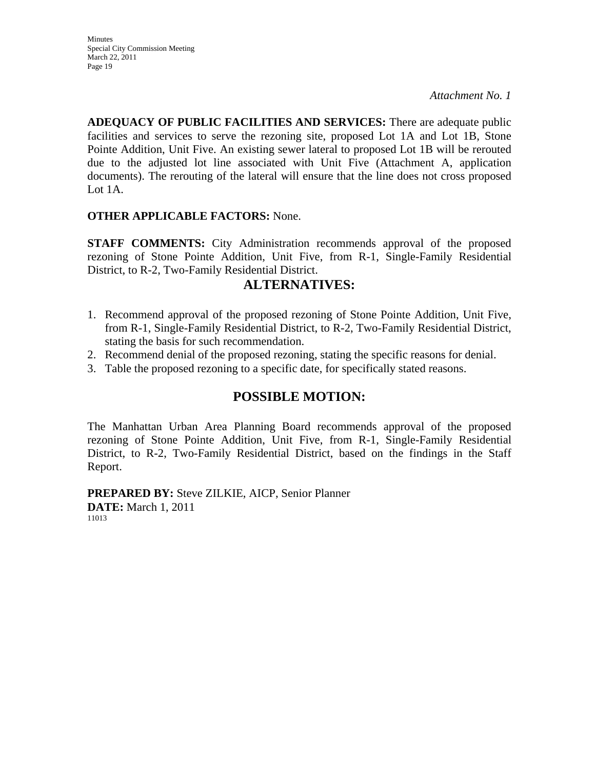*Attachment No. 1*

**ADEQUACY OF PUBLIC FACILITIES AND SERVICES:** There are adequate public facilities and services to serve the rezoning site, proposed Lot 1A and Lot 1B, Stone Pointe Addition, Unit Five. An existing sewer lateral to proposed Lot 1B will be rerouted due to the adjusted lot line associated with Unit Five (Attachment A, application documents). The rerouting of the lateral will ensure that the line does not cross proposed Lot 1A.

**OTHER APPLICABLE FACTORS:** None.

**STAFF COMMENTS:** City Administration recommends approval of the proposed rezoning of Stone Pointe Addition, Unit Five, from R-1, Single-Family Residential District, to R-2, Two-Family Residential District.

## ALTERNATIVES:

1. Recommend approval of the proposed rezoning of Stone Pointe Addition, Unit Five, from R-1, Single-Family Residential District, to R-2, Two-Family Residential District, stating the basis for such recommendation.
2. Recommend denial of the proposed rezoning, stating the specific reasons for denial.
3. Table the proposed rezoning to a specific date, for specifically stated reasons.

## POSSIBLE MOTION:

The Manhattan Urban Area Planning Board recommends approval of the proposed rezoning of Stone Pointe Addition, Unit Five, from R-1, Single-Family Residential District, to R-2, Two-Family Residential District, based on the findings in the Staff Report.

**PREPARED BY:** Steve ZILKIE, AICP, Senior Planner
**DATE:** March 1, 2011
11013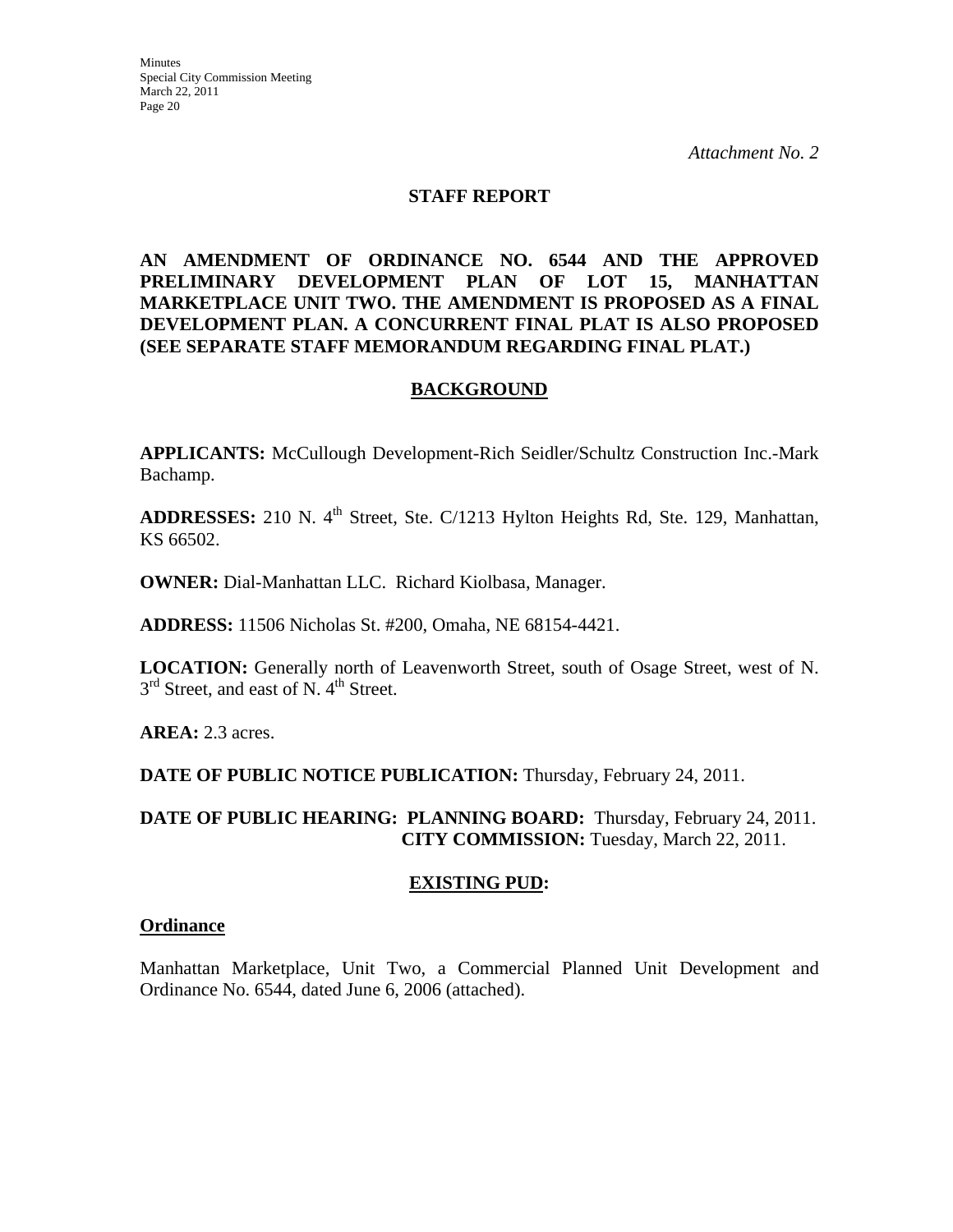*Attachment No. 2*

## STAFF REPORT

**AN AMENDMENT OF ORDINANCE NO. 6544 AND THE APPROVED PRELIMINARY DEVELOPMENT PLAN OF LOT 15, MANHATTAN MARKETPLACE UNIT TWO. THE AMENDMENT IS PROPOSED AS A FINAL DEVELOPMENT PLAN. A CONCURRENT FINAL PLAT IS ALSO PROPOSED (SEE SEPARATE STAFF MEMORANDUM REGARDING FINAL PLAT.)**

## BACKGROUND

**APPLICANTS:** McCullough Development-Rich Seidler/Schultz Construction Inc.-Mark Bachamp.

**ADDRESSES:** 210 N. 4th Street, Ste. C/1213 Hylton Heights Rd, Ste. 129, Manhattan, KS 66502.

**OWNER:** Dial-Manhattan LLC. Richard Kiolbasa, Manager.

**ADDRESS:** 11506 Nicholas St. #200, Omaha, NE 68154-4421.

**LOCATION:** Generally north of Leavenworth Street, south of Osage Street, west of N. 3rd Street, and east of N. 4th Street.

**AREA:** 2.3 acres.

**DATE OF PUBLIC NOTICE PUBLICATION:** Thursday, February 24, 2011.

**DATE OF PUBLIC HEARING: PLANNING BOARD:** Thursday, February 24, 2011.
**CITY COMMISSION:** Tuesday, March 22, 2011.

## EXISTING PUD:

### Ordinance

Manhattan Marketplace, Unit Two, a Commercial Planned Unit Development and Ordinance No. 6544, dated June 6, 2006 (attached).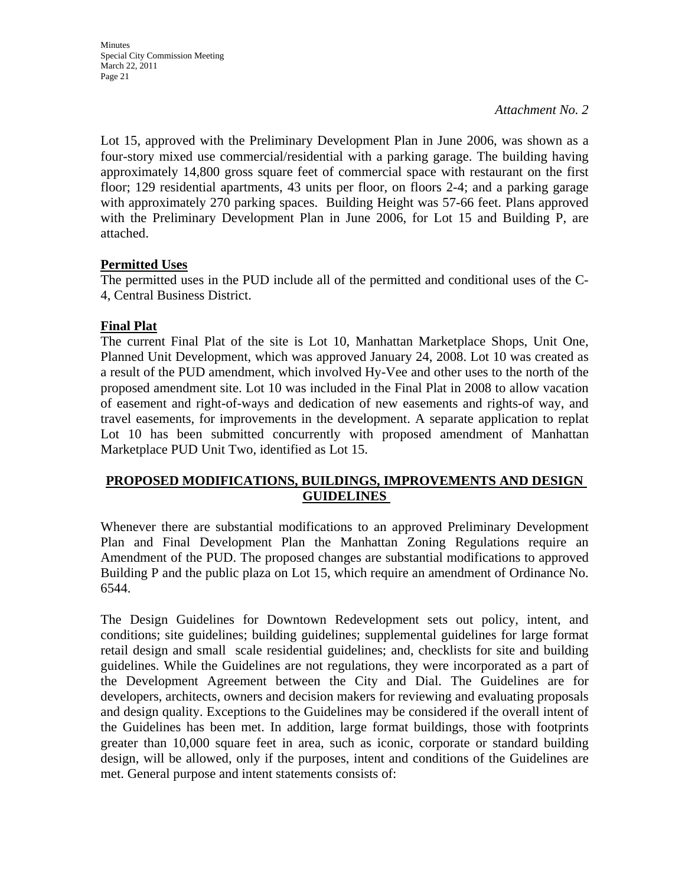*Attachment No. 2*

Lot 15, approved with the Preliminary Development Plan in June 2006, was shown as a four-story mixed use commercial/residential with a parking garage. The building having approximately 14,800 gross square feet of commercial space with restaurant on the first floor; 129 residential apartments, 43 units per floor, on floors 2-4; and a parking garage with approximately 270 parking spaces. Building Height was 57-66 feet. Plans approved with the Preliminary Development Plan in June 2006, for Lot 15 and Building P, are attached.

**Permitted Uses**

The permitted uses in the PUD include all of the permitted and conditional uses of the C-4, Central Business District.

**Final Plat**

The current Final Plat of the site is Lot 10, Manhattan Marketplace Shops, Unit One, Planned Unit Development, which was approved January 24, 2008. Lot 10 was created as a result of the PUD amendment, which involved Hy-Vee and other uses to the north of the proposed amendment site. Lot 10 was included in the Final Plat in 2008 to allow vacation of easement and right-of-ways and dedication of new easements and rights-of way, and travel easements, for improvements in the development. A separate application to replat Lot 10 has been submitted concurrently with proposed amendment of Manhattan Marketplace PUD Unit Two, identified as Lot 15.

**PROPOSED MODIFICATIONS, BUILDINGS, IMPROVEMENTS AND DESIGN GUIDELINES**

Whenever there are substantial modifications to an approved Preliminary Development Plan and Final Development Plan the Manhattan Zoning Regulations require an Amendment of the PUD. The proposed changes are substantial modifications to approved Building P and the public plaza on Lot 15, which require an amendment of Ordinance No. 6544.

The Design Guidelines for Downtown Redevelopment sets out policy, intent, and conditions; site guidelines; building guidelines; supplemental guidelines for large format retail design and small scale residential guidelines; and, checklists for site and building guidelines. While the Guidelines are not regulations, they were incorporated as a part of the Development Agreement between the City and Dial. The Guidelines are for developers, architects, owners and decision makers for reviewing and evaluating proposals and design quality. Exceptions to the Guidelines may be considered if the overall intent of the Guidelines has been met. In addition, large format buildings, those with footprints greater than 10,000 square feet in area, such as iconic, corporate or standard building design, will be allowed, only if the purposes, intent and conditions of the Guidelines are met. General purpose and intent statements consists of: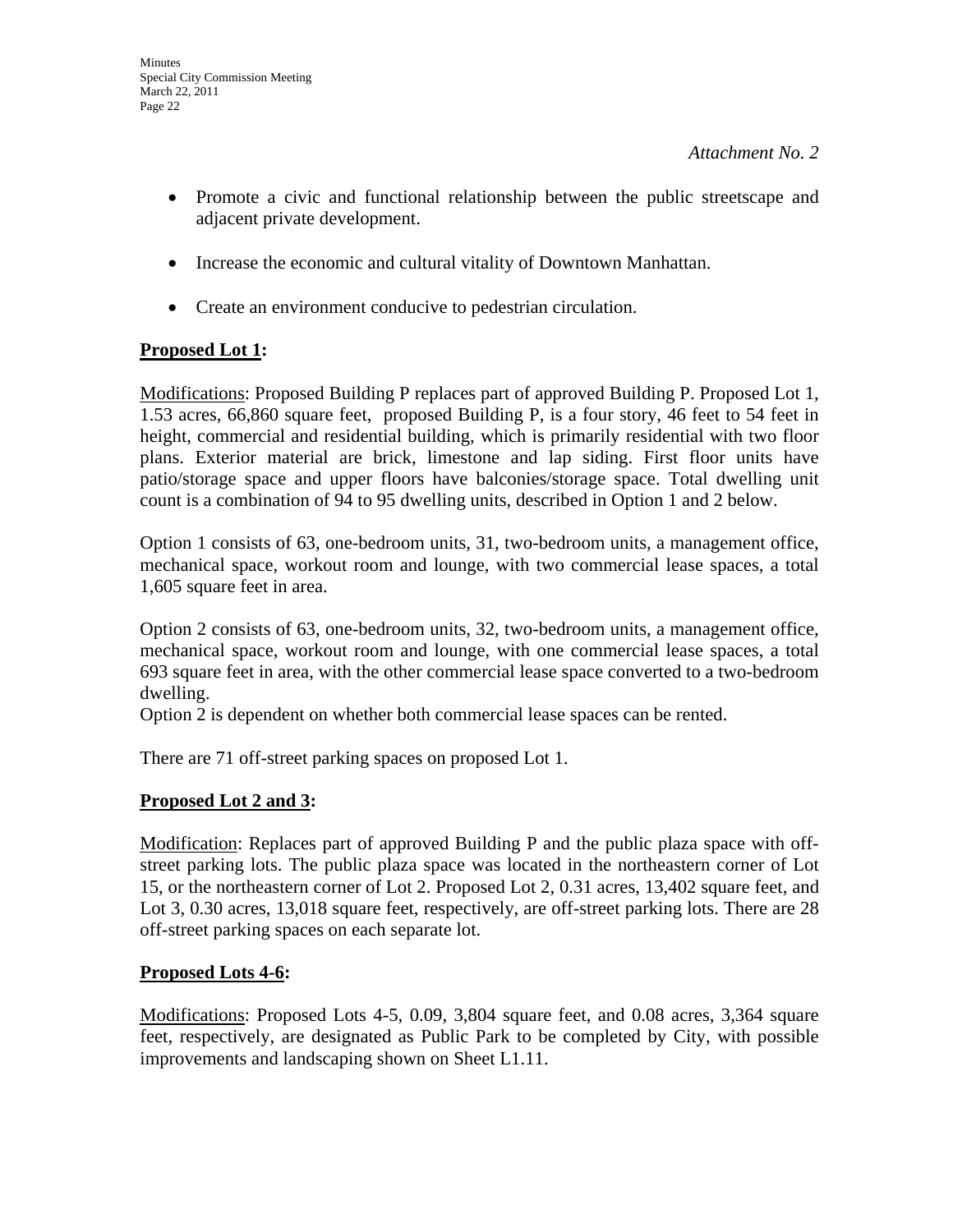*Attachment No. 2*

- Promote a civic and functional relationship between the public streetscape and adjacent private development.

- Increase the economic and cultural vitality of Downtown Manhattan.

- Create an environment conducive to pedestrian circulation.

**Proposed Lot 1:**

Modifications: Proposed Building P replaces part of approved Building P. Proposed Lot 1, 1.53 acres, 66,860 square feet, proposed Building P, is a four story, 46 feet to 54 feet in height, commercial and residential building, which is primarily residential with two floor plans. Exterior material are brick, limestone and lap siding. First floor units have patio/storage space and upper floors have balconies/storage space. Total dwelling unit count is a combination of 94 to 95 dwelling units, described in Option 1 and 2 below.

Option 1 consists of 63, one-bedroom units, 31, two-bedroom units, a management office, mechanical space, workout room and lounge, with two commercial lease spaces, a total 1,605 square feet in area.

Option 2 consists of 63, one-bedroom units, 32, two-bedroom units, a management office, mechanical space, workout room and lounge, with one commercial lease spaces, a total 693 square feet in area, with the other commercial lease space converted to a two-bedroom dwelling.
Option 2 is dependent on whether both commercial lease spaces can be rented.

There are 71 off-street parking spaces on proposed Lot 1.

**Proposed Lot 2 and 3:**

Modification: Replaces part of approved Building P and the public plaza space with off-street parking lots. The public plaza space was located in the northeastern corner of Lot 15, or the northeastern corner of Lot 2. Proposed Lot 2, 0.31 acres, 13,402 square feet, and Lot 3, 0.30 acres, 13,018 square feet, respectively, are off-street parking lots. There are 28 off-street parking spaces on each separate lot.

**Proposed Lots 4-6:**

Modifications: Proposed Lots 4-5, 0.09, 3,804 square feet, and 0.08 acres, 3,364 square feet, respectively, are designated as Public Park to be completed by City, with possible improvements and landscaping shown on Sheet L1.11.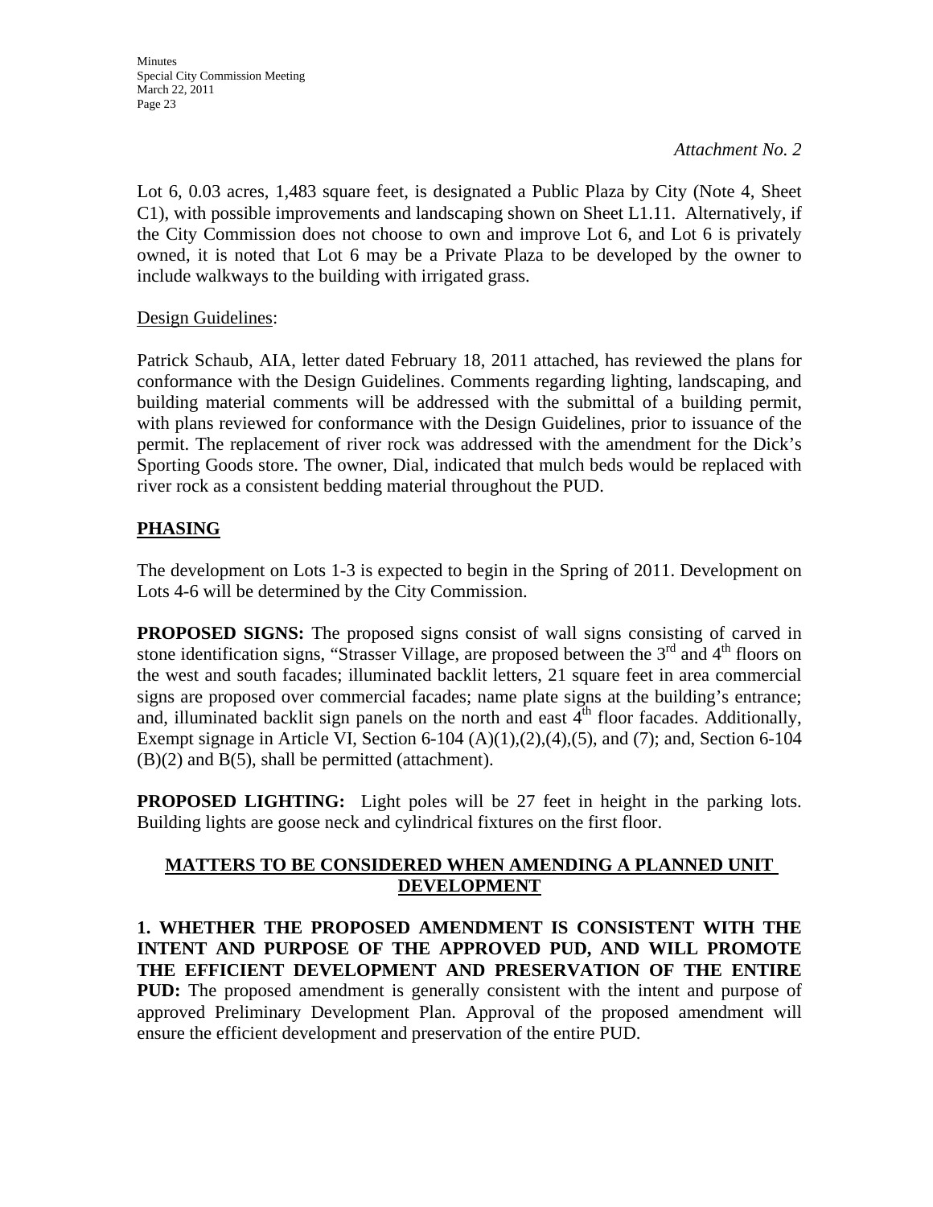*Attachment No. 2*

Lot 6, 0.03 acres, 1,483 square feet, is designated a Public Plaza by City (Note 4, Sheet C1), with possible improvements and landscaping shown on Sheet L1.11. Alternatively, if the City Commission does not choose to own and improve Lot 6, and Lot 6 is privately owned, it is noted that Lot 6 may be a Private Plaza to be developed by the owner to include walkways to the building with irrigated grass.

Design Guidelines:

Patrick Schaub, AIA, letter dated February 18, 2011 attached, has reviewed the plans for conformance with the Design Guidelines. Comments regarding lighting, landscaping, and building material comments will be addressed with the submittal of a building permit, with plans reviewed for conformance with the Design Guidelines, prior to issuance of the permit. The replacement of river rock was addressed with the amendment for the Dick's Sporting Goods store. The owner, Dial, indicated that mulch beds would be replaced with river rock as a consistent bedding material throughout the PUD.

## PHASING

The development on Lots 1-3 is expected to begin in the Spring of 2011. Development on Lots 4-6 will be determined by the City Commission.

**PROPOSED SIGNS:** The proposed signs consist of wall signs consisting of carved in stone identification signs, "Strasser Village, are proposed between the 3rd and 4th floors on the west and south facades; illuminated backlit letters, 21 square feet in area commercial signs are proposed over commercial facades; name plate signs at the building's entrance; and, illuminated backlit sign panels on the north and east 4th floor facades. Additionally, Exempt signage in Article VI, Section 6-104 (A)(1),(2),(4),(5), and (7); and, Section 6-104 (B)(2) and B(5), shall be permitted (attachment).

**PROPOSED LIGHTING:** Light poles will be 27 feet in height in the parking lots. Building lights are goose neck and cylindrical fixtures on the first floor.

## MATTERS TO BE CONSIDERED WHEN AMENDING A PLANNED UNIT DEVELOPMENT

**1. WHETHER THE PROPOSED AMENDMENT IS CONSISTENT WITH THE INTENT AND PURPOSE OF THE APPROVED PUD, AND WILL PROMOTE THE EFFICIENT DEVELOPMENT AND PRESERVATION OF THE ENTIRE PUD:** The proposed amendment is generally consistent with the intent and purpose of approved Preliminary Development Plan. Approval of the proposed amendment will ensure the efficient development and preservation of the entire PUD.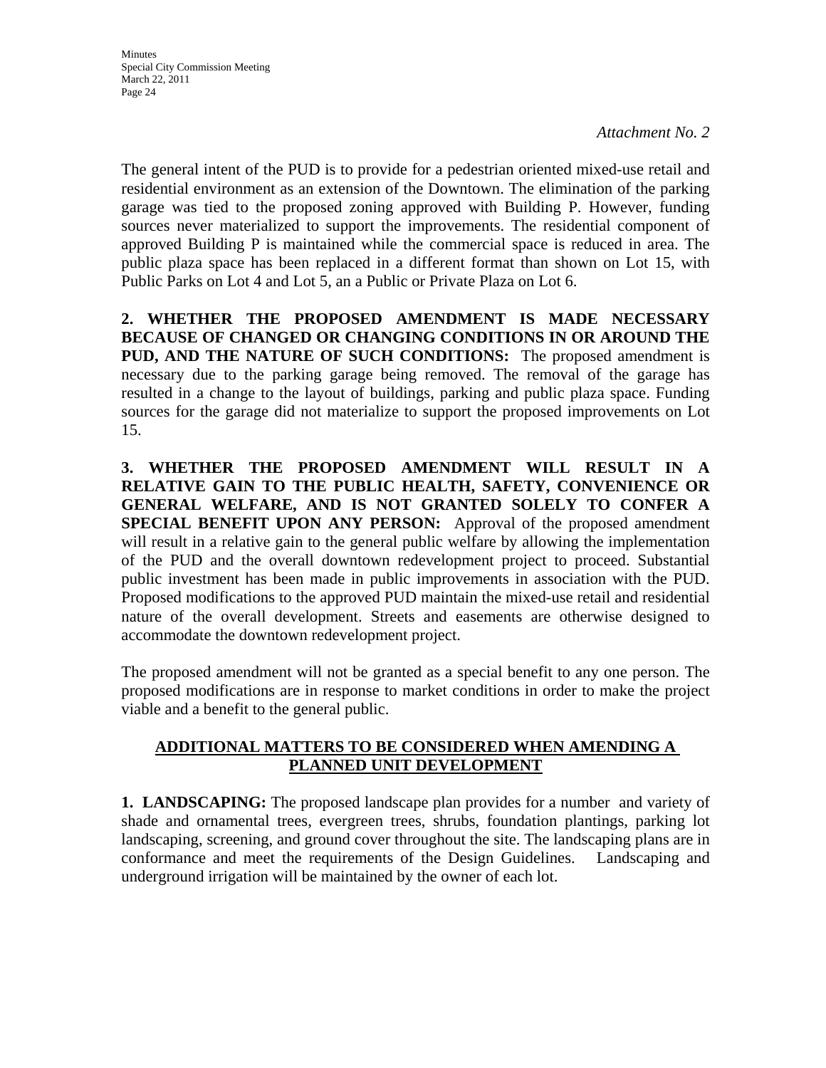*Attachment No. 2*

The general intent of the PUD is to provide for a pedestrian oriented mixed-use retail and residential environment as an extension of the Downtown. The elimination of the parking garage was tied to the proposed zoning approved with Building P. However, funding sources never materialized to support the improvements. The residential component of approved Building P is maintained while the commercial space is reduced in area. The public plaza space has been replaced in a different format than shown on Lot 15, with Public Parks on Lot 4 and Lot 5, an a Public or Private Plaza on Lot 6.

**2. WHETHER THE PROPOSED AMENDMENT IS MADE NECESSARY BECAUSE OF CHANGED OR CHANGING CONDITIONS IN OR AROUND THE PUD, AND THE NATURE OF SUCH CONDITIONS:** The proposed amendment is necessary due to the parking garage being removed. The removal of the garage has resulted in a change to the layout of buildings, parking and public plaza space. Funding sources for the garage did not materialize to support the proposed improvements on Lot 15.

**3. WHETHER THE PROPOSED AMENDMENT WILL RESULT IN A RELATIVE GAIN TO THE PUBLIC HEALTH, SAFETY, CONVENIENCE OR GENERAL WELFARE, AND IS NOT GRANTED SOLELY TO CONFER A SPECIAL BENEFIT UPON ANY PERSON:** Approval of the proposed amendment will result in a relative gain to the general public welfare by allowing the implementation of the PUD and the overall downtown redevelopment project to proceed. Substantial public investment has been made in public improvements in association with the PUD. Proposed modifications to the approved PUD maintain the mixed-use retail and residential nature of the overall development. Streets and easements are otherwise designed to accommodate the downtown redevelopment project.

The proposed amendment will not be granted as a special benefit to any one person. The proposed modifications are in response to market conditions in order to make the project viable and a benefit to the general public.

## ADDITIONAL MATTERS TO BE CONSIDERED WHEN AMENDING A PLANNED UNIT DEVELOPMENT

**1. LANDSCAPING:** The proposed landscape plan provides for a number and variety of shade and ornamental trees, evergreen trees, shrubs, foundation plantings, parking lot landscaping, screening, and ground cover throughout the site. The landscaping plans are in conformance and meet the requirements of the Design Guidelines. Landscaping and underground irrigation will be maintained by the owner of each lot.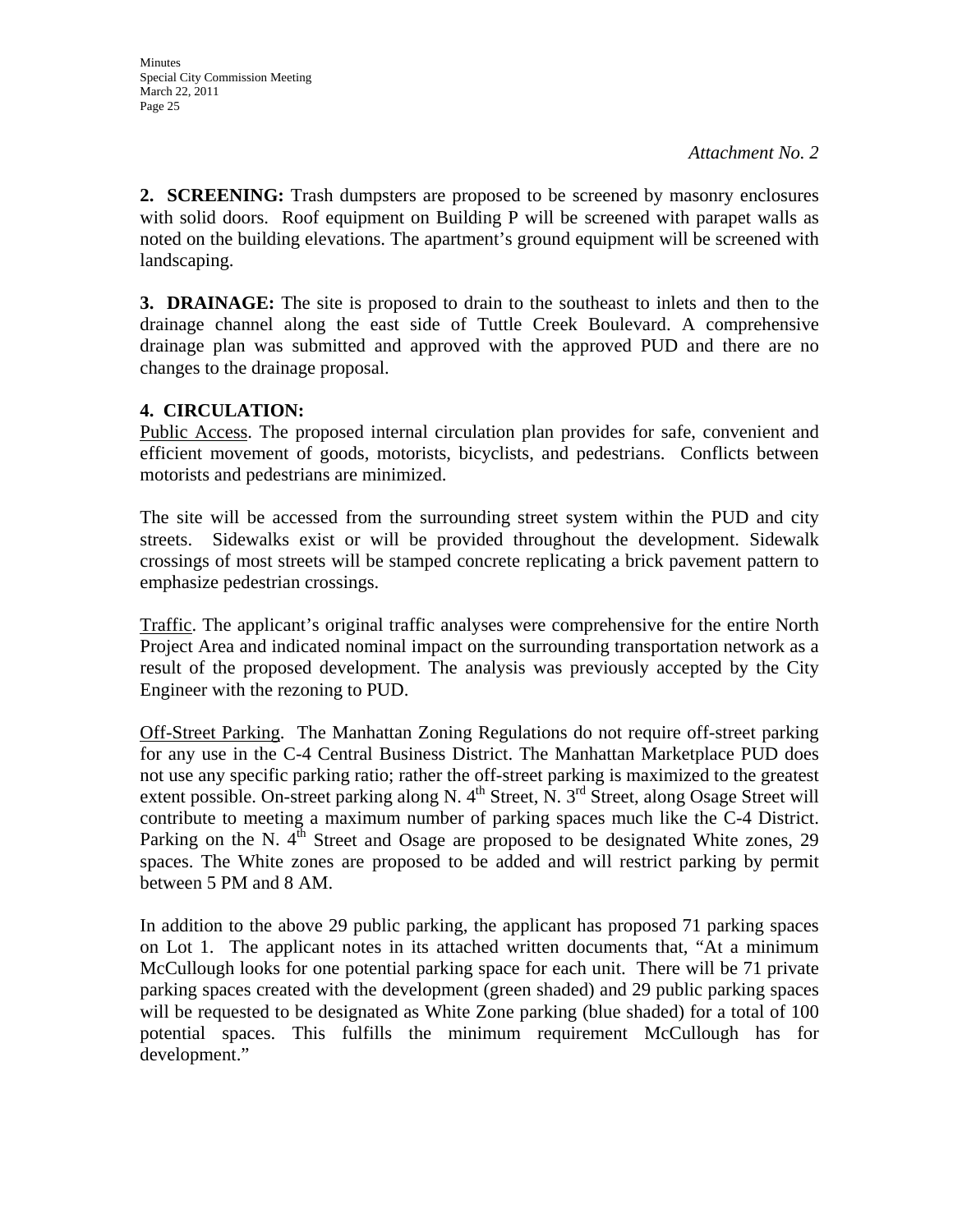*Attachment No. 2*

**2. SCREENING:** Trash dumpsters are proposed to be screened by masonry enclosures with solid doors. Roof equipment on Building P will be screened with parapet walls as noted on the building elevations. The apartment's ground equipment will be screened with landscaping.

**3. DRAINAGE:** The site is proposed to drain to the southeast to inlets and then to the drainage channel along the east side of Tuttle Creek Boulevard. A comprehensive drainage plan was submitted and approved with the approved PUD and there are no changes to the drainage proposal.

**4. CIRCULATION:**

Public Access. The proposed internal circulation plan provides for safe, convenient and efficient movement of goods, motorists, bicyclists, and pedestrians. Conflicts between motorists and pedestrians are minimized.

The site will be accessed from the surrounding street system within the PUD and city streets. Sidewalks exist or will be provided throughout the development. Sidewalk crossings of most streets will be stamped concrete replicating a brick pavement pattern to emphasize pedestrian crossings.

Traffic. The applicant's original traffic analyses were comprehensive for the entire North Project Area and indicated nominal impact on the surrounding transportation network as a result of the proposed development. The analysis was previously accepted by the City Engineer with the rezoning to PUD.

Off-Street Parking. The Manhattan Zoning Regulations do not require off-street parking for any use in the C-4 Central Business District. The Manhattan Marketplace PUD does not use any specific parking ratio; rather the off-street parking is maximized to the greatest extent possible. On-street parking along N. 4th Street, N. 3rd Street, along Osage Street will contribute to meeting a maximum number of parking spaces much like the C-4 District. Parking on the N. 4th Street and Osage are proposed to be designated White zones, 29 spaces. The White zones are proposed to be added and will restrict parking by permit between 5 PM and 8 AM.

In addition to the above 29 public parking, the applicant has proposed 71 parking spaces on Lot 1. The applicant notes in its attached written documents that, "At a minimum McCullough looks for one potential parking space for each unit. There will be 71 private parking spaces created with the development (green shaded) and 29 public parking spaces will be requested to be designated as White Zone parking (blue shaded) for a total of 100 potential spaces. This fulfills the minimum requirement McCullough has for development."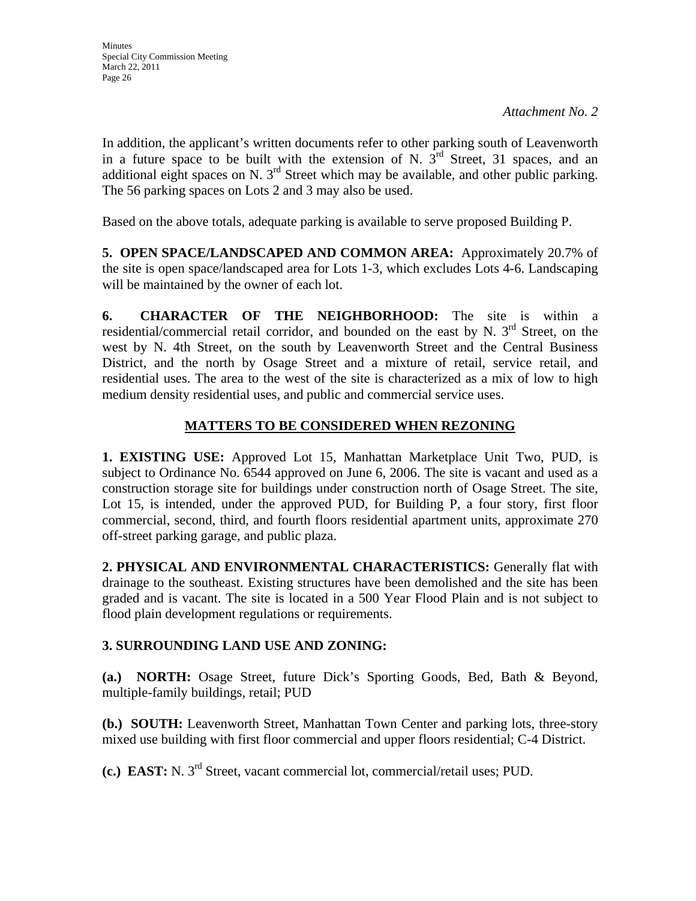*Attachment No. 2*

In addition, the applicant's written documents refer to other parking south of Leavenworth in a future space to be built with the extension of N. 3rd Street, 31 spaces, and an additional eight spaces on N. 3rd Street which may be available, and other public parking. The 56 parking spaces on Lots 2 and 3 may also be used.

Based on the above totals, adequate parking is available to serve proposed Building P.

**5. OPEN SPACE/LANDSCAPED AND COMMON AREA:** Approximately 20.7% of the site is open space/landscaped area for Lots 1-3, which excludes Lots 4-6. Landscaping will be maintained by the owner of each lot.

**6. CHARACTER OF THE NEIGHBORHOOD:** The site is within a residential/commercial retail corridor, and bounded on the east by N. 3rd Street, on the west by N. 4th Street, on the south by Leavenworth Street and the Central Business District, and the north by Osage Street and a mixture of retail, service retail, and residential uses. The area to the west of the site is characterized as a mix of low to high medium density residential uses, and public and commercial service uses.

## MATTERS TO BE CONSIDERED WHEN REZONING

**1. EXISTING USE:** Approved Lot 15, Manhattan Marketplace Unit Two, PUD, is subject to Ordinance No. 6544 approved on June 6, 2006. The site is vacant and used as a construction storage site for buildings under construction north of Osage Street. The site, Lot 15, is intended, under the approved PUD, for Building P, a four story, first floor commercial, second, third, and fourth floors residential apartment units, approximate 270 off-street parking garage, and public plaza.

**2. PHYSICAL AND ENVIRONMENTAL CHARACTERISTICS:** Generally flat with drainage to the southeast. Existing structures have been demolished and the site has been graded and is vacant. The site is located in a 500 Year Flood Plain and is not subject to flood plain development regulations or requirements.

**3. SURROUNDING LAND USE AND ZONING:**

**(a.) NORTH:** Osage Street, future Dick's Sporting Goods, Bed, Bath & Beyond, multiple-family buildings, retail; PUD

**(b.) SOUTH:** Leavenworth Street, Manhattan Town Center and parking lots, three-story mixed use building with first floor commercial and upper floors residential; C-4 District.

**(c.) EAST:** N. 3rd Street, vacant commercial lot, commercial/retail uses; PUD.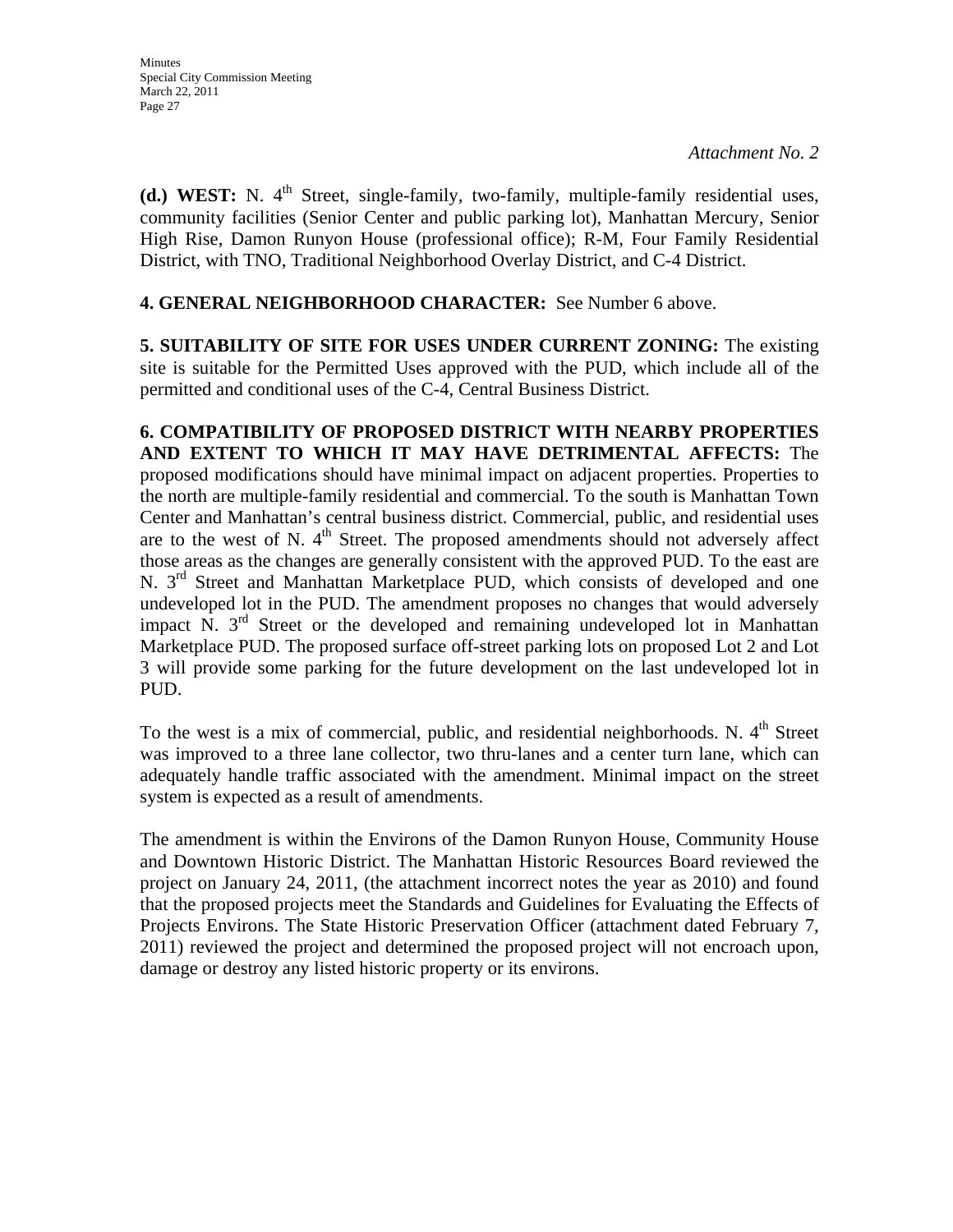*Attachment No. 2*

**(d.) WEST:** N. 4th Street, single-family, two-family, multiple-family residential uses, community facilities (Senior Center and public parking lot), Manhattan Mercury, Senior High Rise, Damon Runyon House (professional office); R-M, Four Family Residential District, with TNO, Traditional Neighborhood Overlay District, and C-4 District.

**4. GENERAL NEIGHBORHOOD CHARACTER:** See Number 6 above.

**5. SUITABILITY OF SITE FOR USES UNDER CURRENT ZONING:** The existing site is suitable for the Permitted Uses approved with the PUD, which include all of the permitted and conditional uses of the C-4, Central Business District.

**6. COMPATIBILITY OF PROPOSED DISTRICT WITH NEARBY PROPERTIES AND EXTENT TO WHICH IT MAY HAVE DETRIMENTAL AFFECTS:** The proposed modifications should have minimal impact on adjacent properties. Properties to the north are multiple-family residential and commercial. To the south is Manhattan Town Center and Manhattan's central business district. Commercial, public, and residential uses are to the west of N. 4th Street. The proposed amendments should not adversely affect those areas as the changes are generally consistent with the approved PUD. To the east are N. 3rd Street and Manhattan Marketplace PUD, which consists of developed and one undeveloped lot in the PUD. The amendment proposes no changes that would adversely impact N. 3rd Street or the developed and remaining undeveloped lot in Manhattan Marketplace PUD. The proposed surface off-street parking lots on proposed Lot 2 and Lot 3 will provide some parking for the future development on the last undeveloped lot in PUD.

To the west is a mix of commercial, public, and residential neighborhoods. N. 4th Street was improved to a three lane collector, two thru-lanes and a center turn lane, which can adequately handle traffic associated with the amendment. Minimal impact on the street system is expected as a result of amendments.

The amendment is within the Environs of the Damon Runyon House, Community House and Downtown Historic District. The Manhattan Historic Resources Board reviewed the project on January 24, 2011, (the attachment incorrect notes the year as 2010) and found that the proposed projects meet the Standards and Guidelines for Evaluating the Effects of Projects Environs. The State Historic Preservation Officer (attachment dated February 7, 2011) reviewed the project and determined the proposed project will not encroach upon, damage or destroy any listed historic property or its environs.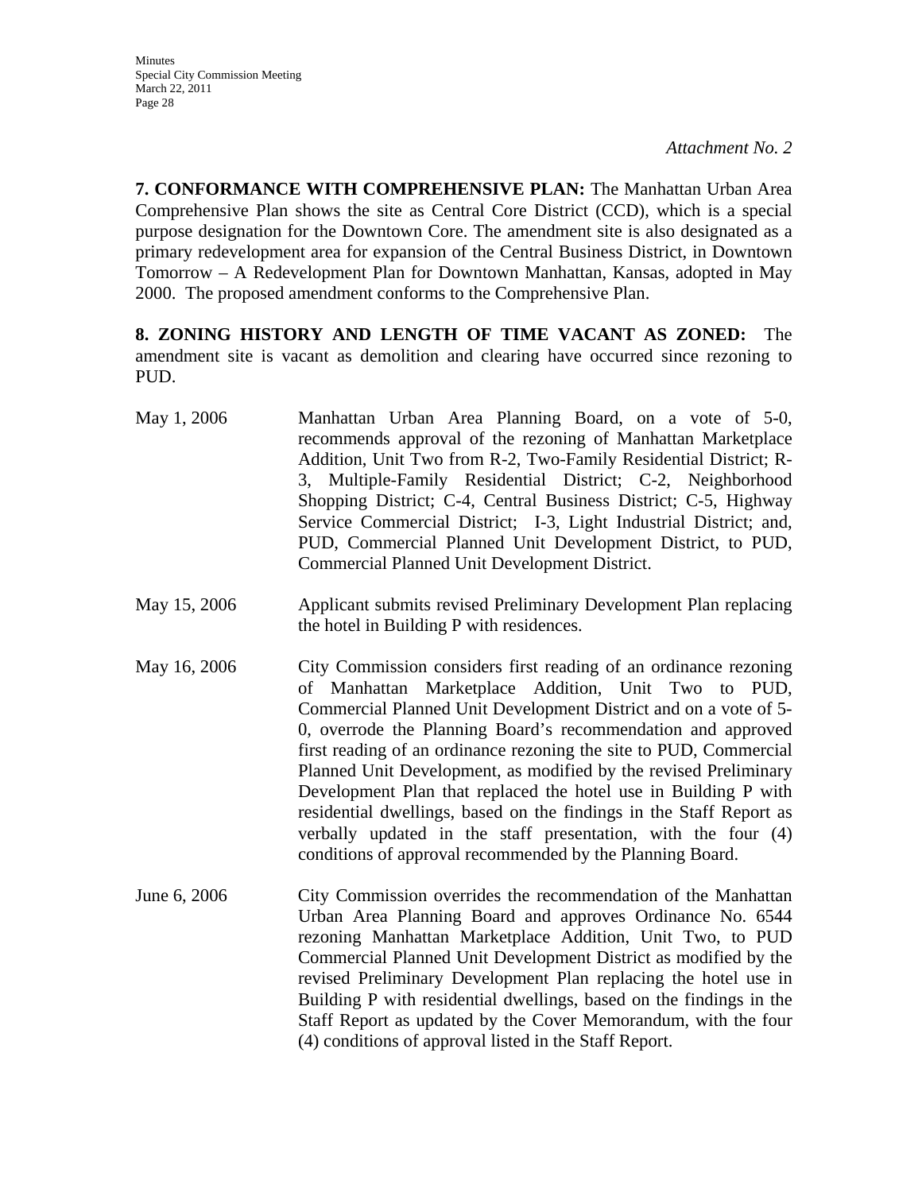*Attachment No. 2*

**7. CONFORMANCE WITH COMPREHENSIVE PLAN:** The Manhattan Urban Area Comprehensive Plan shows the site as Central Core District (CCD), which is a special purpose designation for the Downtown Core. The amendment site is also designated as a primary redevelopment area for expansion of the Central Business District, in Downtown Tomorrow – A Redevelopment Plan for Downtown Manhattan, Kansas, adopted in May 2000. The proposed amendment conforms to the Comprehensive Plan.

**8. ZONING HISTORY AND LENGTH OF TIME VACANT AS ZONED:** The amendment site is vacant as demolition and clearing have occurred since rezoning to PUD.

May 1, 2006 — Manhattan Urban Area Planning Board, on a vote of 5-0, recommends approval of the rezoning of Manhattan Marketplace Addition, Unit Two from R-2, Two-Family Residential District; R-3, Multiple-Family Residential District; C-2, Neighborhood Shopping District; C-4, Central Business District; C-5, Highway Service Commercial District; I-3, Light Industrial District; and, PUD, Commercial Planned Unit Development District, to PUD, Commercial Planned Unit Development District.

May 15, 2006 — Applicant submits revised Preliminary Development Plan replacing the hotel in Building P with residences.

May 16, 2006 — City Commission considers first reading of an ordinance rezoning of Manhattan Marketplace Addition, Unit Two to PUD, Commercial Planned Unit Development District and on a vote of 5-0, overrode the Planning Board's recommendation and approved first reading of an ordinance rezoning the site to PUD, Commercial Planned Unit Development, as modified by the revised Preliminary Development Plan that replaced the hotel use in Building P with residential dwellings, based on the findings in the Staff Report as verbally updated in the staff presentation, with the four (4) conditions of approval recommended by the Planning Board.

June 6, 2006 — City Commission overrides the recommendation of the Manhattan Urban Area Planning Board and approves Ordinance No. 6544 rezoning Manhattan Marketplace Addition, Unit Two, to PUD Commercial Planned Unit Development District as modified by the revised Preliminary Development Plan replacing the hotel use in Building P with residential dwellings, based on the findings in the Staff Report as updated by the Cover Memorandum, with the four (4) conditions of approval listed in the Staff Report.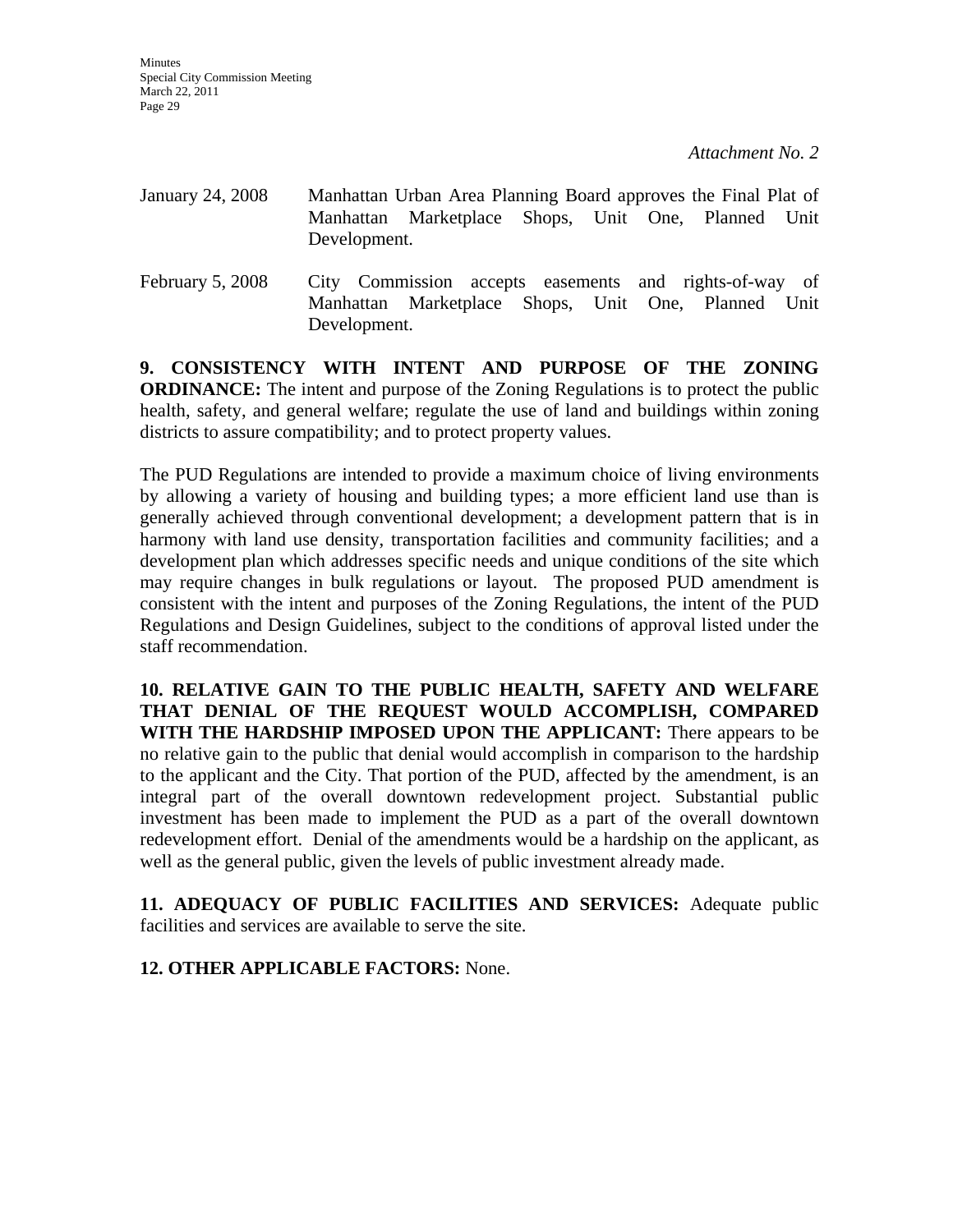*Attachment No. 2*

January 24, 2008 Manhattan Urban Area Planning Board approves the Final Plat of Manhattan Marketplace Shops, Unit One, Planned Unit Development.

February 5, 2008 City Commission accepts easements and rights-of-way of Manhattan Marketplace Shops, Unit One, Planned Unit Development.

**9. CONSISTENCY WITH INTENT AND PURPOSE OF THE ZONING ORDINANCE:** The intent and purpose of the Zoning Regulations is to protect the public health, safety, and general welfare; regulate the use of land and buildings within zoning districts to assure compatibility; and to protect property values.

The PUD Regulations are intended to provide a maximum choice of living environments by allowing a variety of housing and building types; a more efficient land use than is generally achieved through conventional development; a development pattern that is in harmony with land use density, transportation facilities and community facilities; and a development plan which addresses specific needs and unique conditions of the site which may require changes in bulk regulations or layout. The proposed PUD amendment is consistent with the intent and purposes of the Zoning Regulations, the intent of the PUD Regulations and Design Guidelines, subject to the conditions of approval listed under the staff recommendation.

**10. RELATIVE GAIN TO THE PUBLIC HEALTH, SAFETY AND WELFARE THAT DENIAL OF THE REQUEST WOULD ACCOMPLISH, COMPARED WITH THE HARDSHIP IMPOSED UPON THE APPLICANT:** There appears to be no relative gain to the public that denial would accomplish in comparison to the hardship to the applicant and the City. That portion of the PUD, affected by the amendment, is an integral part of the overall downtown redevelopment project. Substantial public investment has been made to implement the PUD as a part of the overall downtown redevelopment effort. Denial of the amendments would be a hardship on the applicant, as well as the general public, given the levels of public investment already made.

**11. ADEQUACY OF PUBLIC FACILITIES AND SERVICES:** Adequate public facilities and services are available to serve the site.

**12. OTHER APPLICABLE FACTORS:** None.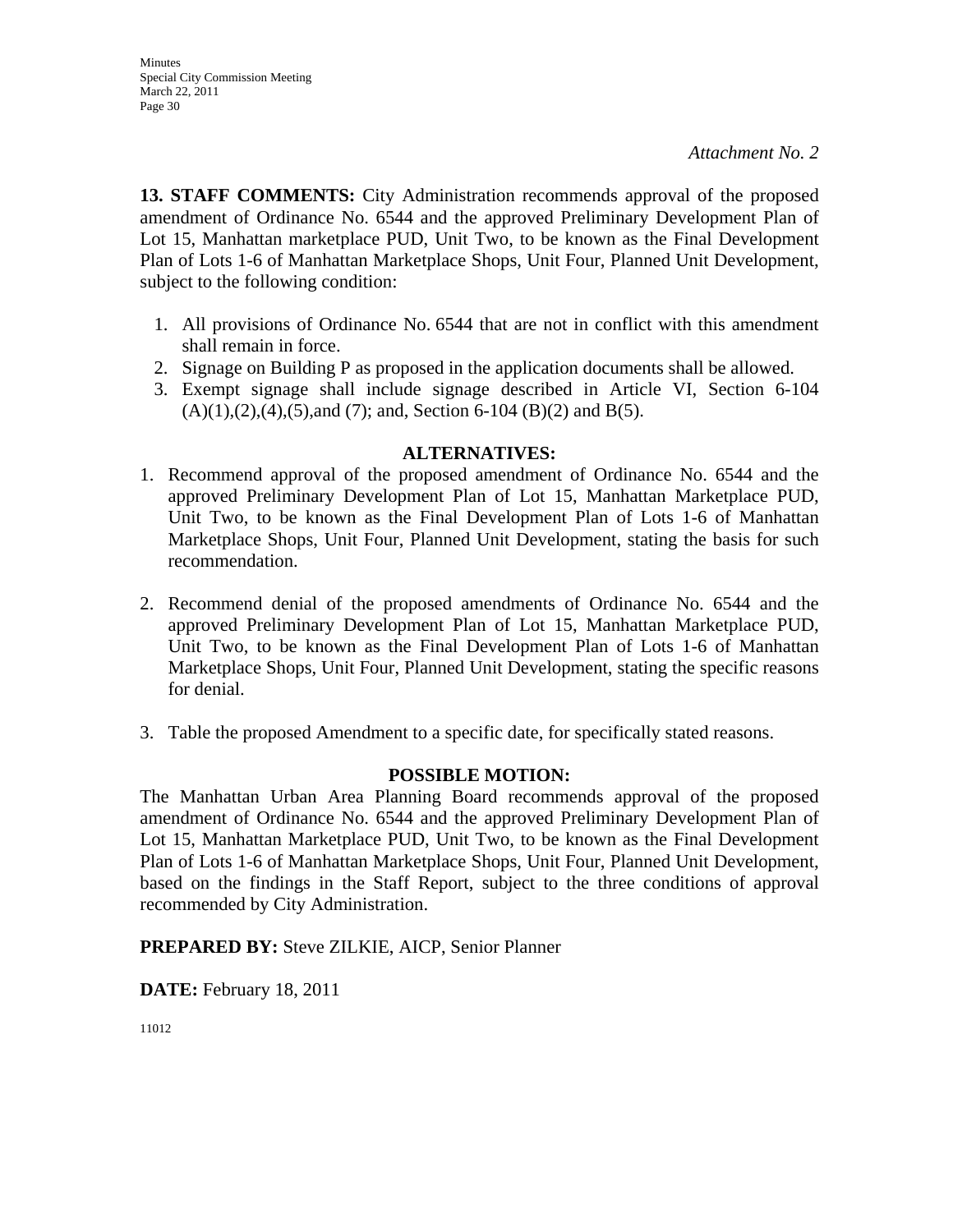*Attachment No. 2*

**13. STAFF COMMENTS:** City Administration recommends approval of the proposed amendment of Ordinance No. 6544 and the approved Preliminary Development Plan of Lot 15, Manhattan marketplace PUD, Unit Two, to be known as the Final Development Plan of Lots 1-6 of Manhattan Marketplace Shops, Unit Four, Planned Unit Development, subject to the following condition:

1. All provisions of Ordinance No. 6544 that are not in conflict with this amendment shall remain in force.
2. Signage on Building P as proposed in the application documents shall be allowed.
3. Exempt signage shall include signage described in Article VI, Section 6-104 (A)(1),(2),(4),(5),and (7); and, Section 6-104 (B)(2) and B(5).

**ALTERNATIVES:**

1. Recommend approval of the proposed amendment of Ordinance No. 6544 and the approved Preliminary Development Plan of Lot 15, Manhattan Marketplace PUD, Unit Two, to be known as the Final Development Plan of Lots 1-6 of Manhattan Marketplace Shops, Unit Four, Planned Unit Development, stating the basis for such recommendation.

2. Recommend denial of the proposed amendments of Ordinance No. 6544 and the approved Preliminary Development Plan of Lot 15, Manhattan Marketplace PUD, Unit Two, to be known as the Final Development Plan of Lots 1-6 of Manhattan Marketplace Shops, Unit Four, Planned Unit Development, stating the specific reasons for denial.

3. Table the proposed Amendment to a specific date, for specifically stated reasons.

**POSSIBLE MOTION:**

The Manhattan Urban Area Planning Board recommends approval of the proposed amendment of Ordinance No. 6544 and the approved Preliminary Development Plan of Lot 15, Manhattan Marketplace PUD, Unit Two, to be known as the Final Development Plan of Lots 1-6 of Manhattan Marketplace Shops, Unit Four, Planned Unit Development, based on the findings in the Staff Report, subject to the three conditions of approval recommended by City Administration.

**PREPARED BY:** Steve ZILKIE, AICP, Senior Planner

**DATE:** February 18, 2011

11012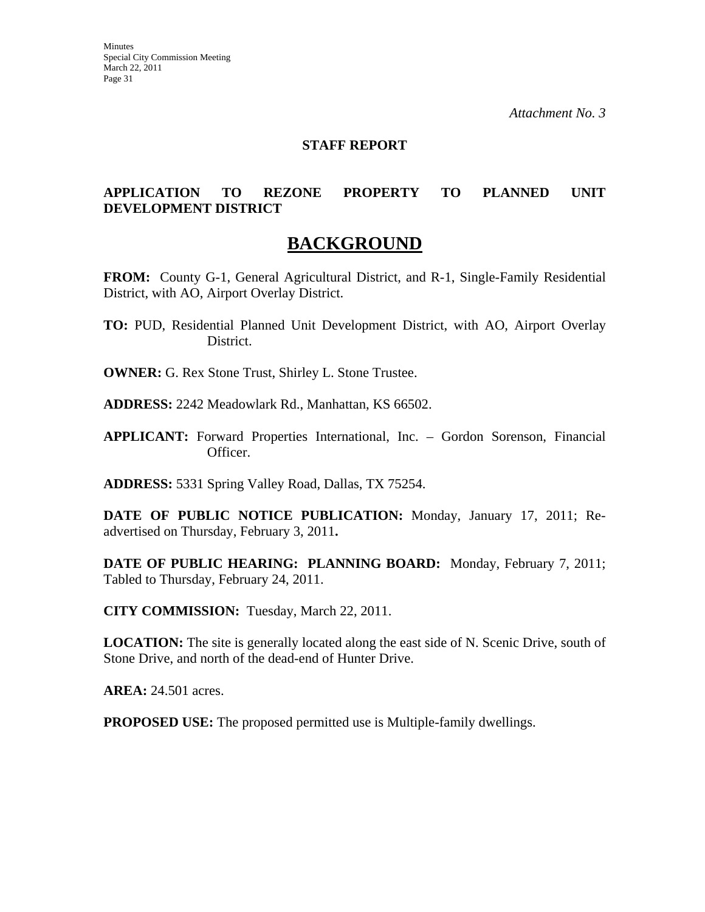*Attachment No. 3*

**STAFF REPORT**

**APPLICATION TO REZONE PROPERTY TO PLANNED UNIT DEVELOPMENT DISTRICT**

# BACKGROUND

**FROM:** County G-1, General Agricultural District, and R-1, Single-Family Residential District, with AO, Airport Overlay District.

**TO:** PUD, Residential Planned Unit Development District, with AO, Airport Overlay District.

**OWNER:** G. Rex Stone Trust, Shirley L. Stone Trustee.

**ADDRESS:** 2242 Meadowlark Rd., Manhattan, KS 66502.

**APPLICANT:** Forward Properties International, Inc. – Gordon Sorenson, Financial Officer.

**ADDRESS:** 5331 Spring Valley Road, Dallas, TX 75254.

**DATE OF PUBLIC NOTICE PUBLICATION:** Monday, January 17, 2011; Re-advertised on Thursday, February 3, 2011**.**

**DATE OF PUBLIC HEARING: PLANNING BOARD:** Monday, February 7, 2011; Tabled to Thursday, February 24, 2011.

**CITY COMMISSION:** Tuesday, March 22, 2011.

**LOCATION:** The site is generally located along the east side of N. Scenic Drive, south of Stone Drive, and north of the dead-end of Hunter Drive.

**AREA:** 24.501 acres.

**PROPOSED USE:** The proposed permitted use is Multiple-family dwellings.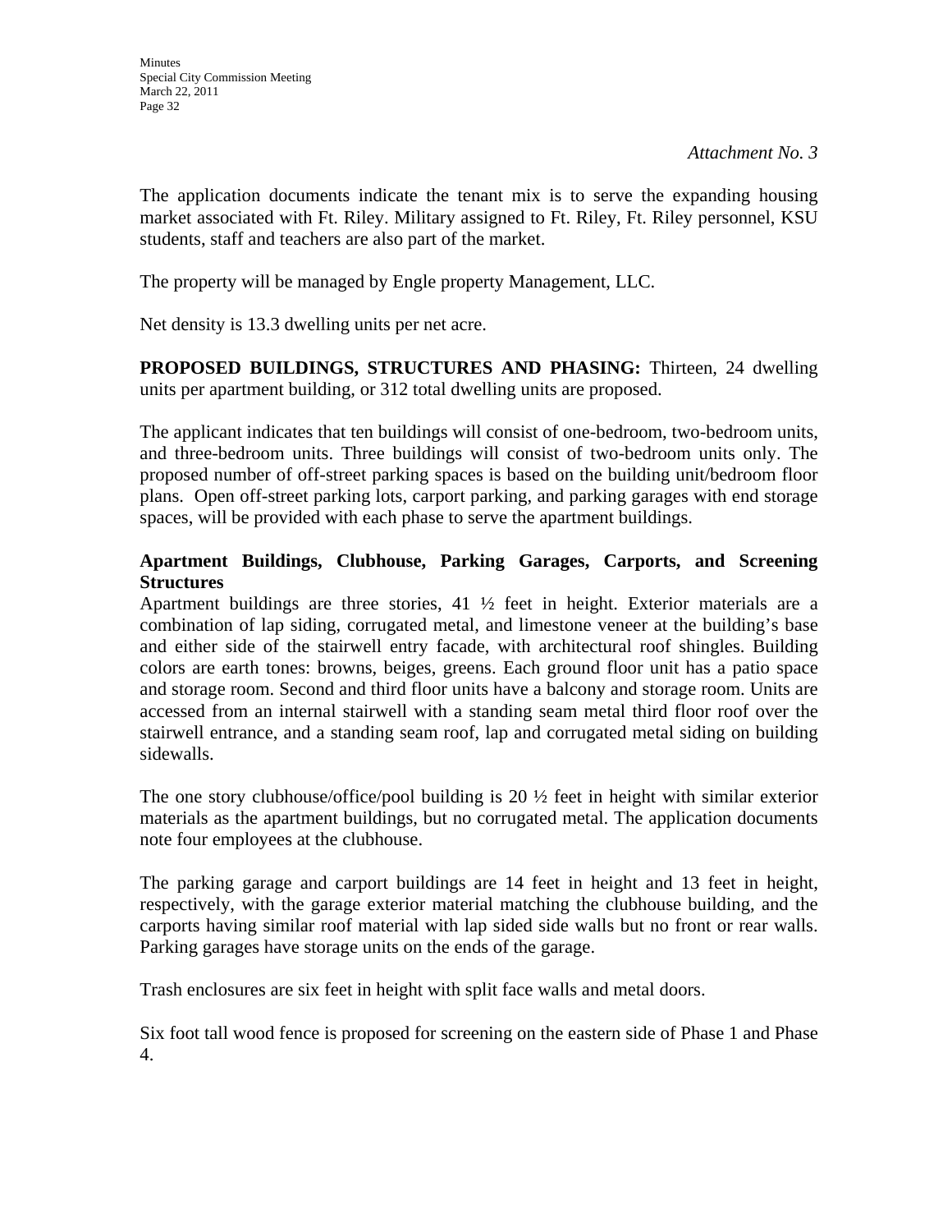*Attachment No. 3*

The application documents indicate the tenant mix is to serve the expanding housing market associated with Ft. Riley. Military assigned to Ft. Riley, Ft. Riley personnel, KSU students, staff and teachers are also part of the market.

The property will be managed by Engle property Management, LLC.

Net density is 13.3 dwelling units per net acre.

**PROPOSED BUILDINGS, STRUCTURES AND PHASING:** Thirteen, 24 dwelling units per apartment building, or 312 total dwelling units are proposed.

The applicant indicates that ten buildings will consist of one-bedroom, two-bedroom units, and three-bedroom units. Three buildings will consist of two-bedroom units only. The proposed number of off-street parking spaces is based on the building unit/bedroom floor plans. Open off-street parking lots, carport parking, and parking garages with end storage spaces, will be provided with each phase to serve the apartment buildings.

**Apartment Buildings, Clubhouse, Parking Garages, Carports, and Screening Structures**

Apartment buildings are three stories, 41 ½ feet in height. Exterior materials are a combination of lap siding, corrugated metal, and limestone veneer at the building's base and either side of the stairwell entry facade, with architectural roof shingles. Building colors are earth tones: browns, beiges, greens. Each ground floor unit has a patio space and storage room. Second and third floor units have a balcony and storage room. Units are accessed from an internal stairwell with a standing seam metal third floor roof over the stairwell entrance, and a standing seam roof, lap and corrugated metal siding on building sidewalls.

The one story clubhouse/office/pool building is 20 ½ feet in height with similar exterior materials as the apartment buildings, but no corrugated metal. The application documents note four employees at the clubhouse.

The parking garage and carport buildings are 14 feet in height and 13 feet in height, respectively, with the garage exterior material matching the clubhouse building, and the carports having similar roof material with lap sided side walls but no front or rear walls. Parking garages have storage units on the ends of the garage.

Trash enclosures are six feet in height with split face walls and metal doors.

Six foot tall wood fence is proposed for screening on the eastern side of Phase 1 and Phase 4.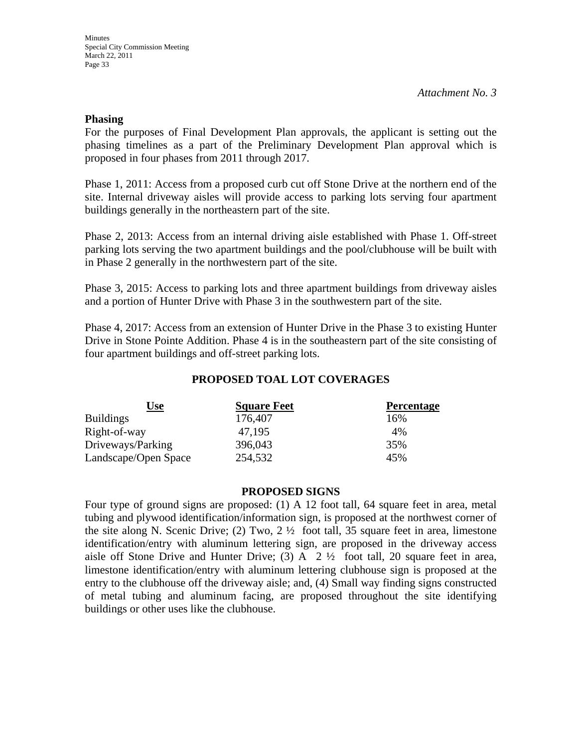*Attachment No. 3*

**Phasing**

For the purposes of Final Development Plan approvals, the applicant is setting out the phasing timelines as a part of the Preliminary Development Plan approval which is proposed in four phases from 2011 through 2017.

Phase 1, 2011: Access from a proposed curb cut off Stone Drive at the northern end of the site. Internal driveway aisles will provide access to parking lots serving four apartment buildings generally in the northeastern part of the site.

Phase 2, 2013: Access from an internal driving aisle established with Phase 1. Off-street parking lots serving the two apartment buildings and the pool/clubhouse will be built with in Phase 2 generally in the northwestern part of the site.

Phase 3, 2015: Access to parking lots and three apartment buildings from driveway aisles and a portion of Hunter Drive with Phase 3 in the southwestern part of the site.

Phase 4, 2017: Access from an extension of Hunter Drive in the Phase 3 to existing Hunter Drive in Stone Pointe Addition. Phase 4 is in the southeastern part of the site consisting of four apartment buildings and off-street parking lots.

**PROPOSED TOAL LOT COVERAGES**

| Use | Square Feet | Percentage |
|---|---|---|
| Buildings | 176,407 | 16% |
| Right-of-way | 47,195 | 4% |
| Driveways/Parking | 396,043 | 35% |
| Landscape/Open Space | 254,532 | 45% |

**PROPOSED SIGNS**

Four type of ground signs are proposed: (1) A 12 foot tall, 64 square feet in area, metal tubing and plywood identification/information sign, is proposed at the northwest corner of the site along N. Scenic Drive; (2) Two, 2 ½ foot tall, 35 square feet in area, limestone identification/entry with aluminum lettering sign, are proposed in the driveway access aisle off Stone Drive and Hunter Drive; (3) A 2 ½ foot tall, 20 square feet in area, limestone identification/entry with aluminum lettering clubhouse sign is proposed at the entry to the clubhouse off the driveway aisle; and, (4) Small way finding signs constructed of metal tubing and aluminum facing, are proposed throughout the site identifying buildings or other uses like the clubhouse.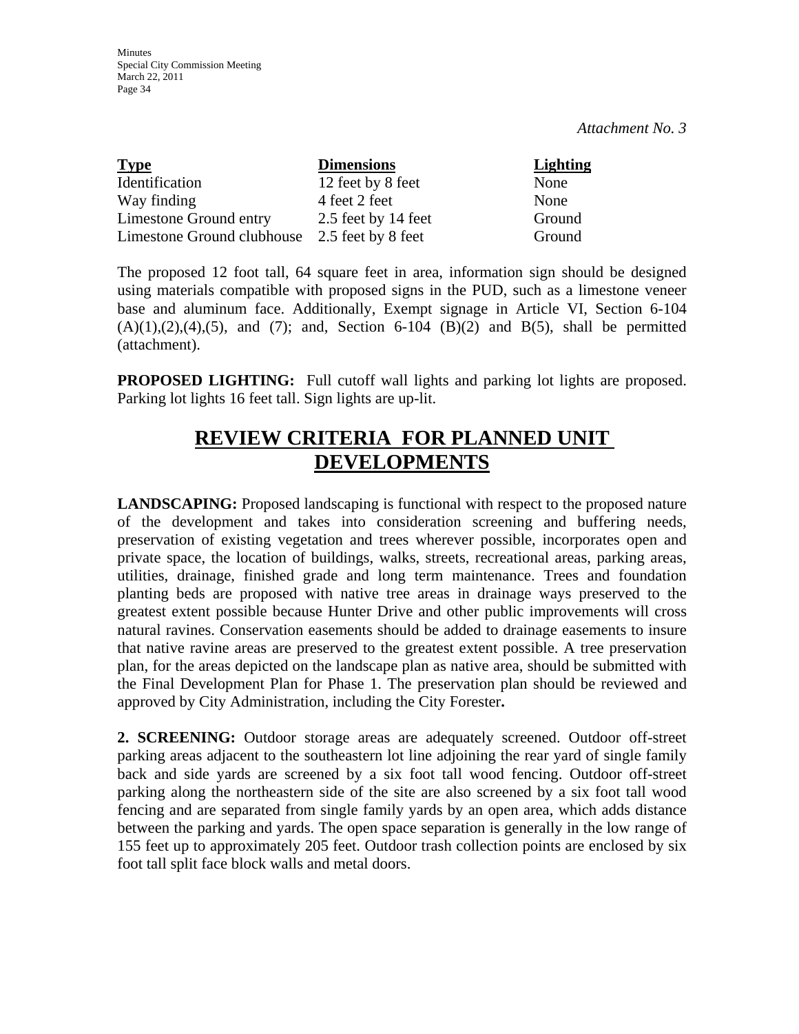*Attachment No. 3*

| Type | Dimensions | Lighting |
|---|---|---|
| Identification | 12 feet by 8 feet | None |
| Way finding | 4 feet 2 feet | None |
| Limestone Ground entry | 2.5 feet by 14 feet | Ground |
| Limestone Ground clubhouse | 2.5 feet by 8 feet | Ground |

The proposed 12 foot tall, 64 square feet in area, information sign should be designed using materials compatible with proposed signs in the PUD, such as a limestone veneer base and aluminum face. Additionally, Exempt signage in Article VI, Section 6-104 (A)(1),(2),(4),(5), and (7); and, Section 6-104 (B)(2) and B(5), shall be permitted (attachment).

**PROPOSED LIGHTING:** Full cutoff wall lights and parking lot lights are proposed. Parking lot lights 16 feet tall. Sign lights are up-lit.

## REVIEW CRITERIA FOR PLANNED UNIT DEVELOPMENTS

**LANDSCAPING:** Proposed landscaping is functional with respect to the proposed nature of the development and takes into consideration screening and buffering needs, preservation of existing vegetation and trees wherever possible, incorporates open and private space, the location of buildings, walks, streets, recreational areas, parking areas, utilities, drainage, finished grade and long term maintenance. Trees and foundation planting beds are proposed with native tree areas in drainage ways preserved to the greatest extent possible because Hunter Drive and other public improvements will cross natural ravines. Conservation easements should be added to drainage easements to insure that native ravine areas are preserved to the greatest extent possible. A tree preservation plan, for the areas depicted on the landscape plan as native area, should be submitted with the Final Development Plan for Phase 1. The preservation plan should be reviewed and approved by City Administration, including the City Forester**.**

**2. SCREENING:** Outdoor storage areas are adequately screened. Outdoor off-street parking areas adjacent to the southeastern lot line adjoining the rear yard of single family back and side yards are screened by a six foot tall wood fencing. Outdoor off-street parking along the northeastern side of the site are also screened by a six foot tall wood fencing and are separated from single family yards by an open area, which adds distance between the parking and yards. The open space separation is generally in the low range of 155 feet up to approximately 205 feet. Outdoor trash collection points are enclosed by six foot tall split face block walls and metal doors.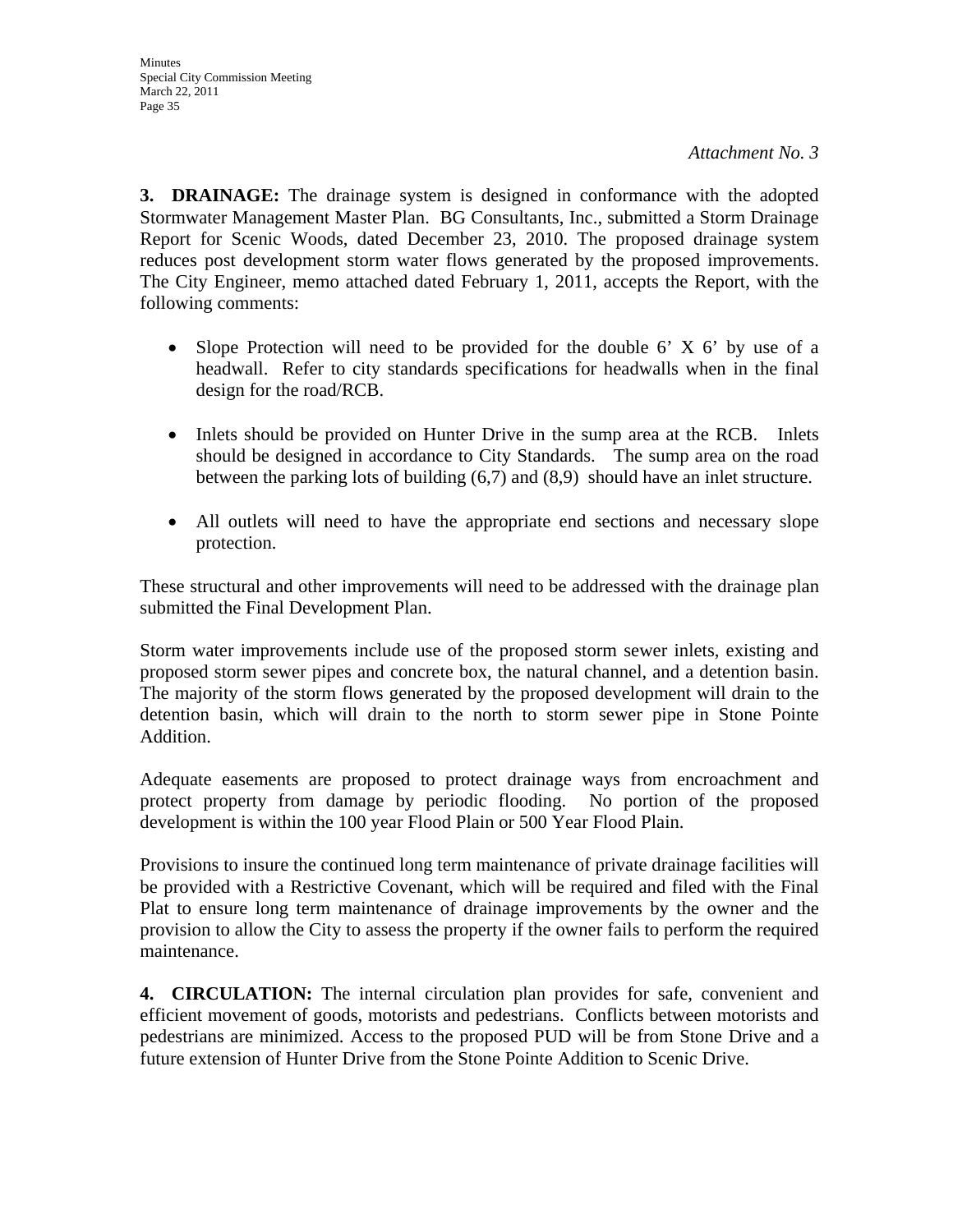*Attachment No. 3*

**3. DRAINAGE:** The drainage system is designed in conformance with the adopted Stormwater Management Master Plan. BG Consultants, Inc., submitted a Storm Drainage Report for Scenic Woods, dated December 23, 2010. The proposed drainage system reduces post development storm water flows generated by the proposed improvements. The City Engineer, memo attached dated February 1, 2011, accepts the Report, with the following comments:

- Slope Protection will need to be provided for the double 6' X 6' by use of a headwall. Refer to city standards specifications for headwalls when in the final design for the road/RCB.
- Inlets should be provided on Hunter Drive in the sump area at the RCB. Inlets should be designed in accordance to City Standards. The sump area on the road between the parking lots of building (6,7) and (8,9) should have an inlet structure.
- All outlets will need to have the appropriate end sections and necessary slope protection.

These structural and other improvements will need to be addressed with the drainage plan submitted the Final Development Plan.

Storm water improvements include use of the proposed storm sewer inlets, existing and proposed storm sewer pipes and concrete box, the natural channel, and a detention basin. The majority of the storm flows generated by the proposed development will drain to the detention basin, which will drain to the north to storm sewer pipe in Stone Pointe Addition.

Adequate easements are proposed to protect drainage ways from encroachment and protect property from damage by periodic flooding. No portion of the proposed development is within the 100 year Flood Plain or 500 Year Flood Plain.

Provisions to insure the continued long term maintenance of private drainage facilities will be provided with a Restrictive Covenant, which will be required and filed with the Final Plat to ensure long term maintenance of drainage improvements by the owner and the provision to allow the City to assess the property if the owner fails to perform the required maintenance.

**4. CIRCULATION:** The internal circulation plan provides for safe, convenient and efficient movement of goods, motorists and pedestrians. Conflicts between motorists and pedestrians are minimized. Access to the proposed PUD will be from Stone Drive and a future extension of Hunter Drive from the Stone Pointe Addition to Scenic Drive.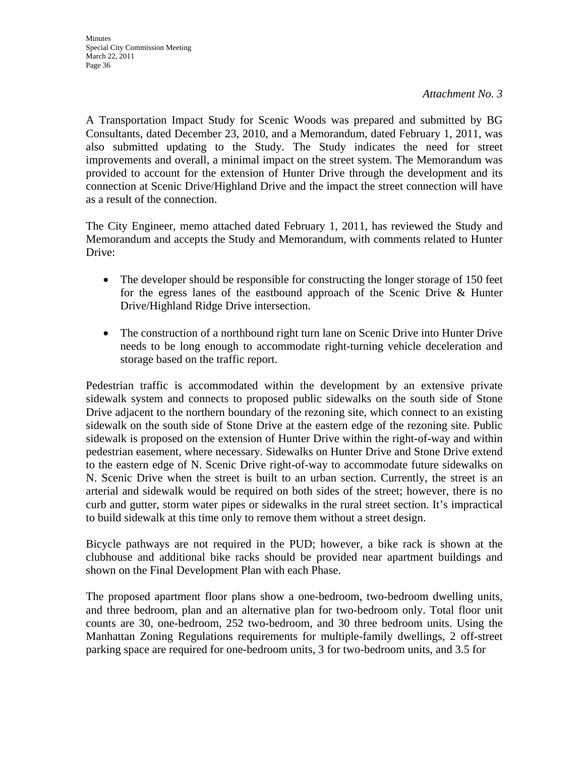*Attachment No. 3*

A Transportation Impact Study for Scenic Woods was prepared and submitted by BG Consultants, dated December 23, 2010, and a Memorandum, dated February 1, 2011, was also submitted updating to the Study. The Study indicates the need for street improvements and overall, a minimal impact on the street system. The Memorandum was provided to account for the extension of Hunter Drive through the development and its connection at Scenic Drive/Highland Drive and the impact the street connection will have as a result of the connection.

The City Engineer, memo attached dated February 1, 2011, has reviewed the Study and Memorandum and accepts the Study and Memorandum, with comments related to Hunter Drive:

- The developer should be responsible for constructing the longer storage of 150 feet for the egress lanes of the eastbound approach of the Scenic Drive & Hunter Drive/Highland Ridge Drive intersection.

- The construction of a northbound right turn lane on Scenic Drive into Hunter Drive needs to be long enough to accommodate right-turning vehicle deceleration and storage based on the traffic report.

Pedestrian traffic is accommodated within the development by an extensive private sidewalk system and connects to proposed public sidewalks on the south side of Stone Drive adjacent to the northern boundary of the rezoning site, which connect to an existing sidewalk on the south side of Stone Drive at the eastern edge of the rezoning site. Public sidewalk is proposed on the extension of Hunter Drive within the right-of-way and within pedestrian easement, where necessary. Sidewalks on Hunter Drive and Stone Drive extend to the eastern edge of N. Scenic Drive right-of-way to accommodate future sidewalks on N. Scenic Drive when the street is built to an urban section. Currently, the street is an arterial and sidewalk would be required on both sides of the street; however, there is no curb and gutter, storm water pipes or sidewalks in the rural street section. It's impractical to build sidewalk at this time only to remove them without a street design.

Bicycle pathways are not required in the PUD; however, a bike rack is shown at the clubhouse and additional bike racks should be provided near apartment buildings and shown on the Final Development Plan with each Phase.

The proposed apartment floor plans show a one-bedroom, two-bedroom dwelling units, and three bedroom, plan and an alternative plan for two-bedroom only. Total floor unit counts are 30, one-bedroom, 252 two-bedroom, and 30 three bedroom units. Using the Manhattan Zoning Regulations requirements for multiple-family dwellings, 2 off-street parking space are required for one-bedroom units, 3 for two-bedroom units, and 3.5 for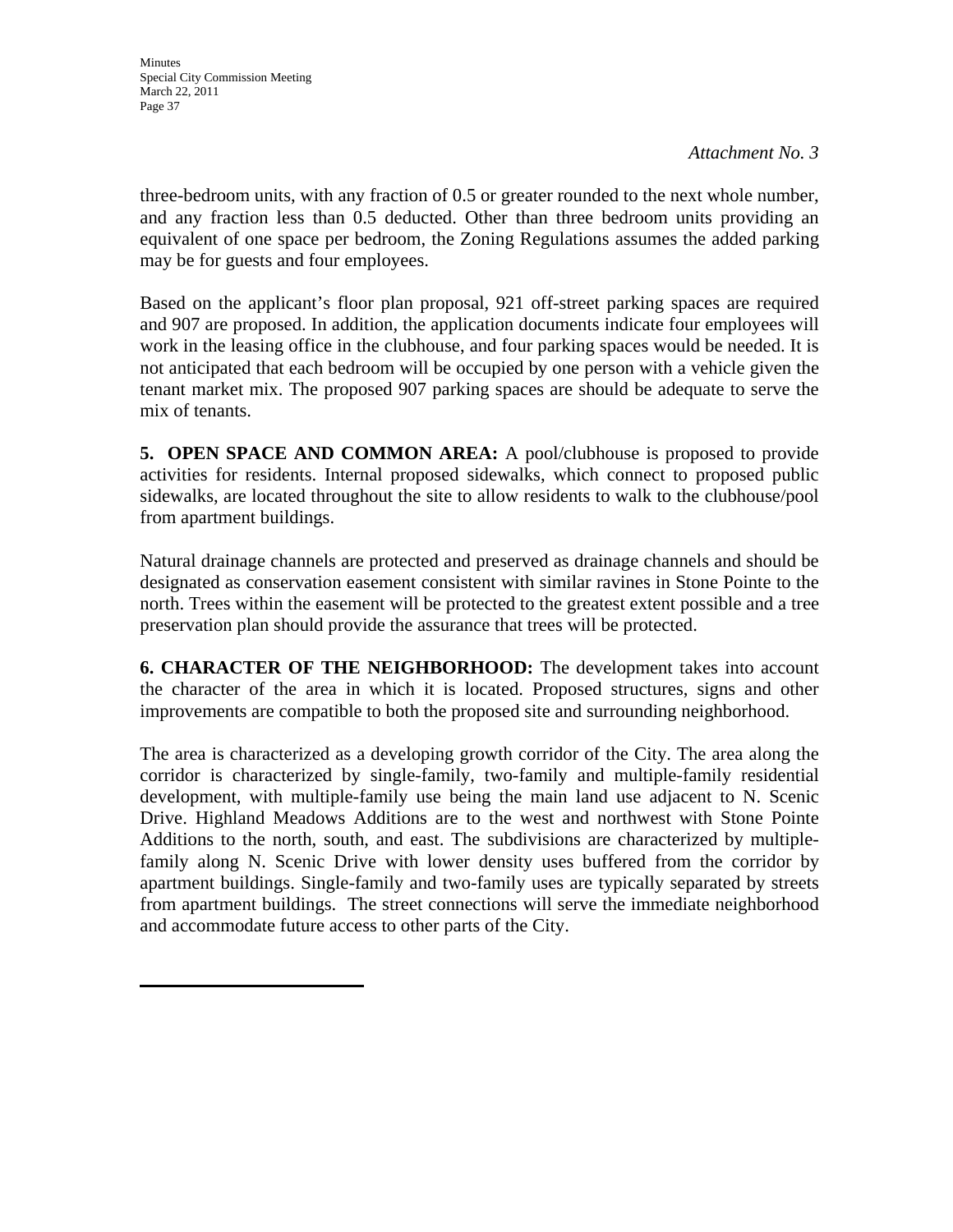*Attachment No. 3*

three-bedroom units, with any fraction of 0.5 or greater rounded to the next whole number, and any fraction less than 0.5 deducted. Other than three bedroom units providing an equivalent of one space per bedroom, the Zoning Regulations assumes the added parking may be for guests and four employees.

Based on the applicant's floor plan proposal, 921 off-street parking spaces are required and 907 are proposed. In addition, the application documents indicate four employees will work in the leasing office in the clubhouse, and four parking spaces would be needed. It is not anticipated that each bedroom will be occupied by one person with a vehicle given the tenant market mix. The proposed 907 parking spaces are should be adequate to serve the mix of tenants.

**5. OPEN SPACE AND COMMON AREA:** A pool/clubhouse is proposed to provide activities for residents. Internal proposed sidewalks, which connect to proposed public sidewalks, are located throughout the site to allow residents to walk to the clubhouse/pool from apartment buildings.

Natural drainage channels are protected and preserved as drainage channels and should be designated as conservation easement consistent with similar ravines in Stone Pointe to the north. Trees within the easement will be protected to the greatest extent possible and a tree preservation plan should provide the assurance that trees will be protected.

**6. CHARACTER OF THE NEIGHBORHOOD:** The development takes into account the character of the area in which it is located. Proposed structures, signs and other improvements are compatible to both the proposed site and surrounding neighborhood.

The area is characterized as a developing growth corridor of the City. The area along the corridor is characterized by single-family, two-family and multiple-family residential development, with multiple-family use being the main land use adjacent to N. Scenic Drive. Highland Meadows Additions are to the west and northwest with Stone Pointe Additions to the north, south, and east. The subdivisions are characterized by multiple-family along N. Scenic Drive with lower density uses buffered from the corridor by apartment buildings. Single-family and two-family uses are typically separated by streets from apartment buildings. The street connections will serve the immediate neighborhood and accommodate future access to other parts of the City.

---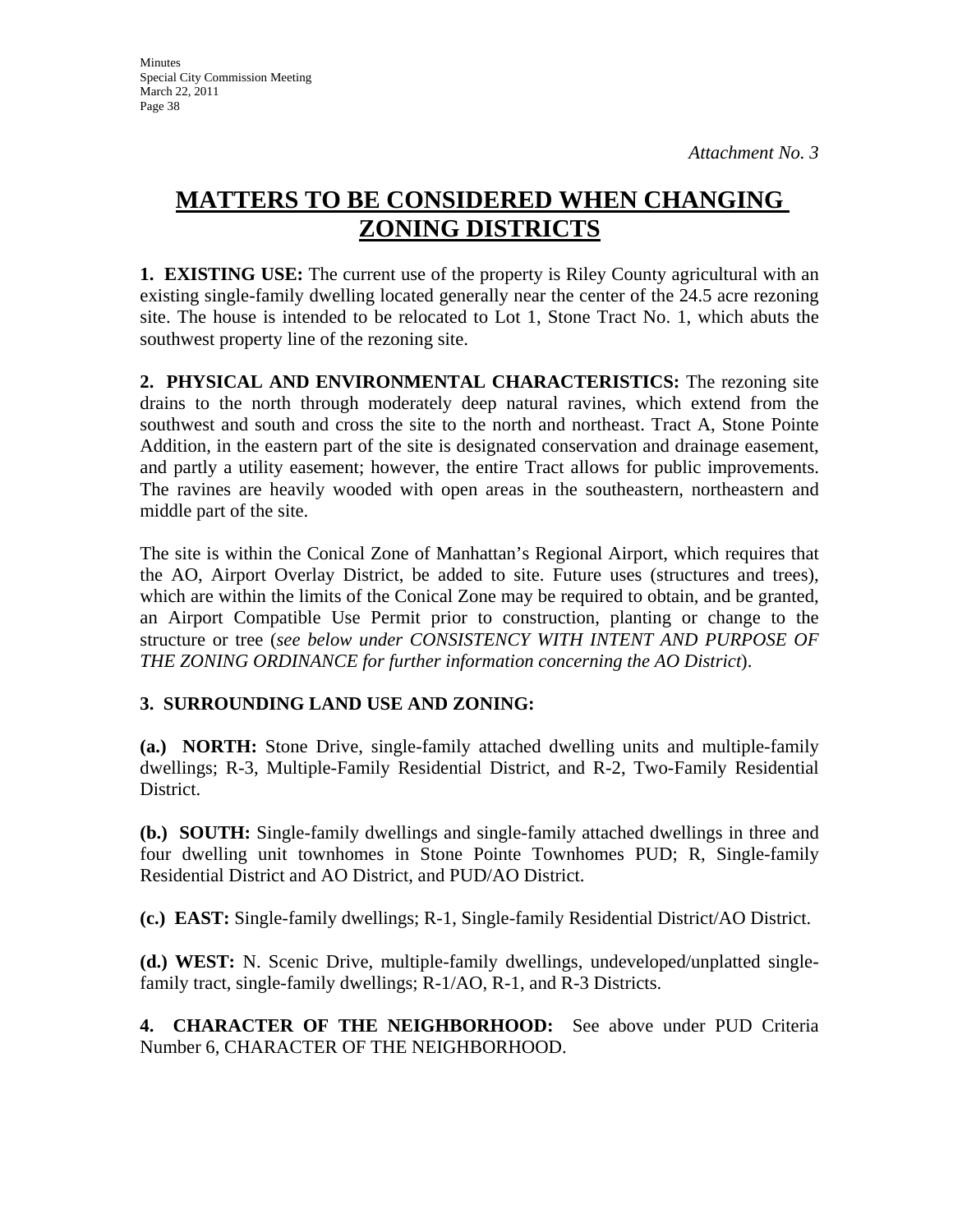*Attachment No. 3*

# MATTERS TO BE CONSIDERED WHEN CHANGING ZONING DISTRICTS

**1. EXISTING USE:** The current use of the property is Riley County agricultural with an existing single-family dwelling located generally near the center of the 24.5 acre rezoning site. The house is intended to be relocated to Lot 1, Stone Tract No. 1, which abuts the southwest property line of the rezoning site.

**2. PHYSICAL AND ENVIRONMENTAL CHARACTERISTICS:** The rezoning site drains to the north through moderately deep natural ravines, which extend from the southwest and south and cross the site to the north and northeast. Tract A, Stone Pointe Addition, in the eastern part of the site is designated conservation and drainage easement, and partly a utility easement; however, the entire Tract allows for public improvements. The ravines are heavily wooded with open areas in the southeastern, northeastern and middle part of the site.

The site is within the Conical Zone of Manhattan's Regional Airport, which requires that the AO, Airport Overlay District, be added to site. Future uses (structures and trees), which are within the limits of the Conical Zone may be required to obtain, and be granted, an Airport Compatible Use Permit prior to construction, planting or change to the structure or tree (*see below under CONSISTENCY WITH INTENT AND PURPOSE OF THE ZONING ORDINANCE for further information concerning the AO District*).

**3. SURROUNDING LAND USE AND ZONING:**

**(a.) NORTH:** Stone Drive, single-family attached dwelling units and multiple-family dwellings; R-3, Multiple-Family Residential District, and R-2, Two-Family Residential District.

**(b.) SOUTH:** Single-family dwellings and single-family attached dwellings in three and four dwelling unit townhomes in Stone Pointe Townhomes PUD; R, Single-family Residential District and AO District, and PUD/AO District.

**(c.) EAST:** Single-family dwellings; R-1, Single-family Residential District/AO District.

**(d.) WEST:** N. Scenic Drive, multiple-family dwellings, undeveloped/unplatted single-family tract, single-family dwellings; R-1/AO, R-1, and R-3 Districts.

**4. CHARACTER OF THE NEIGHBORHOOD:** See above under PUD Criteria Number 6, CHARACTER OF THE NEIGHBORHOOD.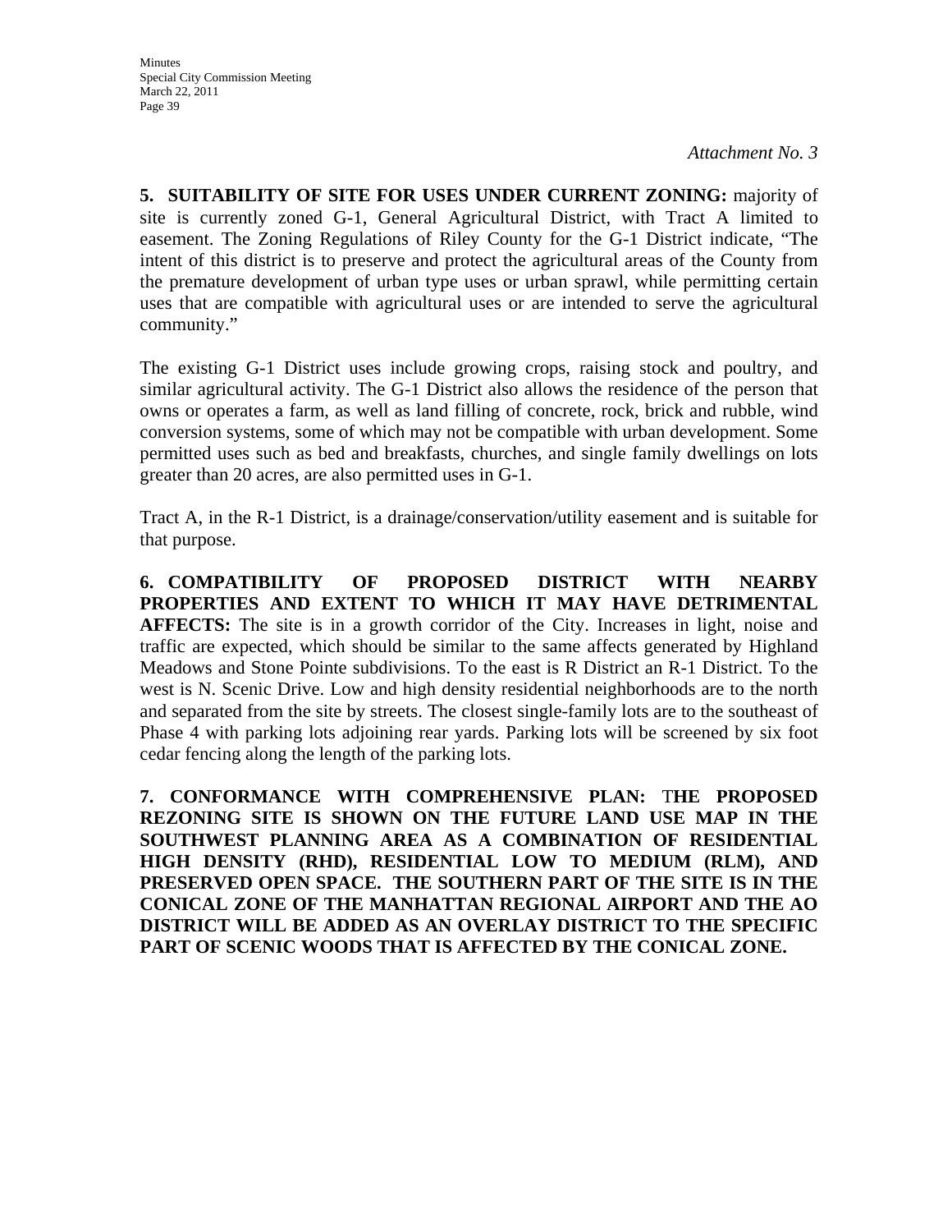*Attachment No. 3*

**5. SUITABILITY OF SITE FOR USES UNDER CURRENT ZONING:** majority of site is currently zoned G-1, General Agricultural District, with Tract A limited to easement. The Zoning Regulations of Riley County for the G-1 District indicate, "The intent of this district is to preserve and protect the agricultural areas of the County from the premature development of urban type uses or urban sprawl, while permitting certain uses that are compatible with agricultural uses or are intended to serve the agricultural community."

The existing G-1 District uses include growing crops, raising stock and poultry, and similar agricultural activity. The G-1 District also allows the residence of the person that owns or operates a farm, as well as land filling of concrete, rock, brick and rubble, wind conversion systems, some of which may not be compatible with urban development. Some permitted uses such as bed and breakfasts, churches, and single family dwellings on lots greater than 20 acres, are also permitted uses in G-1.

Tract A, in the R-1 District, is a drainage/conservation/utility easement and is suitable for that purpose.

**6. COMPATIBILITY OF PROPOSED DISTRICT WITH NEARBY PROPERTIES AND EXTENT TO WHICH IT MAY HAVE DETRIMENTAL AFFECTS:** The site is in a growth corridor of the City. Increases in light, noise and traffic are expected, which should be similar to the same affects generated by Highland Meadows and Stone Pointe subdivisions. To the east is R District an R-1 District. To the west is N. Scenic Drive. Low and high density residential neighborhoods are to the north and separated from the site by streets. The closest single-family lots are to the southeast of Phase 4 with parking lots adjoining rear yards. Parking lots will be screened by six foot cedar fencing along the length of the parking lots.

**7. CONFORMANCE WITH COMPREHENSIVE PLAN: THE PROPOSED REZONING SITE IS SHOWN ON THE FUTURE LAND USE MAP IN THE SOUTHWEST PLANNING AREA AS A COMBINATION OF RESIDENTIAL HIGH DENSITY (RHD), RESIDENTIAL LOW TO MEDIUM (RLM), AND PRESERVED OPEN SPACE. THE SOUTHERN PART OF THE SITE IS IN THE CONICAL ZONE OF THE MANHATTAN REGIONAL AIRPORT AND THE AO DISTRICT WILL BE ADDED AS AN OVERLAY DISTRICT TO THE SPECIFIC PART OF SCENIC WOODS THAT IS AFFECTED BY THE CONICAL ZONE.**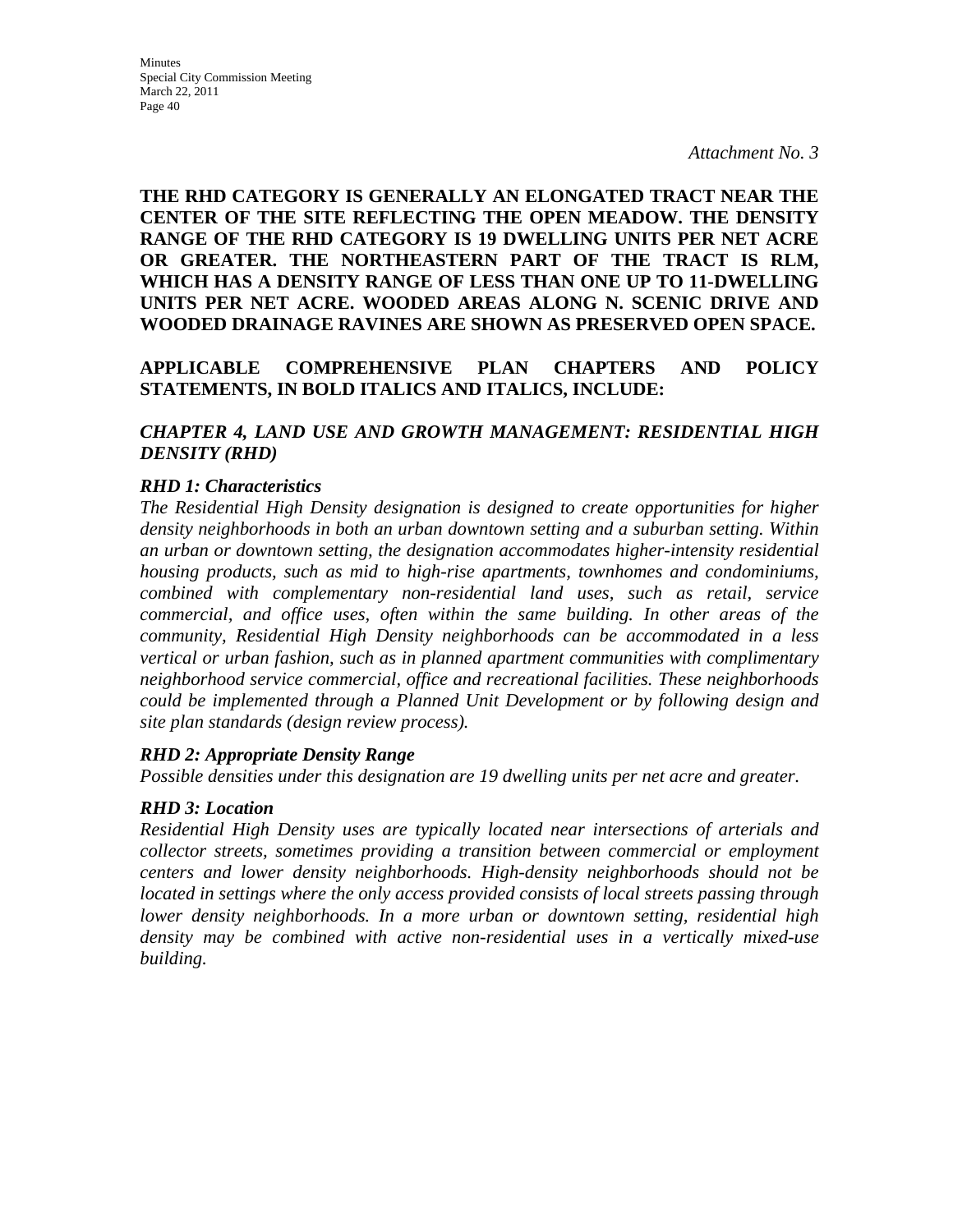*Attachment No. 3*

**THE RHD CATEGORY IS GENERALLY AN ELONGATED TRACT NEAR THE CENTER OF THE SITE REFLECTING THE OPEN MEADOW. THE DENSITY RANGE OF THE RHD CATEGORY IS 19 DWELLING UNITS PER NET ACRE OR GREATER. THE NORTHEASTERN PART OF THE TRACT IS RLM, WHICH HAS A DENSITY RANGE OF LESS THAN ONE UP TO 11-DWELLING UNITS PER NET ACRE. WOODED AREAS ALONG N. SCENIC DRIVE AND WOODED DRAINAGE RAVINES ARE SHOWN AS PRESERVED OPEN SPACE.**

**APPLICABLE COMPREHENSIVE PLAN CHAPTERS AND POLICY STATEMENTS, IN BOLD ITALICS AND ITALICS, INCLUDE:**

***CHAPTER 4, LAND USE AND GROWTH MANAGEMENT: RESIDENTIAL HIGH DENSITY (RHD)***

***RHD 1: Characteristics***

*The Residential High Density designation is designed to create opportunities for higher density neighborhoods in both an urban downtown setting and a suburban setting. Within an urban or downtown setting, the designation accommodates higher-intensity residential housing products, such as mid to high-rise apartments, townhomes and condominiums, combined with complementary non-residential land uses, such as retail, service commercial, and office uses, often within the same building. In other areas of the community, Residential High Density neighborhoods can be accommodated in a less vertical or urban fashion, such as in planned apartment communities with complimentary neighborhood service commercial, office and recreational facilities. These neighborhoods could be implemented through a Planned Unit Development or by following design and site plan standards (design review process).*

***RHD 2: Appropriate Density Range***

*Possible densities under this designation are 19 dwelling units per net acre and greater.*

***RHD 3: Location***

*Residential High Density uses are typically located near intersections of arterials and collector streets, sometimes providing a transition between commercial or employment centers and lower density neighborhoods. High-density neighborhoods should not be located in settings where the only access provided consists of local streets passing through lower density neighborhoods. In a more urban or downtown setting, residential high density may be combined with active non-residential uses in a vertically mixed-use building.*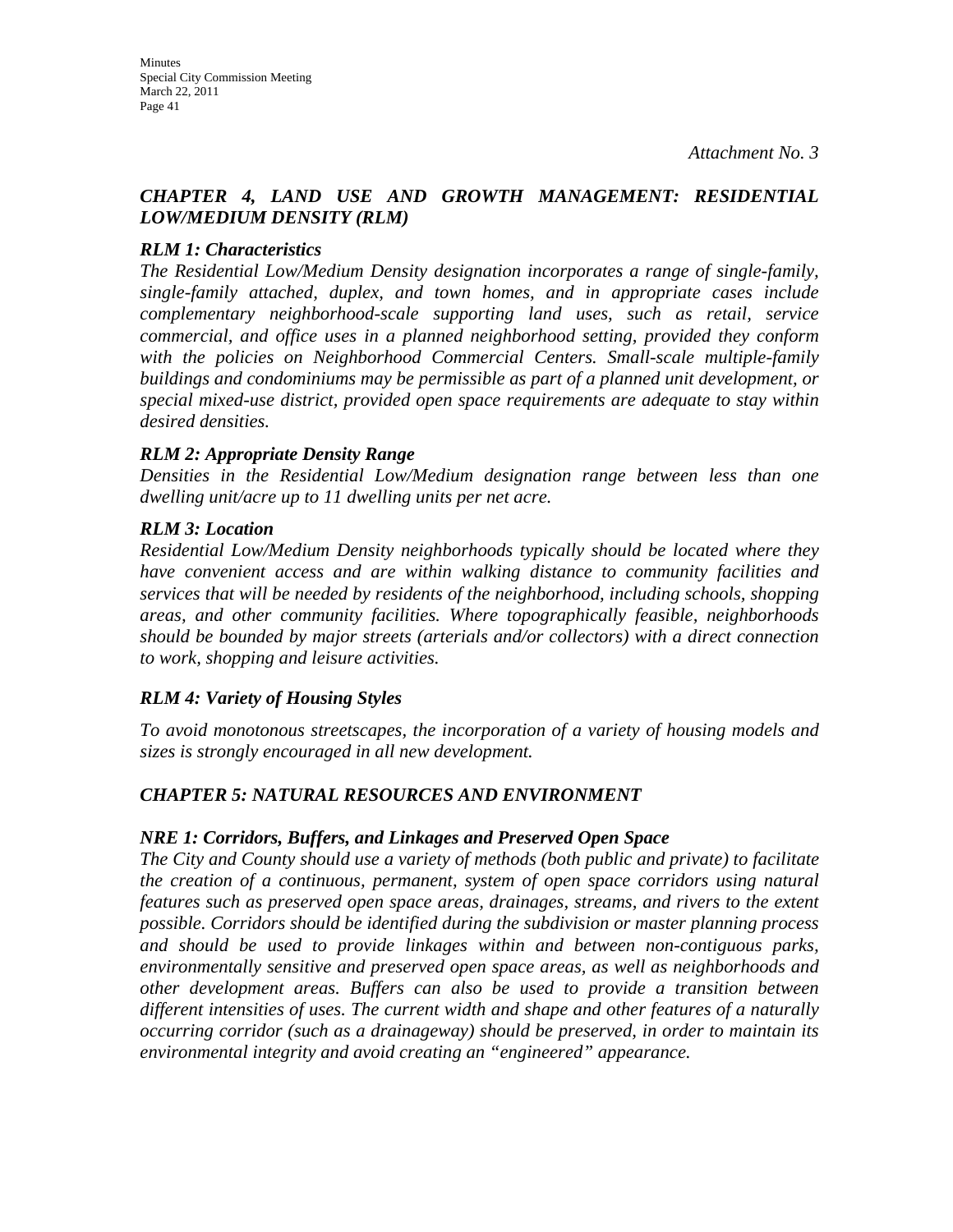*Attachment No. 3*

## *CHAPTER 4, LAND USE AND GROWTH MANAGEMENT: RESIDENTIAL LOW/MEDIUM DENSITY (RLM)*

### *RLM 1: Characteristics*

*The Residential Low/Medium Density designation incorporates a range of single-family, single-family attached, duplex, and town homes, and in appropriate cases include complementary neighborhood-scale supporting land uses, such as retail, service commercial, and office uses in a planned neighborhood setting, provided they conform with the policies on Neighborhood Commercial Centers. Small-scale multiple-family buildings and condominiums may be permissible as part of a planned unit development, or special mixed-use district, provided open space requirements are adequate to stay within desired densities.*

### *RLM 2: Appropriate Density Range*

*Densities in the Residential Low/Medium designation range between less than one dwelling unit/acre up to 11 dwelling units per net acre.*

### *RLM 3: Location*

*Residential Low/Medium Density neighborhoods typically should be located where they have convenient access and are within walking distance to community facilities and services that will be needed by residents of the neighborhood, including schools, shopping areas, and other community facilities. Where topographically feasible, neighborhoods should be bounded by major streets (arterials and/or collectors) with a direct connection to work, shopping and leisure activities.*

### *RLM 4: Variety of Housing Styles*

*To avoid monotonous streetscapes, the incorporation of a variety of housing models and sizes is strongly encouraged in all new development.*

## *CHAPTER 5: NATURAL RESOURCES AND ENVIRONMENT*

### *NRE 1: Corridors, Buffers, and Linkages and Preserved Open Space*

*The City and County should use a variety of methods (both public and private) to facilitate the creation of a continuous, permanent, system of open space corridors using natural features such as preserved open space areas, drainages, streams, and rivers to the extent possible. Corridors should be identified during the subdivision or master planning process and should be used to provide linkages within and between non-contiguous parks, environmentally sensitive and preserved open space areas, as well as neighborhoods and other development areas. Buffers can also be used to provide a transition between different intensities of uses. The current width and shape and other features of a naturally occurring corridor (such as a drainageway) should be preserved, in order to maintain its environmental integrity and avoid creating an "engineered" appearance.*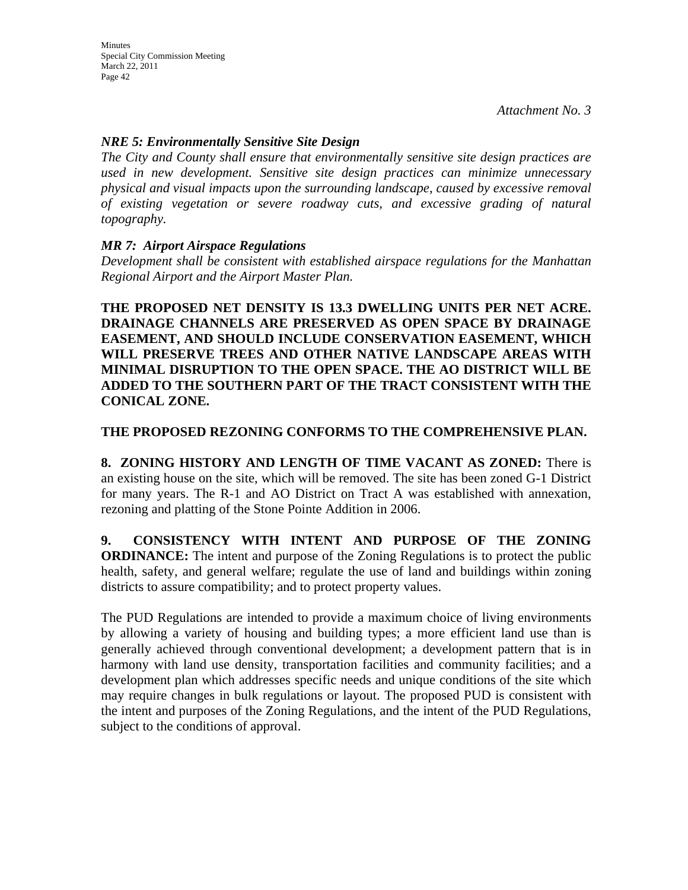*Attachment No. 3*

***NRE 5: Environmentally Sensitive Site Design***
*The City and County shall ensure that environmentally sensitive site design practices are used in new development. Sensitive site design practices can minimize unnecessary physical and visual impacts upon the surrounding landscape, caused by excessive removal of existing vegetation or severe roadway cuts, and excessive grading of natural topography.*

***MR 7: Airport Airspace Regulations***
*Development shall be consistent with established airspace regulations for the Manhattan Regional Airport and the Airport Master Plan.*

**THE PROPOSED NET DENSITY IS 13.3 DWELLING UNITS PER NET ACRE. DRAINAGE CHANNELS ARE PRESERVED AS OPEN SPACE BY DRAINAGE EASEMENT, AND SHOULD INCLUDE CONSERVATION EASEMENT, WHICH WILL PRESERVE TREES AND OTHER NATIVE LANDSCAPE AREAS WITH MINIMAL DISRUPTION TO THE OPEN SPACE. THE AO DISTRICT WILL BE ADDED TO THE SOUTHERN PART OF THE TRACT CONSISTENT WITH THE CONICAL ZONE.**

**THE PROPOSED REZONING CONFORMS TO THE COMPREHENSIVE PLAN.**

**8. ZONING HISTORY AND LENGTH OF TIME VACANT AS ZONED:** There is an existing house on the site, which will be removed. The site has been zoned G-1 District for many years. The R-1 and AO District on Tract A was established with annexation, rezoning and platting of the Stone Pointe Addition in 2006.

**9. CONSISTENCY WITH INTENT AND PURPOSE OF THE ZONING ORDINANCE:** The intent and purpose of the Zoning Regulations is to protect the public health, safety, and general welfare; regulate the use of land and buildings within zoning districts to assure compatibility; and to protect property values.

The PUD Regulations are intended to provide a maximum choice of living environments by allowing a variety of housing and building types; a more efficient land use than is generally achieved through conventional development; a development pattern that is in harmony with land use density, transportation facilities and community facilities; and a development plan which addresses specific needs and unique conditions of the site which may require changes in bulk regulations or layout. The proposed PUD is consistent with the intent and purposes of the Zoning Regulations, and the intent of the PUD Regulations, subject to the conditions of approval.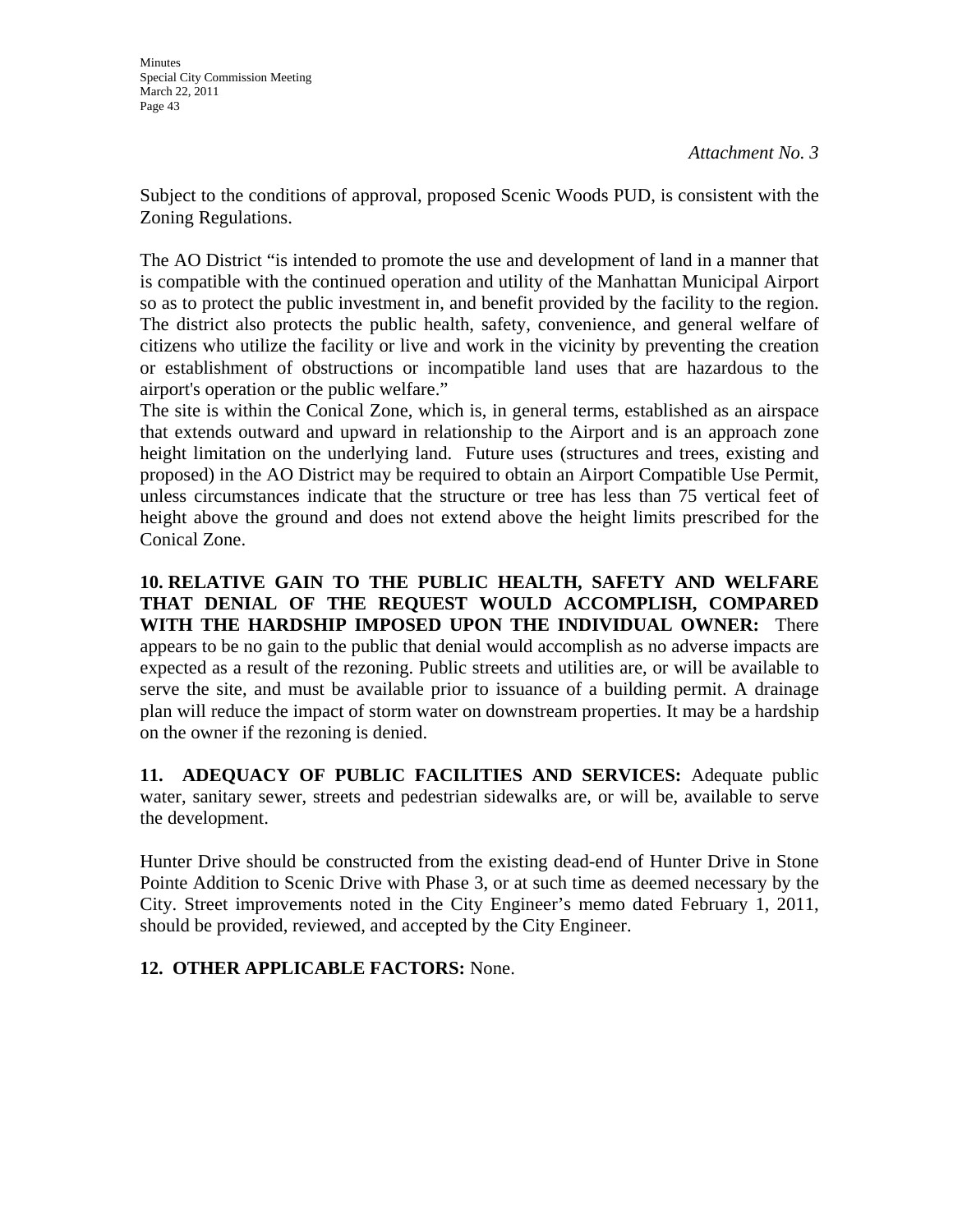*Attachment No. 3*

Subject to the conditions of approval, proposed Scenic Woods PUD, is consistent with the Zoning Regulations.

The AO District "is intended to promote the use and development of land in a manner that is compatible with the continued operation and utility of the Manhattan Municipal Airport so as to protect the public investment in, and benefit provided by the facility to the region. The district also protects the public health, safety, convenience, and general welfare of citizens who utilize the facility or live and work in the vicinity by preventing the creation or establishment of obstructions or incompatible land uses that are hazardous to the airport's operation or the public welfare."

The site is within the Conical Zone, which is, in general terms, established as an airspace that extends outward and upward in relationship to the Airport and is an approach zone height limitation on the underlying land. Future uses (structures and trees, existing and proposed) in the AO District may be required to obtain an Airport Compatible Use Permit, unless circumstances indicate that the structure or tree has less than 75 vertical feet of height above the ground and does not extend above the height limits prescribed for the Conical Zone.

**10. RELATIVE GAIN TO THE PUBLIC HEALTH, SAFETY AND WELFARE THAT DENIAL OF THE REQUEST WOULD ACCOMPLISH, COMPARED WITH THE HARDSHIP IMPOSED UPON THE INDIVIDUAL OWNER:** There appears to be no gain to the public that denial would accomplish as no adverse impacts are expected as a result of the rezoning. Public streets and utilities are, or will be available to serve the site, and must be available prior to issuance of a building permit. A drainage plan will reduce the impact of storm water on downstream properties. It may be a hardship on the owner if the rezoning is denied.

**11. ADEQUACY OF PUBLIC FACILITIES AND SERVICES:** Adequate public water, sanitary sewer, streets and pedestrian sidewalks are, or will be, available to serve the development.

Hunter Drive should be constructed from the existing dead-end of Hunter Drive in Stone Pointe Addition to Scenic Drive with Phase 3, or at such time as deemed necessary by the City. Street improvements noted in the City Engineer's memo dated February 1, 2011, should be provided, reviewed, and accepted by the City Engineer.

**12. OTHER APPLICABLE FACTORS:** None.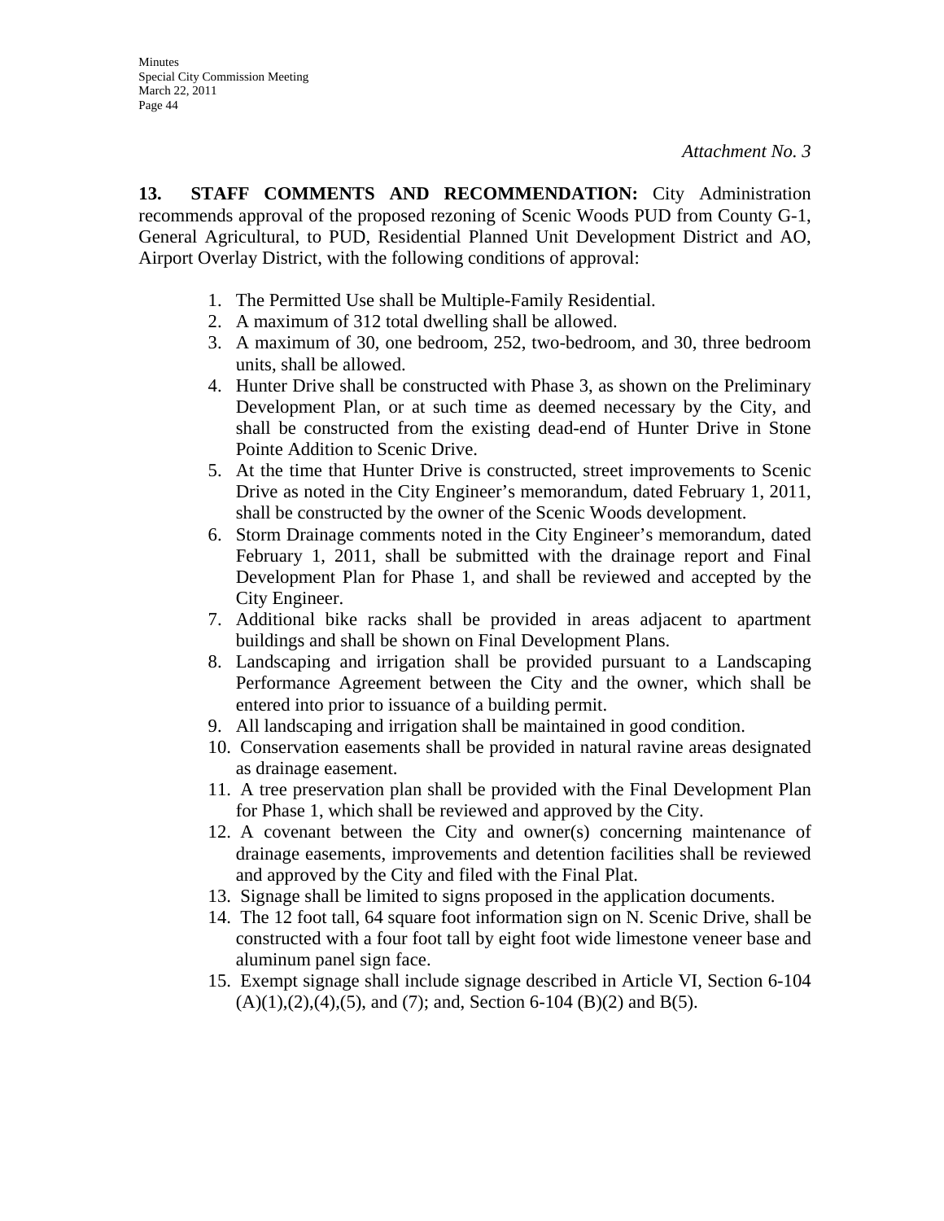*Attachment No. 3*

**13. STAFF COMMENTS AND RECOMMENDATION:** City Administration recommends approval of the proposed rezoning of Scenic Woods PUD from County G-1, General Agricultural, to PUD, Residential Planned Unit Development District and AO, Airport Overlay District, with the following conditions of approval:

1. The Permitted Use shall be Multiple-Family Residential.
2. A maximum of 312 total dwelling shall be allowed.
3. A maximum of 30, one bedroom, 252, two-bedroom, and 30, three bedroom units, shall be allowed.
4. Hunter Drive shall be constructed with Phase 3, as shown on the Preliminary Development Plan, or at such time as deemed necessary by the City, and shall be constructed from the existing dead-end of Hunter Drive in Stone Pointe Addition to Scenic Drive.
5. At the time that Hunter Drive is constructed, street improvements to Scenic Drive as noted in the City Engineer's memorandum, dated February 1, 2011, shall be constructed by the owner of the Scenic Woods development.
6. Storm Drainage comments noted in the City Engineer's memorandum, dated February 1, 2011, shall be submitted with the drainage report and Final Development Plan for Phase 1, and shall be reviewed and accepted by the City Engineer.
7. Additional bike racks shall be provided in areas adjacent to apartment buildings and shall be shown on Final Development Plans.
8. Landscaping and irrigation shall be provided pursuant to a Landscaping Performance Agreement between the City and the owner, which shall be entered into prior to issuance of a building permit.
9. All landscaping and irrigation shall be maintained in good condition.
10. Conservation easements shall be provided in natural ravine areas designated as drainage easement.
11. A tree preservation plan shall be provided with the Final Development Plan for Phase 1, which shall be reviewed and approved by the City.
12. A covenant between the City and owner(s) concerning maintenance of drainage easements, improvements and detention facilities shall be reviewed and approved by the City and filed with the Final Plat.
13. Signage shall be limited to signs proposed in the application documents.
14. The 12 foot tall, 64 square foot information sign on N. Scenic Drive, shall be constructed with a four foot tall by eight foot wide limestone veneer base and aluminum panel sign face.
15. Exempt signage shall include signage described in Article VI, Section 6-104 (A)(1),(2),(4),(5), and (7); and, Section 6-104 (B)(2) and B(5).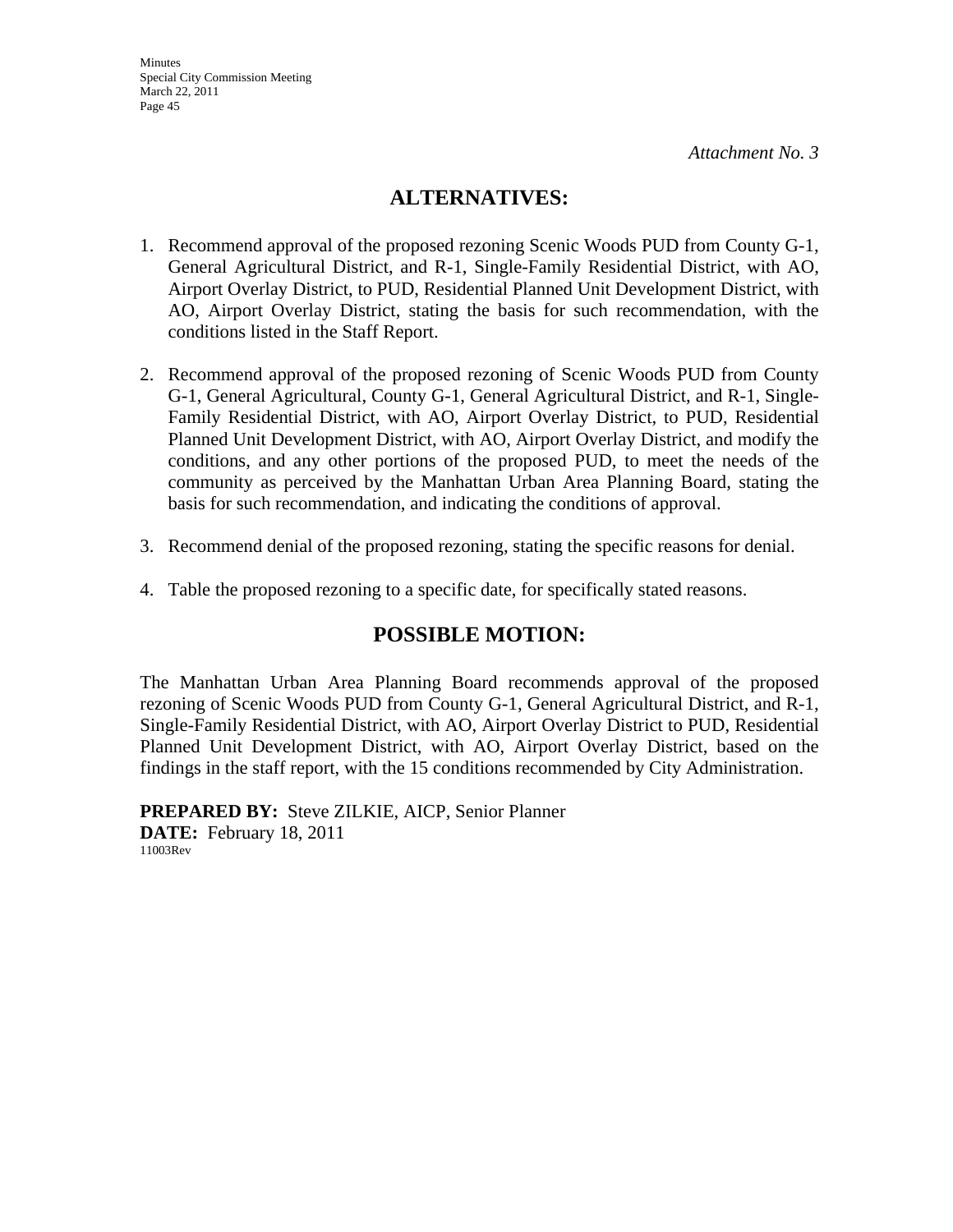*Attachment No. 3*

## ALTERNATIVES:

1. Recommend approval of the proposed rezoning Scenic Woods PUD from County G-1, General Agricultural District, and R-1, Single-Family Residential District, with AO, Airport Overlay District, to PUD, Residential Planned Unit Development District, with AO, Airport Overlay District, stating the basis for such recommendation, with the conditions listed in the Staff Report.

2. Recommend approval of the proposed rezoning of Scenic Woods PUD from County G-1, General Agricultural, County G-1, General Agricultural District, and R-1, Single-Family Residential District, with AO, Airport Overlay District, to PUD, Residential Planned Unit Development District, with AO, Airport Overlay District, and modify the conditions, and any other portions of the proposed PUD, to meet the needs of the community as perceived by the Manhattan Urban Area Planning Board, stating the basis for such recommendation, and indicating the conditions of approval.

3. Recommend denial of the proposed rezoning, stating the specific reasons for denial.

4. Table the proposed rezoning to a specific date, for specifically stated reasons.

## POSSIBLE MOTION:

The Manhattan Urban Area Planning Board recommends approval of the proposed rezoning of Scenic Woods PUD from County G-1, General Agricultural District, and R-1, Single-Family Residential District, with AO, Airport Overlay District to PUD, Residential Planned Unit Development District, with AO, Airport Overlay District, based on the findings in the staff report, with the 15 conditions recommended by City Administration.

**PREPARED BY:** Steve ZILKIE, AICP, Senior Planner
**DATE:** February 18, 2011
11003Rev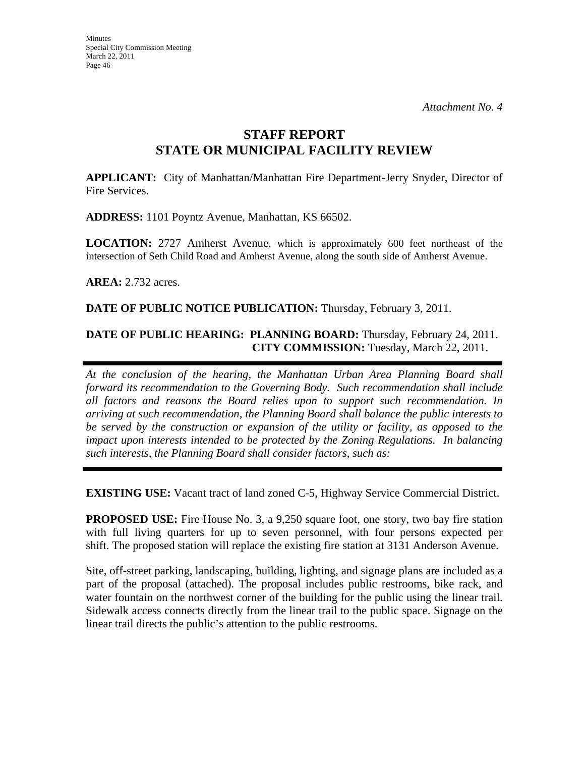*Attachment No. 4*

# STAFF REPORT
# STATE OR MUNICIPAL FACILITY REVIEW

**APPLICANT:** City of Manhattan/Manhattan Fire Department-Jerry Snyder, Director of Fire Services.

**ADDRESS:** 1101 Poyntz Avenue, Manhattan, KS 66502.

**LOCATION:** 2727 Amherst Avenue, which is approximately 600 feet northeast of the intersection of Seth Child Road and Amherst Avenue, along the south side of Amherst Avenue.

**AREA:** 2.732 acres.

**DATE OF PUBLIC NOTICE PUBLICATION:** Thursday, February 3, 2011.

**DATE OF PUBLIC HEARING: PLANNING BOARD:** Thursday, February 24, 2011.
**CITY COMMISSION:** Tuesday, March 22, 2011.

---

*At the conclusion of the hearing, the Manhattan Urban Area Planning Board shall forward its recommendation to the Governing Body. Such recommendation shall include all factors and reasons the Board relies upon to support such recommendation. In arriving at such recommendation, the Planning Board shall balance the public interests to be served by the construction or expansion of the utility or facility, as opposed to the impact upon interests intended to be protected by the Zoning Regulations. In balancing such interests, the Planning Board shall consider factors, such as:*

---

**EXISTING USE:** Vacant tract of land zoned C-5, Highway Service Commercial District.

**PROPOSED USE:** Fire House No. 3, a 9,250 square foot, one story, two bay fire station with full living quarters for up to seven personnel, with four persons expected per shift. The proposed station will replace the existing fire station at 3131 Anderson Avenue.

Site, off-street parking, landscaping, building, lighting, and signage plans are included as a part of the proposal (attached). The proposal includes public restrooms, bike rack, and water fountain on the northwest corner of the building for the public using the linear trail. Sidewalk access connects directly from the linear trail to the public space. Signage on the linear trail directs the public's attention to the public restrooms.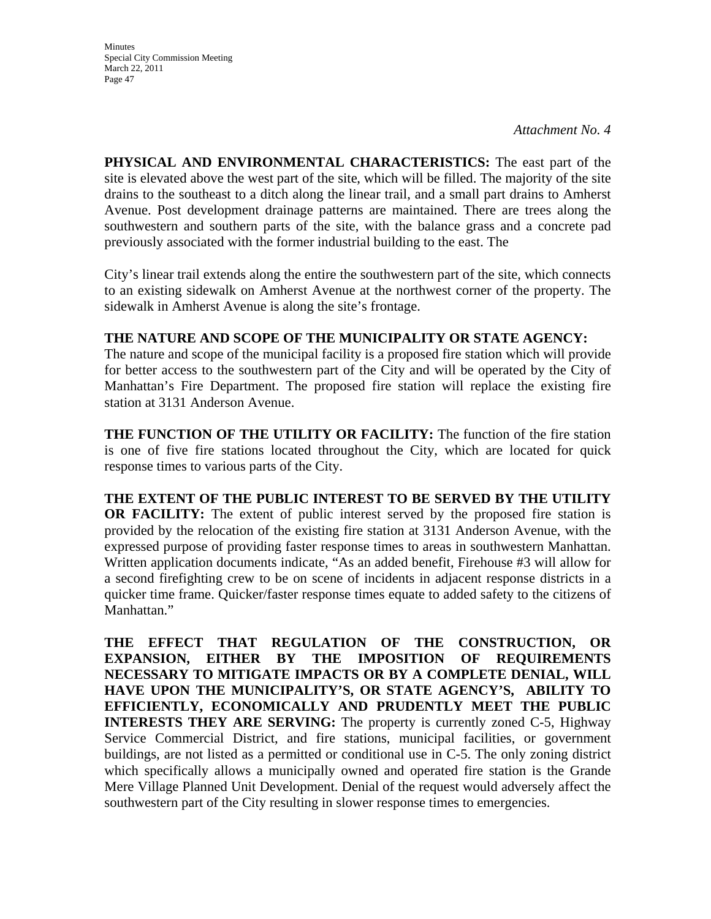*Attachment No. 4*

**PHYSICAL AND ENVIRONMENTAL CHARACTERISTICS:** The east part of the site is elevated above the west part of the site, which will be filled. The majority of the site drains to the southeast to a ditch along the linear trail, and a small part drains to Amherst Avenue. Post development drainage patterns are maintained. There are trees along the southwestern and southern parts of the site, with the balance grass and a concrete pad previously associated with the former industrial building to the east. The

City's linear trail extends along the entire the southwestern part of the site, which connects to an existing sidewalk on Amherst Avenue at the northwest corner of the property. The sidewalk in Amherst Avenue is along the site's frontage.

**THE NATURE AND SCOPE OF THE MUNICIPALITY OR STATE AGENCY:** The nature and scope of the municipal facility is a proposed fire station which will provide for better access to the southwestern part of the City and will be operated by the City of Manhattan's Fire Department. The proposed fire station will replace the existing fire station at 3131 Anderson Avenue.

**THE FUNCTION OF THE UTILITY OR FACILITY:** The function of the fire station is one of five fire stations located throughout the City, which are located for quick response times to various parts of the City.

**THE EXTENT OF THE PUBLIC INTEREST TO BE SERVED BY THE UTILITY OR FACILITY:** The extent of public interest served by the proposed fire station is provided by the relocation of the existing fire station at 3131 Anderson Avenue, with the expressed purpose of providing faster response times to areas in southwestern Manhattan. Written application documents indicate, "As an added benefit, Firehouse #3 will allow for a second firefighting crew to be on scene of incidents in adjacent response districts in a quicker time frame. Quicker/faster response times equate to added safety to the citizens of Manhattan."

**THE EFFECT THAT REGULATION OF THE CONSTRUCTION, OR EXPANSION, EITHER BY THE IMPOSITION OF REQUIREMENTS NECESSARY TO MITIGATE IMPACTS OR BY A COMPLETE DENIAL, WILL HAVE UPON THE MUNICIPALITY'S, OR STATE AGENCY'S, ABILITY TO EFFICIENTLY, ECONOMICALLY AND PRUDENTLY MEET THE PUBLIC INTERESTS THEY ARE SERVING:** The property is currently zoned C-5, Highway Service Commercial District, and fire stations, municipal facilities, or government buildings, are not listed as a permitted or conditional use in C-5. The only zoning district which specifically allows a municipally owned and operated fire station is the Grande Mere Village Planned Unit Development. Denial of the request would adversely affect the southwestern part of the City resulting in slower response times to emergencies.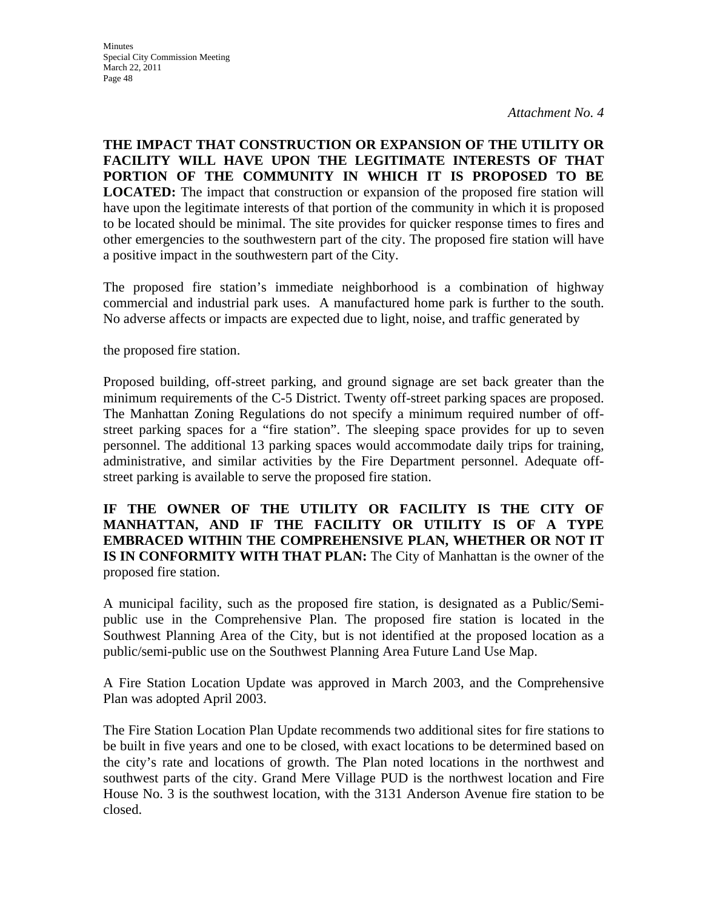*Attachment No. 4*

**THE IMPACT THAT CONSTRUCTION OR EXPANSION OF THE UTILITY OR FACILITY WILL HAVE UPON THE LEGITIMATE INTERESTS OF THAT PORTION OF THE COMMUNITY IN WHICH IT IS PROPOSED TO BE LOCATED:** The impact that construction or expansion of the proposed fire station will have upon the legitimate interests of that portion of the community in which it is proposed to be located should be minimal. The site provides for quicker response times to fires and other emergencies to the southwestern part of the city. The proposed fire station will have a positive impact in the southwestern part of the City.

The proposed fire station's immediate neighborhood is a combination of highway commercial and industrial park uses. A manufactured home park is further to the south. No adverse affects or impacts are expected due to light, noise, and traffic generated by the proposed fire station.

Proposed building, off-street parking, and ground signage are set back greater than the minimum requirements of the C-5 District. Twenty off-street parking spaces are proposed. The Manhattan Zoning Regulations do not specify a minimum required number of off-street parking spaces for a "fire station". The sleeping space provides for up to seven personnel. The additional 13 parking spaces would accommodate daily trips for training, administrative, and similar activities by the Fire Department personnel. Adequate off-street parking is available to serve the proposed fire station.

**IF THE OWNER OF THE UTILITY OR FACILITY IS THE CITY OF MANHATTAN, AND IF THE FACILITY OR UTILITY IS OF A TYPE EMBRACED WITHIN THE COMPREHENSIVE PLAN, WHETHER OR NOT IT IS IN CONFORMITY WITH THAT PLAN:** The City of Manhattan is the owner of the proposed fire station.

A municipal facility, such as the proposed fire station, is designated as a Public/Semi-public use in the Comprehensive Plan. The proposed fire station is located in the Southwest Planning Area of the City, but is not identified at the proposed location as a public/semi-public use on the Southwest Planning Area Future Land Use Map.

A Fire Station Location Update was approved in March 2003, and the Comprehensive Plan was adopted April 2003.

The Fire Station Location Plan Update recommends two additional sites for fire stations to be built in five years and one to be closed, with exact locations to be determined based on the city's rate and locations of growth. The Plan noted locations in the northwest and southwest parts of the city. Grand Mere Village PUD is the northwest location and Fire House No. 3 is the southwest location, with the 3131 Anderson Avenue fire station to be closed.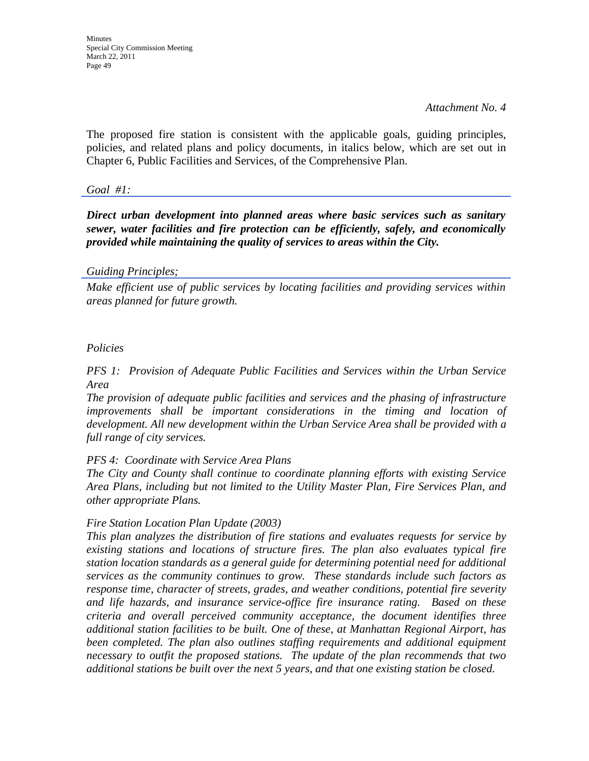*Attachment No. 4*

The proposed fire station is consistent with the applicable goals, guiding principles, policies, and related plans and policy documents, in italics below, which are set out in Chapter 6, Public Facilities and Services, of the Comprehensive Plan.

*Goal #1:*

***Direct urban development into planned areas where basic services such as sanitary sewer, water facilities and fire protection can be efficiently, safely, and economically provided while maintaining the quality of services to areas within the City.***

*Guiding Principles;*

*Make efficient use of public services by locating facilities and providing services within areas planned for future growth.*

*Policies*

*PFS 1: Provision of Adequate Public Facilities and Services within the Urban Service Area*

*The provision of adequate public facilities and services and the phasing of infrastructure improvements shall be important considerations in the timing and location of development. All new development within the Urban Service Area shall be provided with a full range of city services.*

*PFS 4: Coordinate with Service Area Plans*

*The City and County shall continue to coordinate planning efforts with existing Service Area Plans, including but not limited to the Utility Master Plan, Fire Services Plan, and other appropriate Plans.*

*Fire Station Location Plan Update (2003)*

*This plan analyzes the distribution of fire stations and evaluates requests for service by existing stations and locations of structure fires. The plan also evaluates typical fire station location standards as a general guide for determining potential need for additional services as the community continues to grow. These standards include such factors as response time, character of streets, grades, and weather conditions, potential fire severity and life hazards, and insurance service-office fire insurance rating. Based on these criteria and overall perceived community acceptance, the document identifies three additional station facilities to be built. One of these, at Manhattan Regional Airport, has been completed. The plan also outlines staffing requirements and additional equipment necessary to outfit the proposed stations. The update of the plan recommends that two additional stations be built over the next 5 years, and that one existing station be closed.*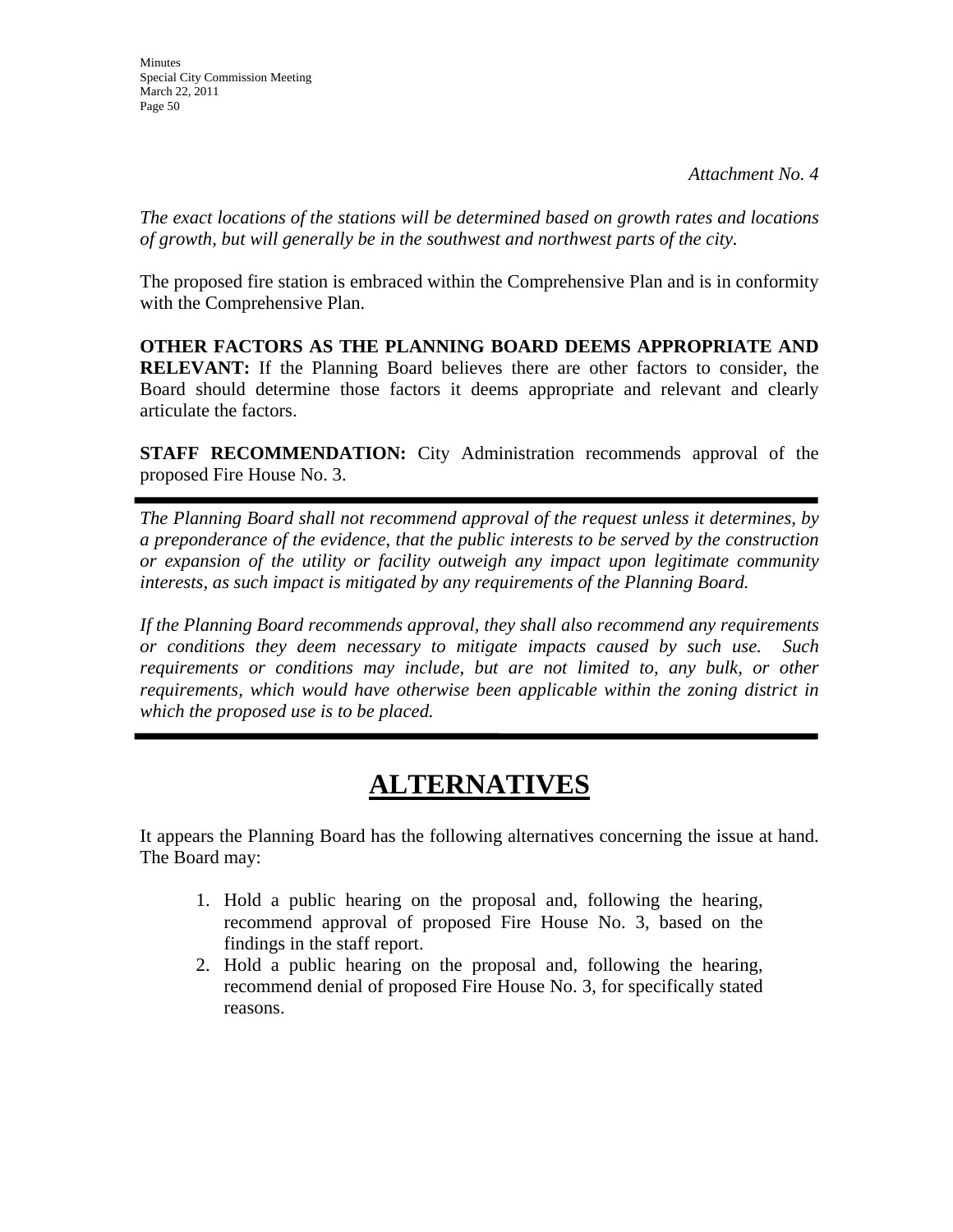*Attachment No. 4*

*The exact locations of the stations will be determined based on growth rates and locations of growth, but will generally be in the southwest and northwest parts of the city.*

The proposed fire station is embraced within the Comprehensive Plan and is in conformity with the Comprehensive Plan.

**OTHER FACTORS AS THE PLANNING BOARD DEEMS APPROPRIATE AND RELEVANT:** If the Planning Board believes there are other factors to consider, the Board should determine those factors it deems appropriate and relevant and clearly articulate the factors.

**STAFF RECOMMENDATION:** City Administration recommends approval of the proposed Fire House No. 3.

---

*The Planning Board shall not recommend approval of the request unless it determines, by a preponderance of the evidence, that the public interests to be served by the construction or expansion of the utility or facility outweigh any impact upon legitimate community interests, as such impact is mitigated by any requirements of the Planning Board.*

*If the Planning Board recommends approval, they shall also recommend any requirements or conditions they deem necessary to mitigate impacts caused by such use. Such requirements or conditions may include, but are not limited to, any bulk, or other requirements, which would have otherwise been applicable within the zoning district in which the proposed use is to be placed.*

---

# ALTERNATIVES

It appears the Planning Board has the following alternatives concerning the issue at hand. The Board may:

1. Hold a public hearing on the proposal and, following the hearing, recommend approval of proposed Fire House No. 3, based on the findings in the staff report.
2. Hold a public hearing on the proposal and, following the hearing, recommend denial of proposed Fire House No. 3, for specifically stated reasons.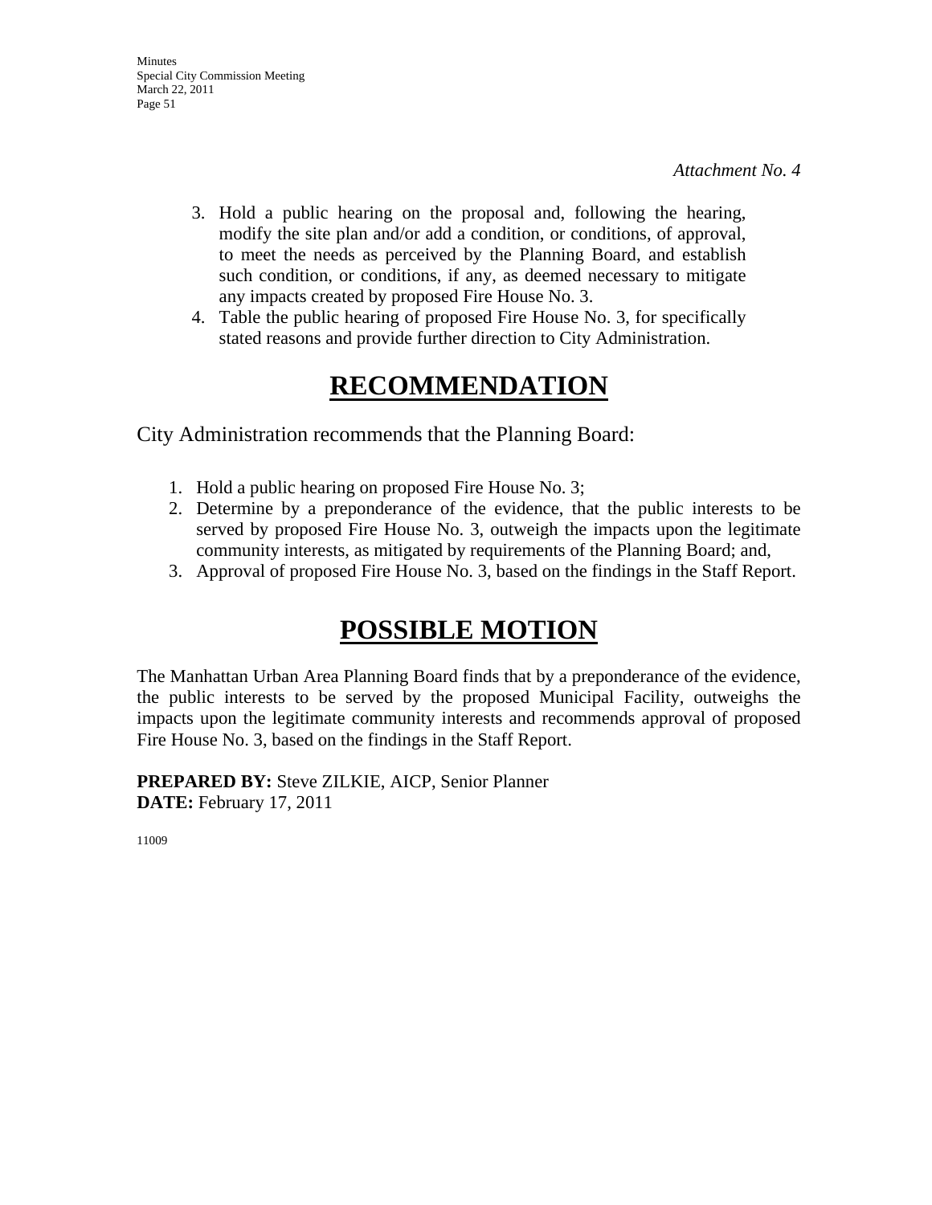*Attachment No. 4*

3. Hold a public hearing on the proposal and, following the hearing, modify the site plan and/or add a condition, or conditions, of approval, to meet the needs as perceived by the Planning Board, and establish such condition, or conditions, if any, as deemed necessary to mitigate any impacts created by proposed Fire House No. 3.
4. Table the public hearing of proposed Fire House No. 3, for specifically stated reasons and provide further direction to City Administration.

# RECOMMENDATION

City Administration recommends that the Planning Board:

1. Hold a public hearing on proposed Fire House No. 3;
2. Determine by a preponderance of the evidence, that the public interests to be served by proposed Fire House No. 3, outweigh the impacts upon the legitimate community interests, as mitigated by requirements of the Planning Board; and,
3. Approval of proposed Fire House No. 3, based on the findings in the Staff Report.

# POSSIBLE MOTION

The Manhattan Urban Area Planning Board finds that by a preponderance of the evidence, the public interests to be served by the proposed Municipal Facility, outweighs the impacts upon the legitimate community interests and recommends approval of proposed Fire House No. 3, based on the findings in the Staff Report.

**PREPARED BY:** Steve ZILKIE, AICP, Senior Planner
**DATE:** February 17, 2011

11009